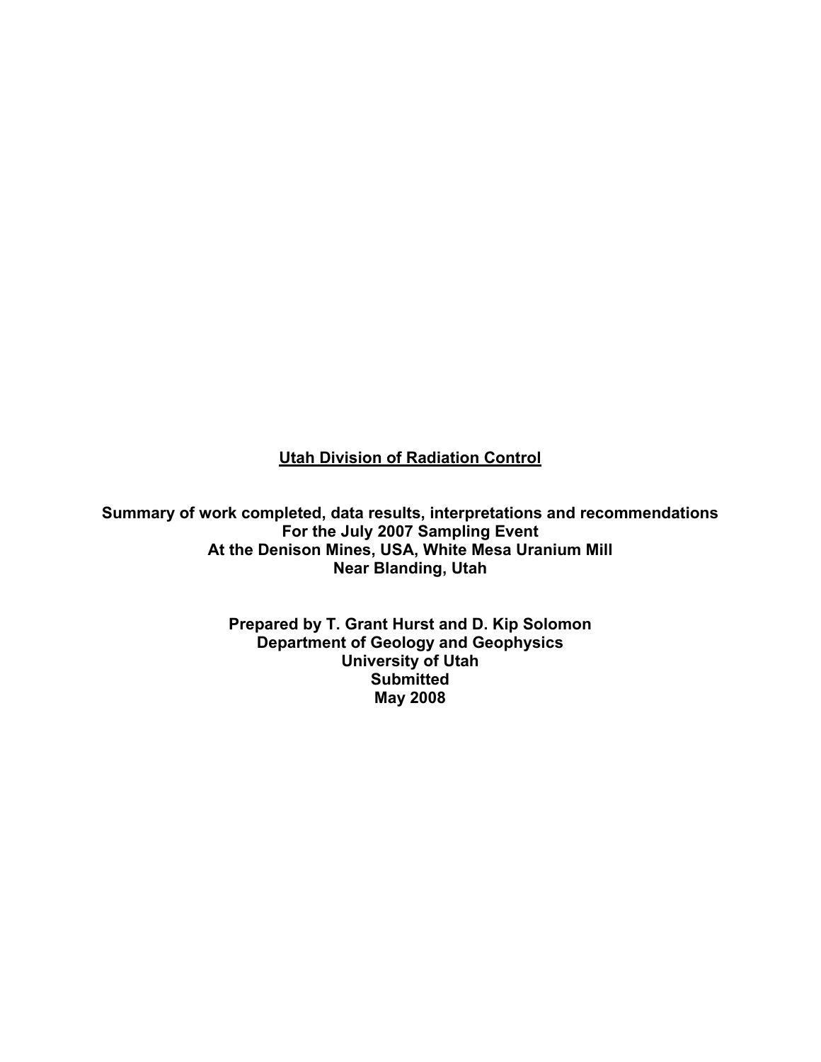**<u>Utah Division of Radiation Control</u>**

**Summary of work completed, data results, interpretations and recommendations**
**For the July 2007 Sampling Event**
**At the Denison Mines, USA, White Mesa Uranium Mill**
**Near Blanding, Utah**

**Prepared by T. Grant Hurst and D. Kip Solomon**
**Department of Geology and Geophysics**
**University of Utah**
**Submitted**
**May 2008**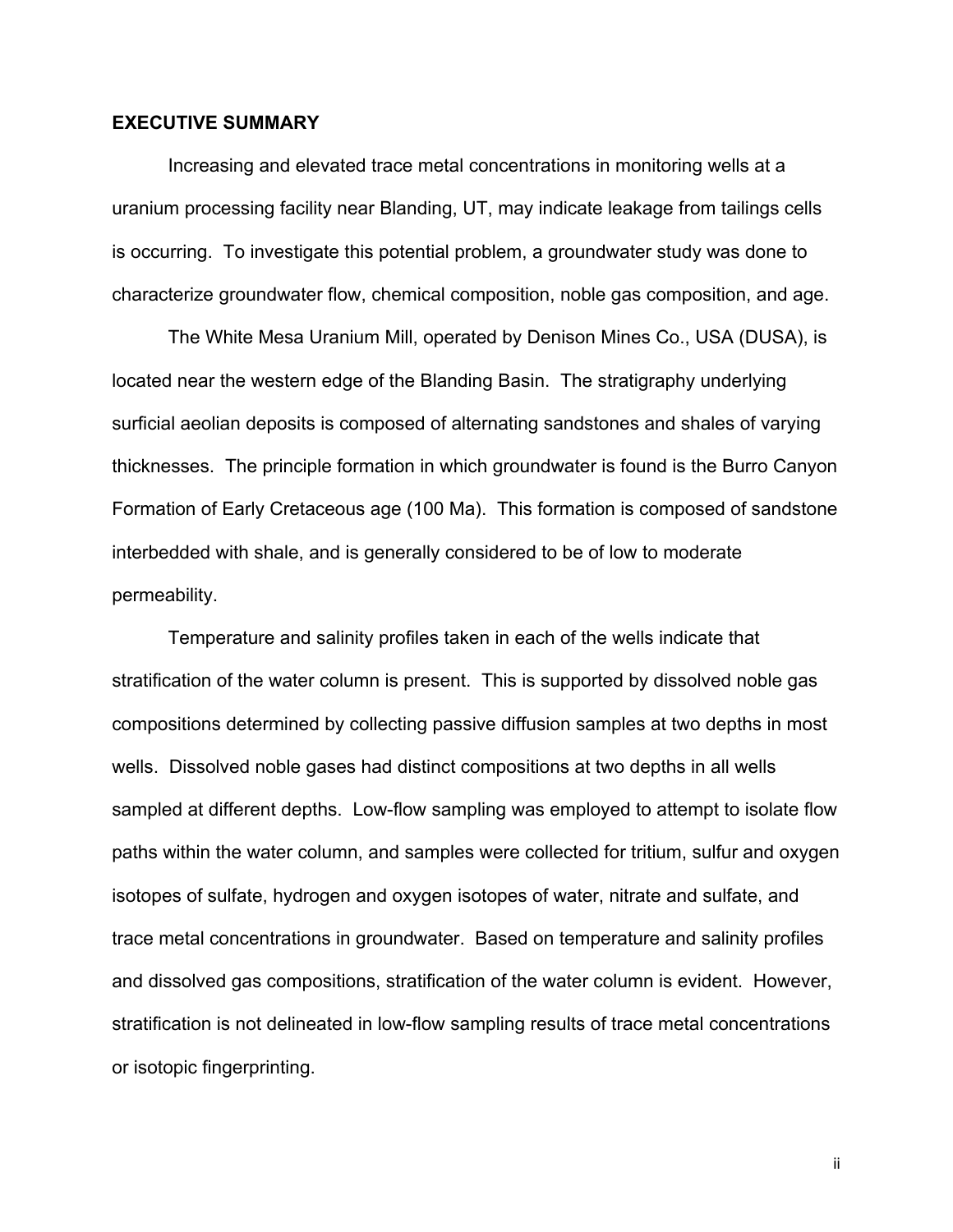## EXECUTIVE SUMMARY

Increasing and elevated trace metal concentrations in monitoring wells at a uranium processing facility near Blanding, UT, may indicate leakage from tailings cells is occurring. To investigate this potential problem, a groundwater study was done to characterize groundwater flow, chemical composition, noble gas composition, and age.

The White Mesa Uranium Mill, operated by Denison Mines Co., USA (DUSA), is located near the western edge of the Blanding Basin. The stratigraphy underlying surficial aeolian deposits is composed of alternating sandstones and shales of varying thicknesses. The principle formation in which groundwater is found is the Burro Canyon Formation of Early Cretaceous age (100 Ma). This formation is composed of sandstone interbedded with shale, and is generally considered to be of low to moderate permeability.

Temperature and salinity profiles taken in each of the wells indicate that stratification of the water column is present. This is supported by dissolved noble gas compositions determined by collecting passive diffusion samples at two depths in most wells. Dissolved noble gases had distinct compositions at two depths in all wells sampled at different depths. Low-flow sampling was employed to attempt to isolate flow paths within the water column, and samples were collected for tritium, sulfur and oxygen isotopes of sulfate, hydrogen and oxygen isotopes of water, nitrate and sulfate, and trace metal concentrations in groundwater. Based on temperature and salinity profiles and dissolved gas compositions, stratification of the water column is evident. However, stratification is not delineated in low-flow sampling results of trace metal concentrations or isotopic fingerprinting.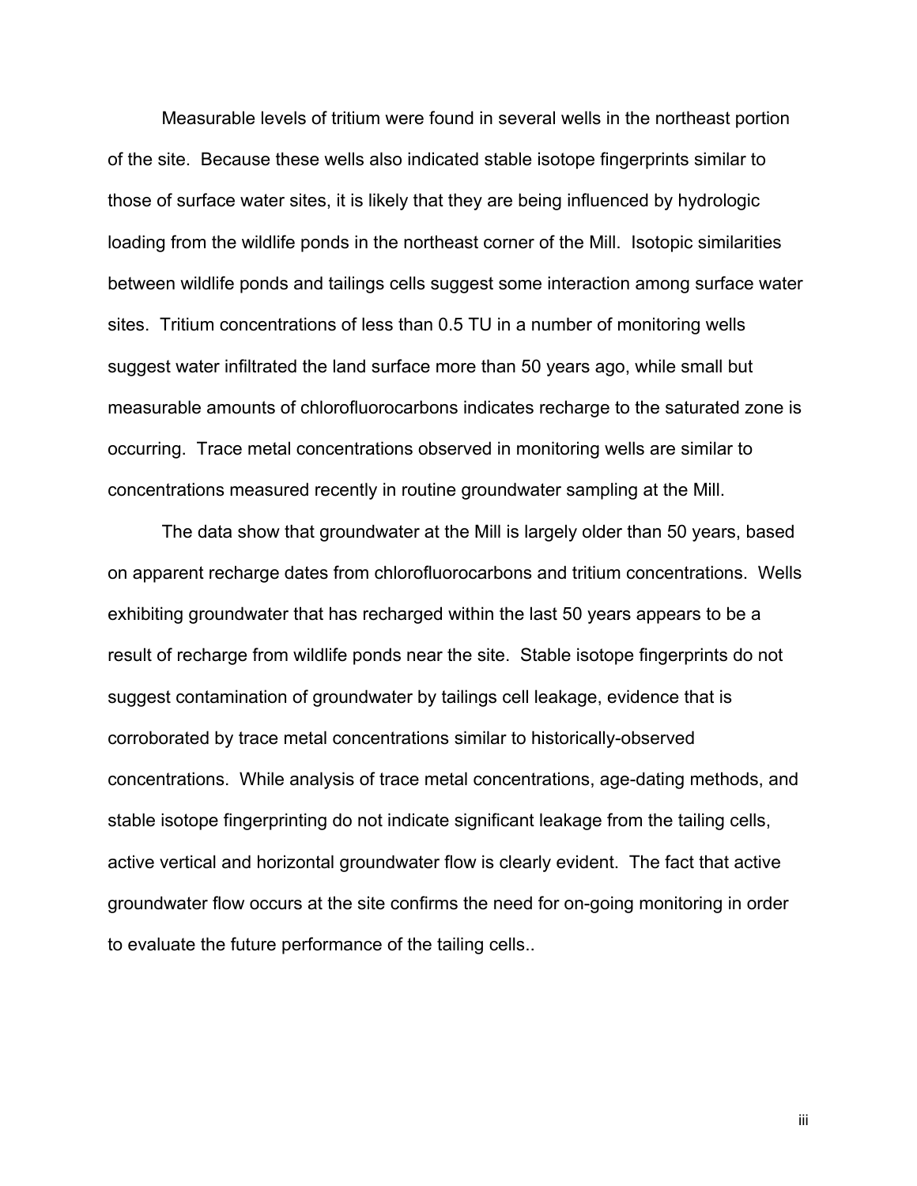Measurable levels of tritium were found in several wells in the northeast portion of the site. Because these wells also indicated stable isotope fingerprints similar to those of surface water sites, it is likely that they are being influenced by hydrologic loading from the wildlife ponds in the northeast corner of the Mill. Isotopic similarities between wildlife ponds and tailings cells suggest some interaction among surface water sites. Tritium concentrations of less than 0.5 TU in a number of monitoring wells suggest water infiltrated the land surface more than 50 years ago, while small but measurable amounts of chlorofluorocarbons indicates recharge to the saturated zone is occurring. Trace metal concentrations observed in monitoring wells are similar to concentrations measured recently in routine groundwater sampling at the Mill.

The data show that groundwater at the Mill is largely older than 50 years, based on apparent recharge dates from chlorofluorocarbons and tritium concentrations. Wells exhibiting groundwater that has recharged within the last 50 years appears to be a result of recharge from wildlife ponds near the site. Stable isotope fingerprints do not suggest contamination of groundwater by tailings cell leakage, evidence that is corroborated by trace metal concentrations similar to historically-observed concentrations. While analysis of trace metal concentrations, age-dating methods, and stable isotope fingerprinting do not indicate significant leakage from the tailing cells, active vertical and horizontal groundwater flow is clearly evident. The fact that active groundwater flow occurs at the site confirms the need for on-going monitoring in order to evaluate the future performance of the tailing cells..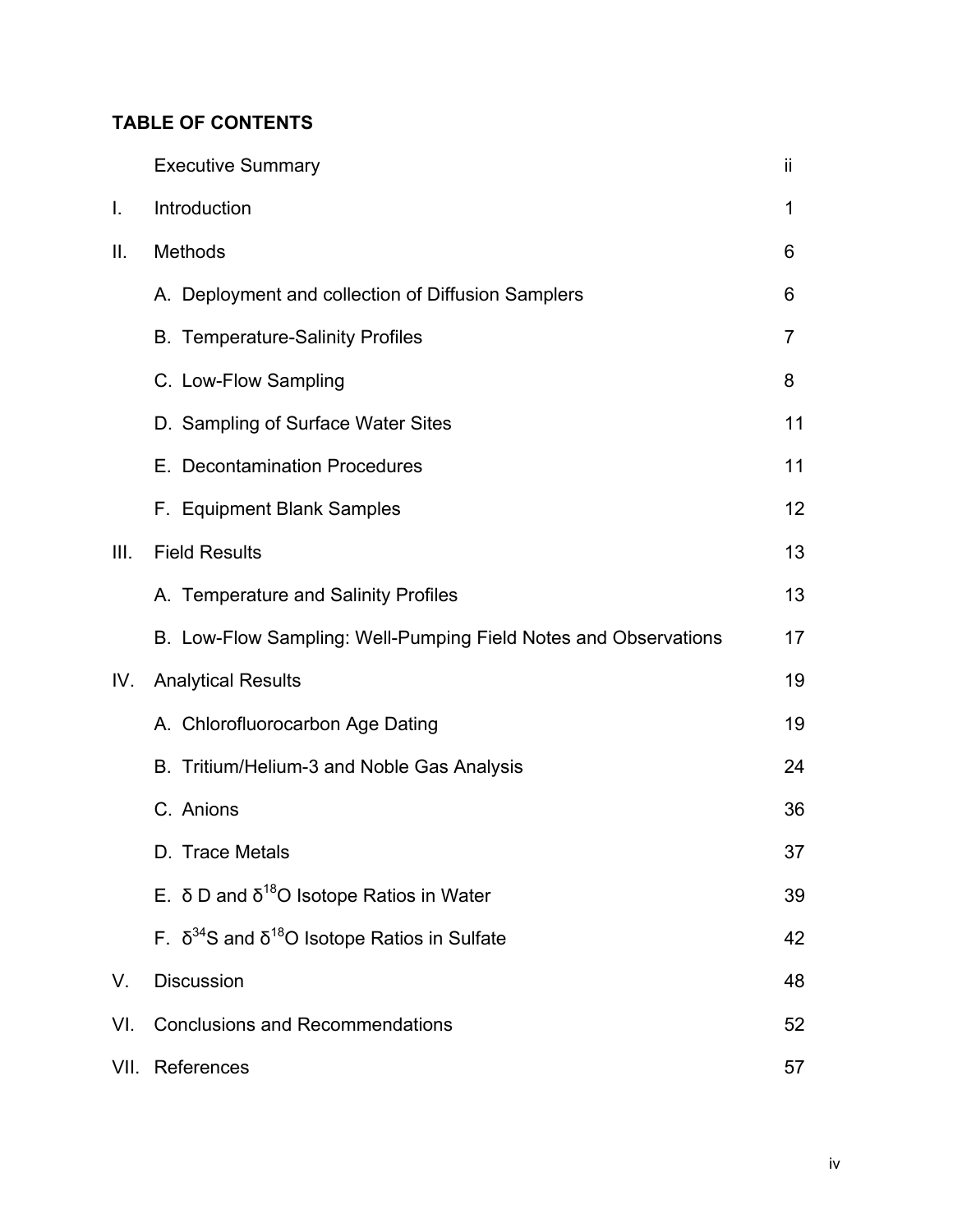## TABLE OF CONTENTS

| | | |
|---|---|---|
| | Executive Summary | ii |
| I. | Introduction | 1 |
| II. | Methods | 6 |
| | A. Deployment and collection of Diffusion Samplers | 6 |
| | B. Temperature-Salinity Profiles | 7 |
| | C. Low-Flow Sampling | 8 |
| | D. Sampling of Surface Water Sites | 11 |
| | E. Decontamination Procedures | 11 |
| | F. Equipment Blank Samples | 12 |
| III. | Field Results | 13 |
| | A. Temperature and Salinity Profiles | 13 |
| | B. Low-Flow Sampling: Well-Pumping Field Notes and Observations | 17 |
| IV. | Analytical Results | 19 |
| | A. Chlorofluorocarbon Age Dating | 19 |
| | B. Tritium/Helium-3 and Noble Gas Analysis | 24 |
| | C. Anions | 36 |
| | D. Trace Metals | 37 |
| | E. δ D and $\delta^{18}O$ Isotope Ratios in Water | 39 |
| | F. $\delta^{34}S$ and $\delta^{18}O$ Isotope Ratios in Sulfate | 42 |
| V. | Discussion | 48 |
| VI. | Conclusions and Recommendations | 52 |
| VII. | References | 57 |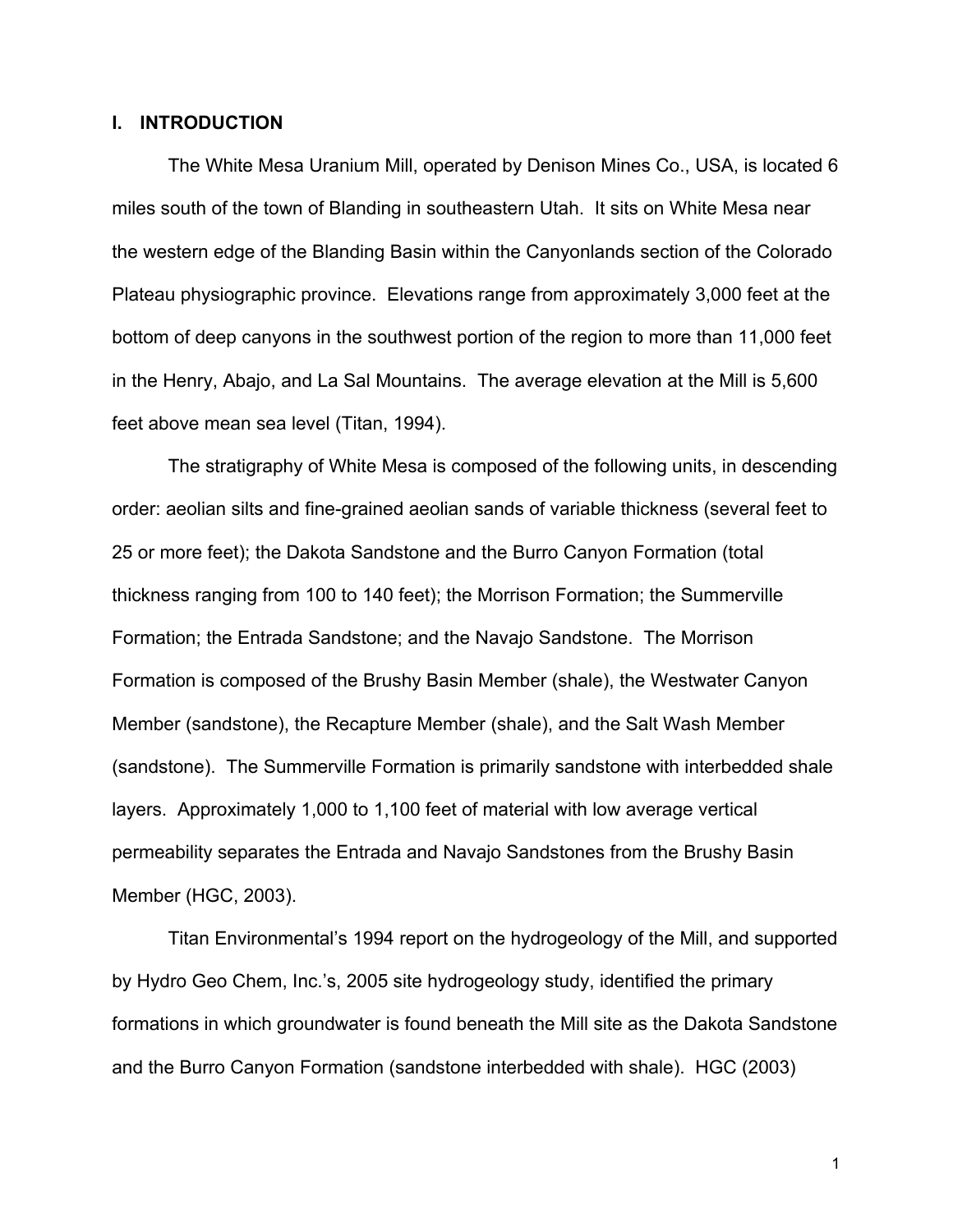# I. INTRODUCTION

The White Mesa Uranium Mill, operated by Denison Mines Co., USA, is located 6 miles south of the town of Blanding in southeastern Utah. It sits on White Mesa near the western edge of the Blanding Basin within the Canyonlands section of the Colorado Plateau physiographic province. Elevations range from approximately 3,000 feet at the bottom of deep canyons in the southwest portion of the region to more than 11,000 feet in the Henry, Abajo, and La Sal Mountains. The average elevation at the Mill is 5,600 feet above mean sea level (Titan, 1994).

The stratigraphy of White Mesa is composed of the following units, in descending order: aeolian silts and fine-grained aeolian sands of variable thickness (several feet to 25 or more feet); the Dakota Sandstone and the Burro Canyon Formation (total thickness ranging from 100 to 140 feet); the Morrison Formation; the Summerville Formation; the Entrada Sandstone; and the Navajo Sandstone. The Morrison Formation is composed of the Brushy Basin Member (shale), the Westwater Canyon Member (sandstone), the Recapture Member (shale), and the Salt Wash Member (sandstone). The Summerville Formation is primarily sandstone with interbedded shale layers. Approximately 1,000 to 1,100 feet of material with low average vertical permeability separates the Entrada and Navajo Sandstones from the Brushy Basin Member (HGC, 2003).

Titan Environmental's 1994 report on the hydrogeology of the Mill, and supported by Hydro Geo Chem, Inc.'s, 2005 site hydrogeology study, identified the primary formations in which groundwater is found beneath the Mill site as the Dakota Sandstone and the Burro Canyon Formation (sandstone interbedded with shale). HGC (2003)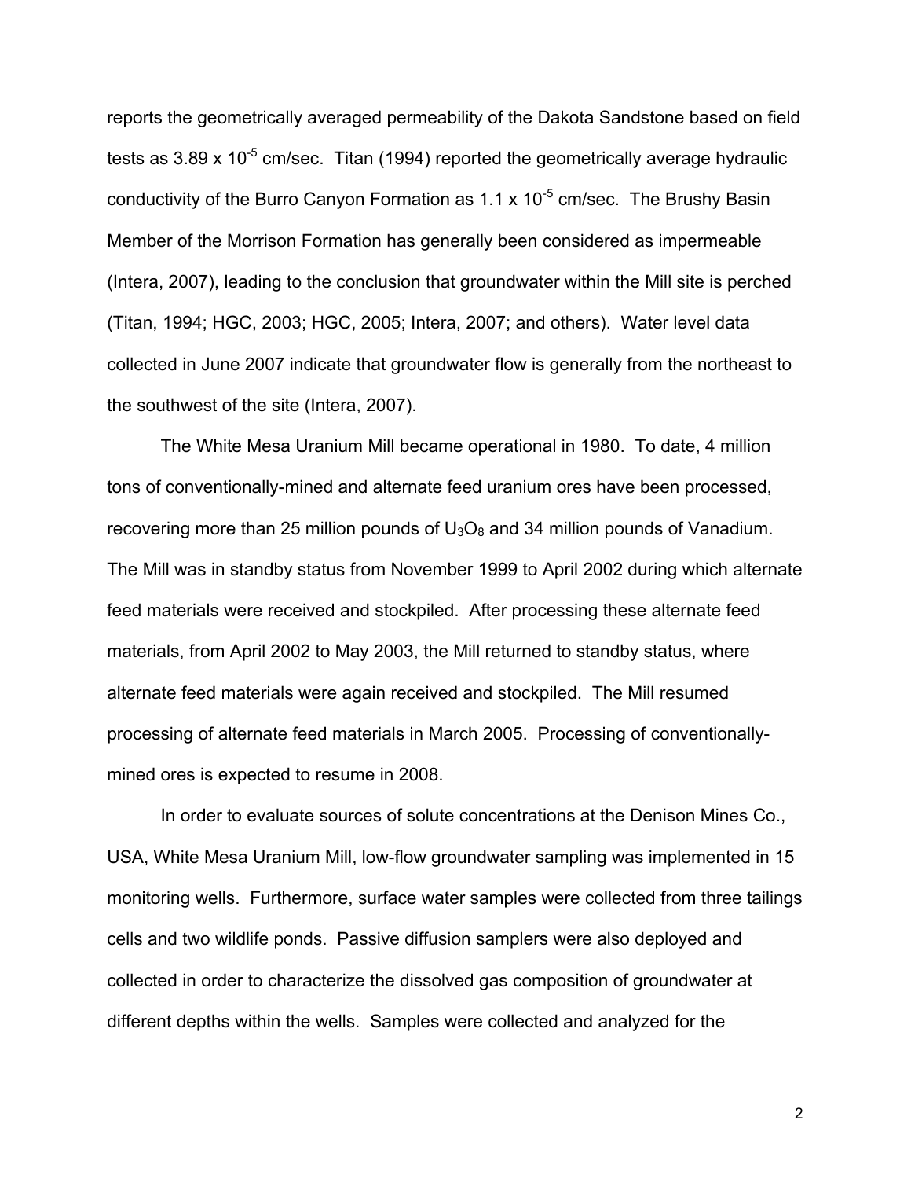reports the geometrically averaged permeability of the Dakota Sandstone based on field tests as $3.89 \times 10^{-5}$ cm/sec. Titan (1994) reported the geometrically average hydraulic conductivity of the Burro Canyon Formation as $1.1 \times 10^{-5}$ cm/sec. The Brushy Basin Member of the Morrison Formation has generally been considered as impermeable (Intera, 2007), leading to the conclusion that groundwater within the Mill site is perched (Titan, 1994; HGC, 2003; HGC, 2005; Intera, 2007; and others). Water level data collected in June 2007 indicate that groundwater flow is generally from the northeast to the southwest of the site (Intera, 2007).

The White Mesa Uranium Mill became operational in 1980. To date, 4 million tons of conventionally-mined and alternate feed uranium ores have been processed, recovering more than 25 million pounds of $U_3O_8$ and 34 million pounds of Vanadium. The Mill was in standby status from November 1999 to April 2002 during which alternate feed materials were received and stockpiled. After processing these alternate feed materials, from April 2002 to May 2003, the Mill returned to standby status, where alternate feed materials were again received and stockpiled. The Mill resumed processing of alternate feed materials in March 2005. Processing of conventionally-mined ores is expected to resume in 2008.

In order to evaluate sources of solute concentrations at the Denison Mines Co., USA, White Mesa Uranium Mill, low-flow groundwater sampling was implemented in 15 monitoring wells. Furthermore, surface water samples were collected from three tailings cells and two wildlife ponds. Passive diffusion samplers were also deployed and collected in order to characterize the dissolved gas composition of groundwater at different depths within the wells. Samples were collected and analyzed for the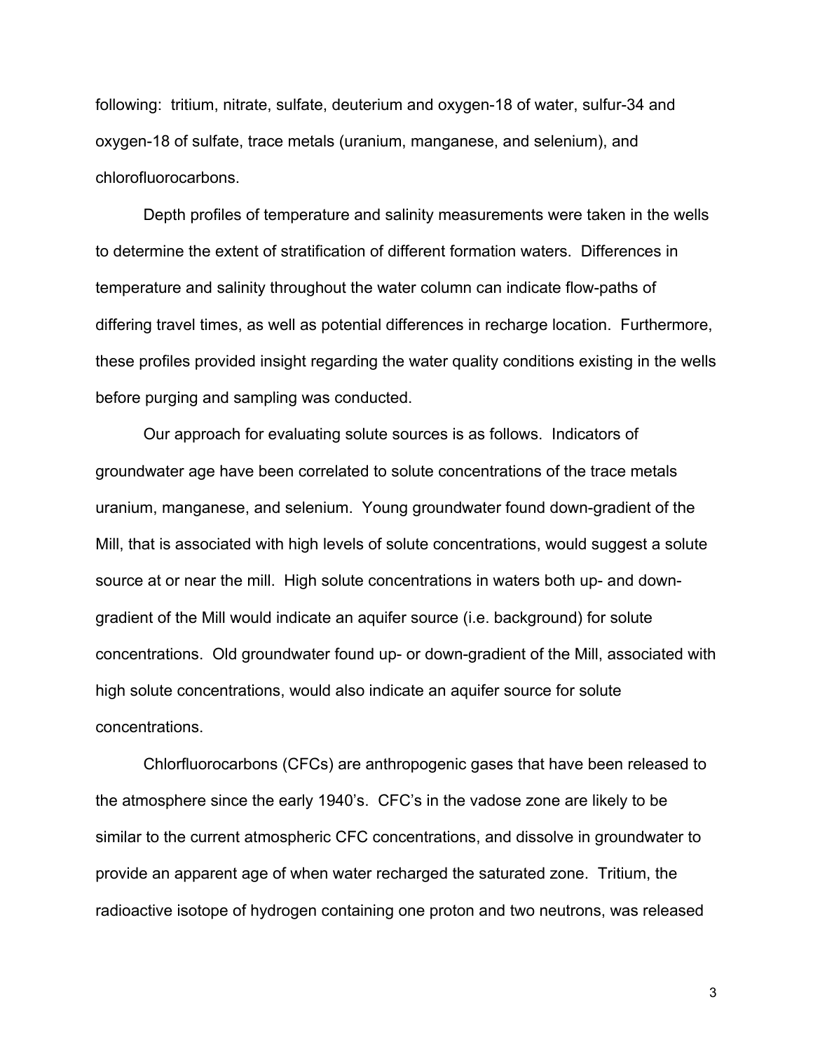following: tritium, nitrate, sulfate, deuterium and oxygen-18 of water, sulfur-34 and oxygen-18 of sulfate, trace metals (uranium, manganese, and selenium), and chlorofluorocarbons.

Depth profiles of temperature and salinity measurements were taken in the wells to determine the extent of stratification of different formation waters. Differences in temperature and salinity throughout the water column can indicate flow-paths of differing travel times, as well as potential differences in recharge location. Furthermore, these profiles provided insight regarding the water quality conditions existing in the wells before purging and sampling was conducted.

Our approach for evaluating solute sources is as follows. Indicators of groundwater age have been correlated to solute concentrations of the trace metals uranium, manganese, and selenium. Young groundwater found down-gradient of the Mill, that is associated with high levels of solute concentrations, would suggest a solute source at or near the mill. High solute concentrations in waters both up- and down-gradient of the Mill would indicate an aquifer source (i.e. background) for solute concentrations. Old groundwater found up- or down-gradient of the Mill, associated with high solute concentrations, would also indicate an aquifer source for solute concentrations.

Chlorfluorocarbons (CFCs) are anthropogenic gases that have been released to the atmosphere since the early 1940's. CFC's in the vadose zone are likely to be similar to the current atmospheric CFC concentrations, and dissolve in groundwater to provide an apparent age of when water recharged the saturated zone. Tritium, the radioactive isotope of hydrogen containing one proton and two neutrons, was released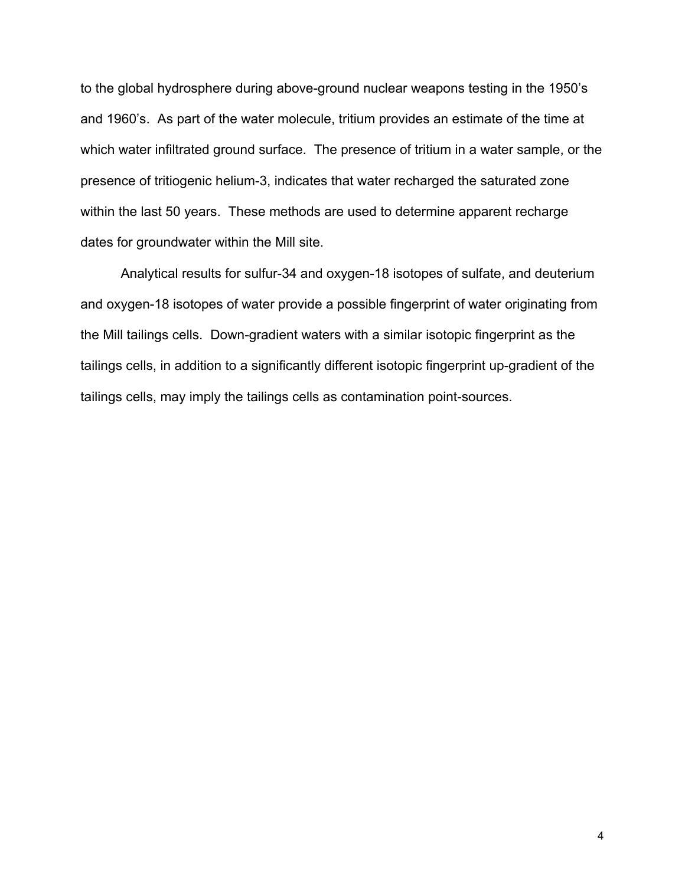to the global hydrosphere during above-ground nuclear weapons testing in the 1950's and 1960's. As part of the water molecule, tritium provides an estimate of the time at which water infiltrated ground surface. The presence of tritium in a water sample, or the presence of tritiogenic helium-3, indicates that water recharged the saturated zone within the last 50 years. These methods are used to determine apparent recharge dates for groundwater within the Mill site.

Analytical results for sulfur-34 and oxygen-18 isotopes of sulfate, and deuterium and oxygen-18 isotopes of water provide a possible fingerprint of water originating from the Mill tailings cells. Down-gradient waters with a similar isotopic fingerprint as the tailings cells, in addition to a significantly different isotopic fingerprint up-gradient of the tailings cells, may imply the tailings cells as contamination point-sources.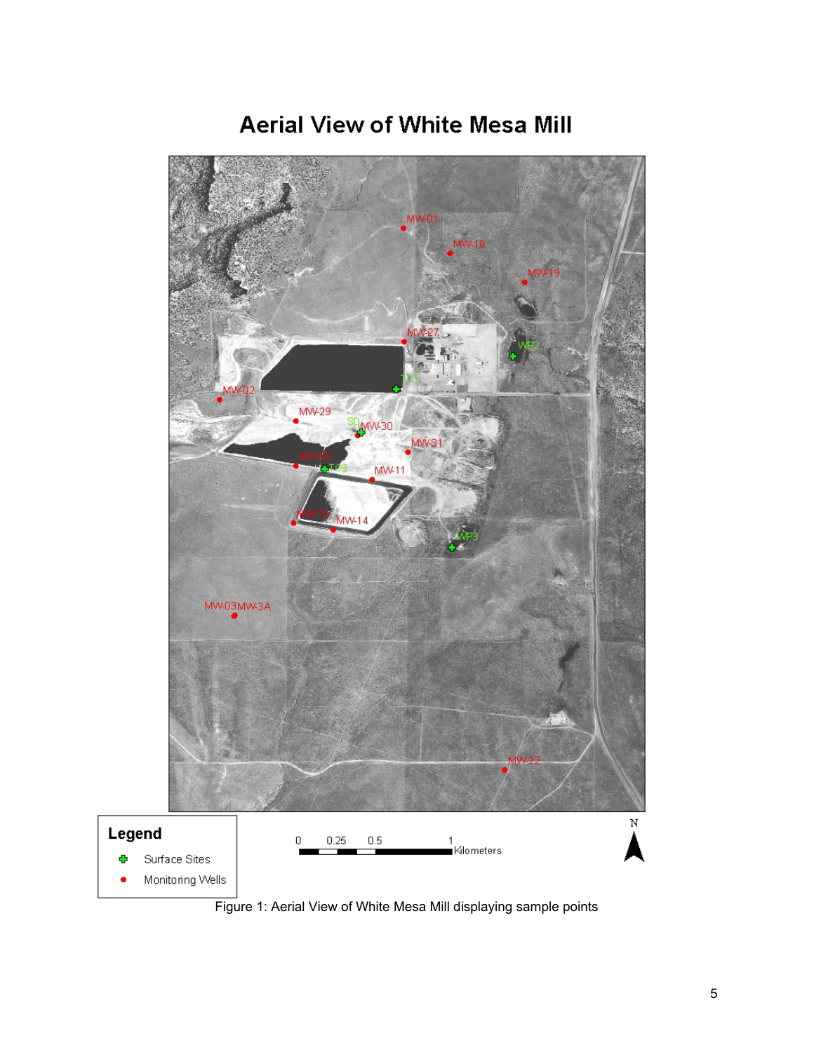# Aerial View of White Mesa Mill

Legend

- Surface Sites
- Monitoring Wells

0 0.25 0.5 1 Kilometers

N

Figure 1: Aerial View of White Mesa Mill displaying sample points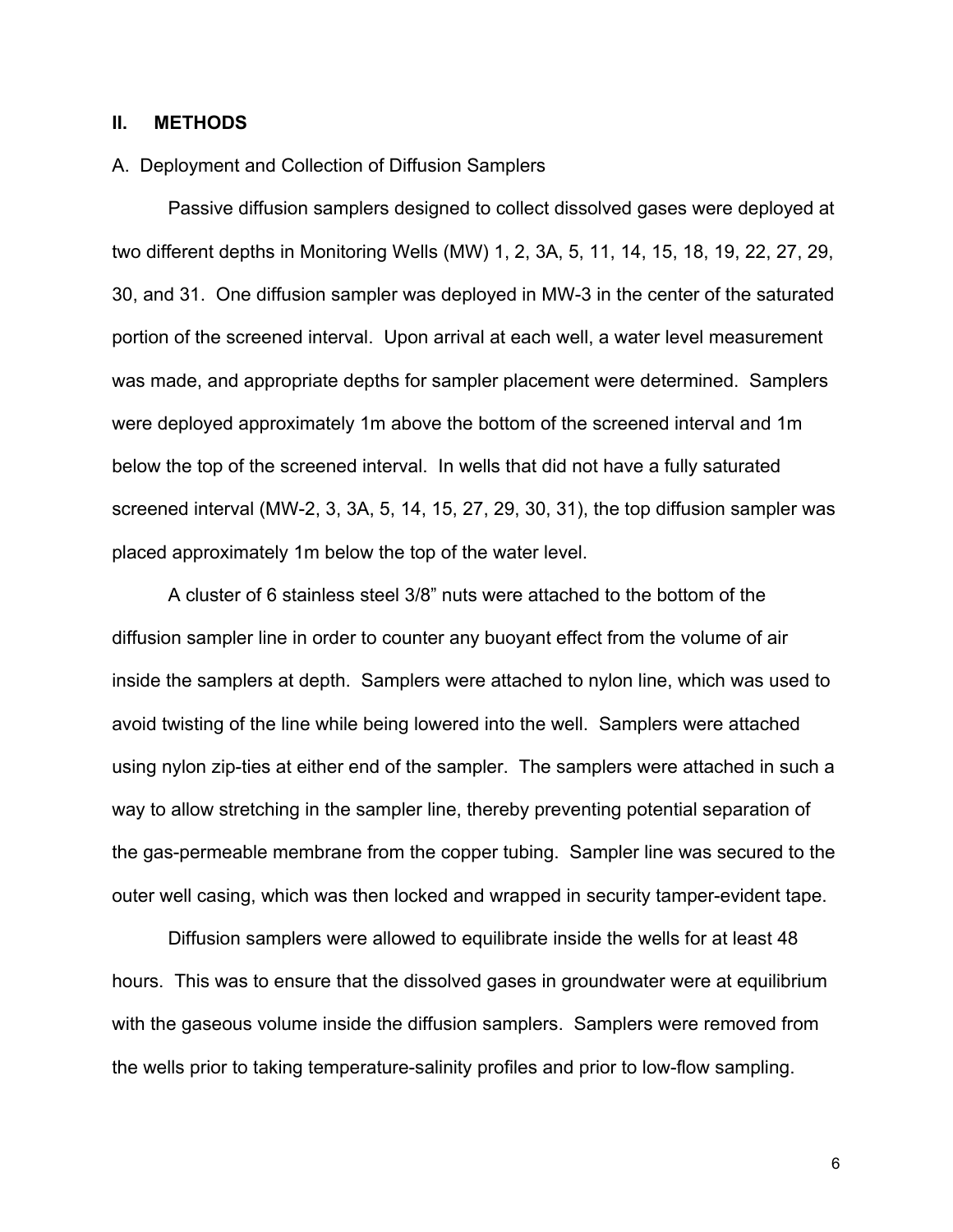## II. METHODS

### A. Deployment and Collection of Diffusion Samplers

Passive diffusion samplers designed to collect dissolved gases were deployed at two different depths in Monitoring Wells (MW) 1, 2, 3A, 5, 11, 14, 15, 18, 19, 22, 27, 29, 30, and 31. One diffusion sampler was deployed in MW-3 in the center of the saturated portion of the screened interval. Upon arrival at each well, a water level measurement was made, and appropriate depths for sampler placement were determined. Samplers were deployed approximately 1m above the bottom of the screened interval and 1m below the top of the screened interval. In wells that did not have a fully saturated screened interval (MW-2, 3, 3A, 5, 14, 15, 27, 29, 30, 31), the top diffusion sampler was placed approximately 1m below the top of the water level.

A cluster of 6 stainless steel 3/8" nuts were attached to the bottom of the diffusion sampler line in order to counter any buoyant effect from the volume of air inside the samplers at depth. Samplers were attached to nylon line, which was used to avoid twisting of the line while being lowered into the well. Samplers were attached using nylon zip-ties at either end of the sampler. The samplers were attached in such a way to allow stretching in the sampler line, thereby preventing potential separation of the gas-permeable membrane from the copper tubing. Sampler line was secured to the outer well casing, which was then locked and wrapped in security tamper-evident tape.

Diffusion samplers were allowed to equilibrate inside the wells for at least 48 hours. This was to ensure that the dissolved gases in groundwater were at equilibrium with the gaseous volume inside the diffusion samplers. Samplers were removed from the wells prior to taking temperature-salinity profiles and prior to low-flow sampling.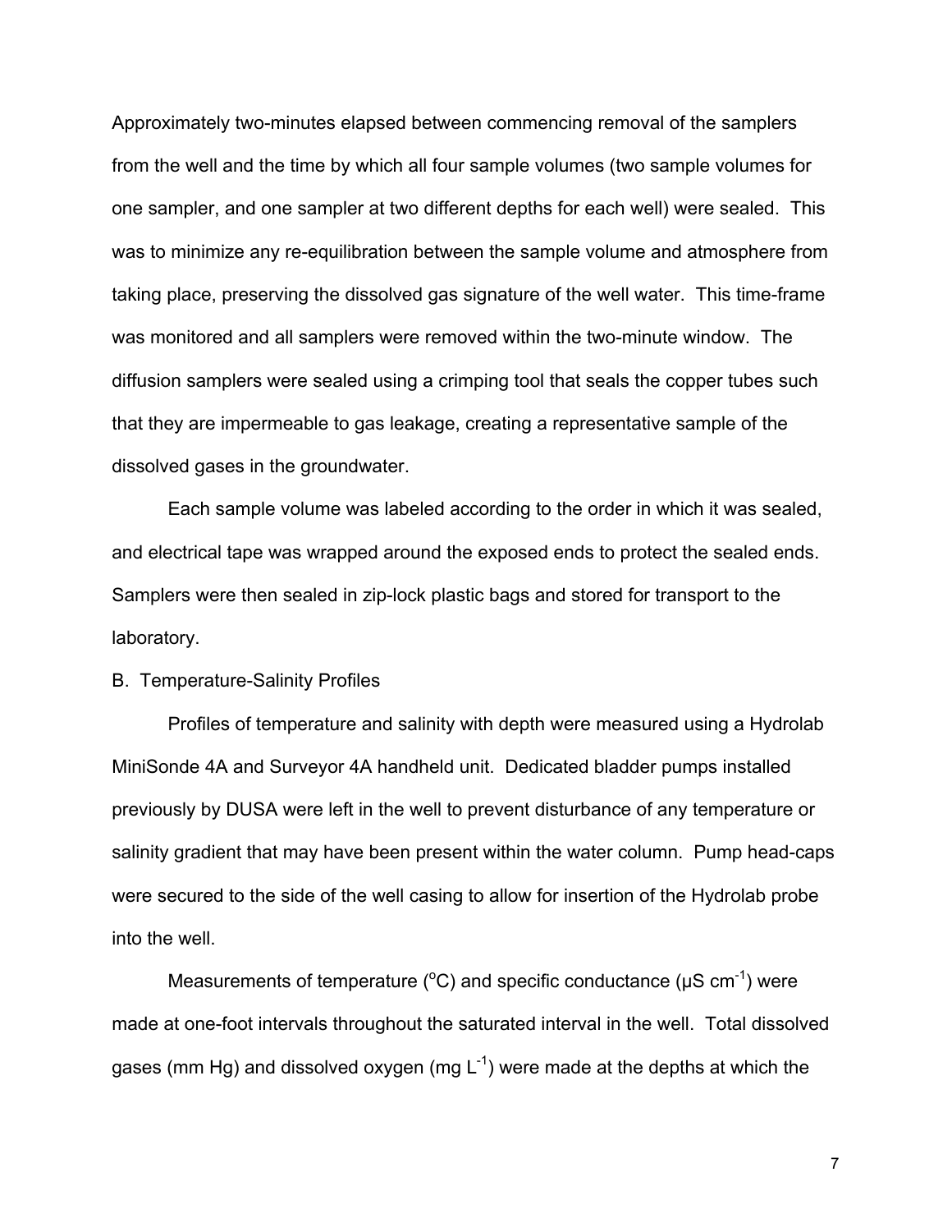Approximately two-minutes elapsed between commencing removal of the samplers from the well and the time by which all four sample volumes (two sample volumes for one sampler, and one sampler at two different depths for each well) were sealed. This was to minimize any re-equilibration between the sample volume and atmosphere from taking place, preserving the dissolved gas signature of the well water. This time-frame was monitored and all samplers were removed within the two-minute window. The diffusion samplers were sealed using a crimping tool that seals the copper tubes such that they are impermeable to gas leakage, creating a representative sample of the dissolved gases in the groundwater.

Each sample volume was labeled according to the order in which it was sealed, and electrical tape was wrapped around the exposed ends to protect the sealed ends. Samplers were then sealed in zip-lock plastic bags and stored for transport to the laboratory.

B. Temperature-Salinity Profiles

Profiles of temperature and salinity with depth were measured using a Hydrolab MiniSonde 4A and Surveyor 4A handheld unit. Dedicated bladder pumps installed previously by DUSA were left in the well to prevent disturbance of any temperature or salinity gradient that may have been present within the water column. Pump head-caps were secured to the side of the well casing to allow for insertion of the Hydrolab probe into the well.

Measurements of temperature ($^{o}C$) and specific conductance ($\mu S\ cm^{-1}$) were made at one-foot intervals throughout the saturated interval in the well. Total dissolved gases (mm Hg) and dissolved oxygen ($mg\ L^{-1}$) were made at the depths at which the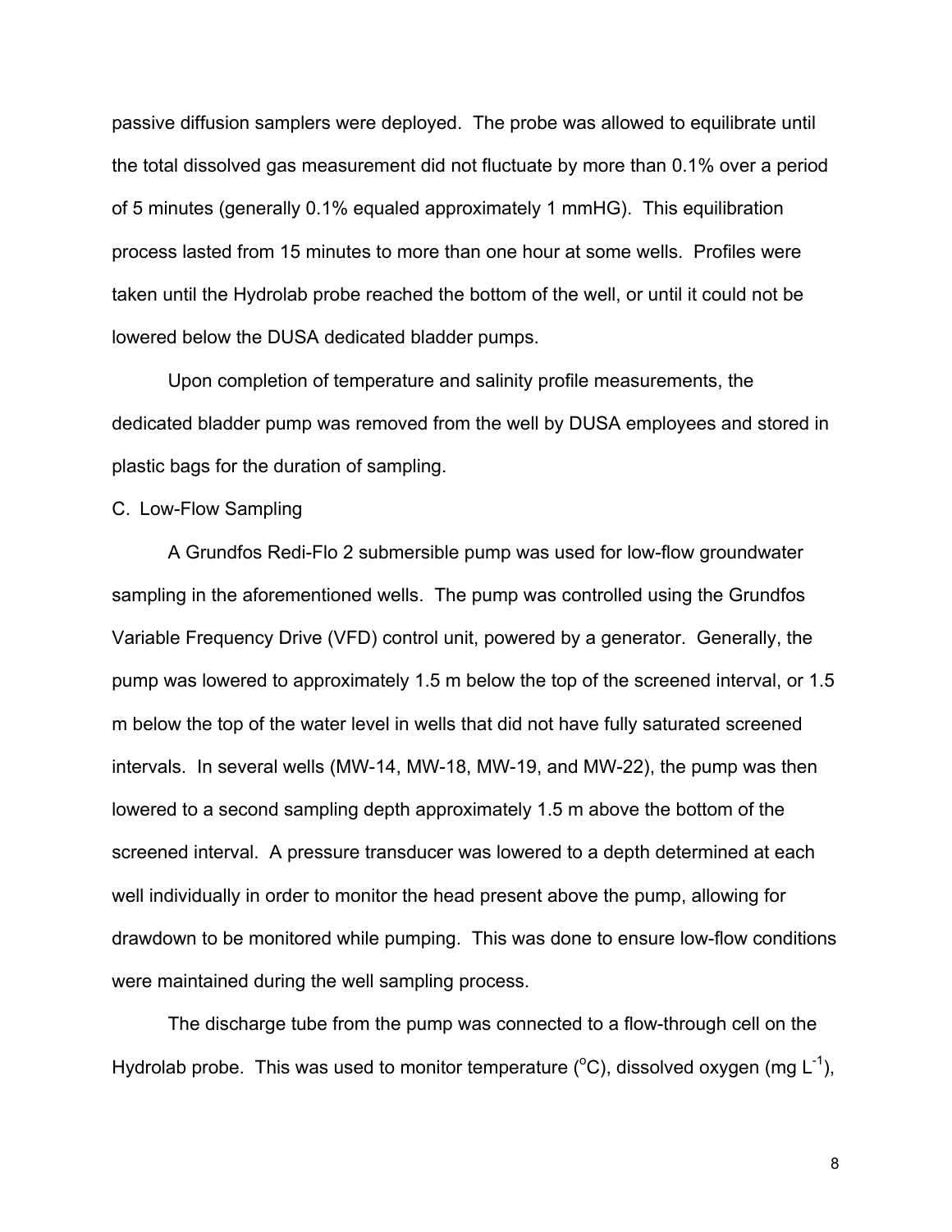passive diffusion samplers were deployed. The probe was allowed to equilibrate until the total dissolved gas measurement did not fluctuate by more than 0.1% over a period of 5 minutes (generally 0.1% equaled approximately 1 mmHG). This equilibration process lasted from 15 minutes to more than one hour at some wells. Profiles were taken until the Hydrolab probe reached the bottom of the well, or until it could not be lowered below the DUSA dedicated bladder pumps.

Upon completion of temperature and salinity profile measurements, the dedicated bladder pump was removed from the well by DUSA employees and stored in plastic bags for the duration of sampling.

C. Low-Flow Sampling

A Grundfos Redi-Flo 2 submersible pump was used for low-flow groundwater sampling in the aforementioned wells. The pump was controlled using the Grundfos Variable Frequency Drive (VFD) control unit, powered by a generator. Generally, the pump was lowered to approximately 1.5 m below the top of the screened interval, or 1.5 m below the top of the water level in wells that did not have fully saturated screened intervals. In several wells (MW-14, MW-18, MW-19, and MW-22), the pump was then lowered to a second sampling depth approximately 1.5 m above the bottom of the screened interval. A pressure transducer was lowered to a depth determined at each well individually in order to monitor the head present above the pump, allowing for drawdown to be monitored while pumping. This was done to ensure low-flow conditions were maintained during the well sampling process.

The discharge tube from the pump was connected to a flow-through cell on the Hydrolab probe. This was used to monitor temperature ($^{o}C$), dissolved oxygen (mg $L^{-1}$),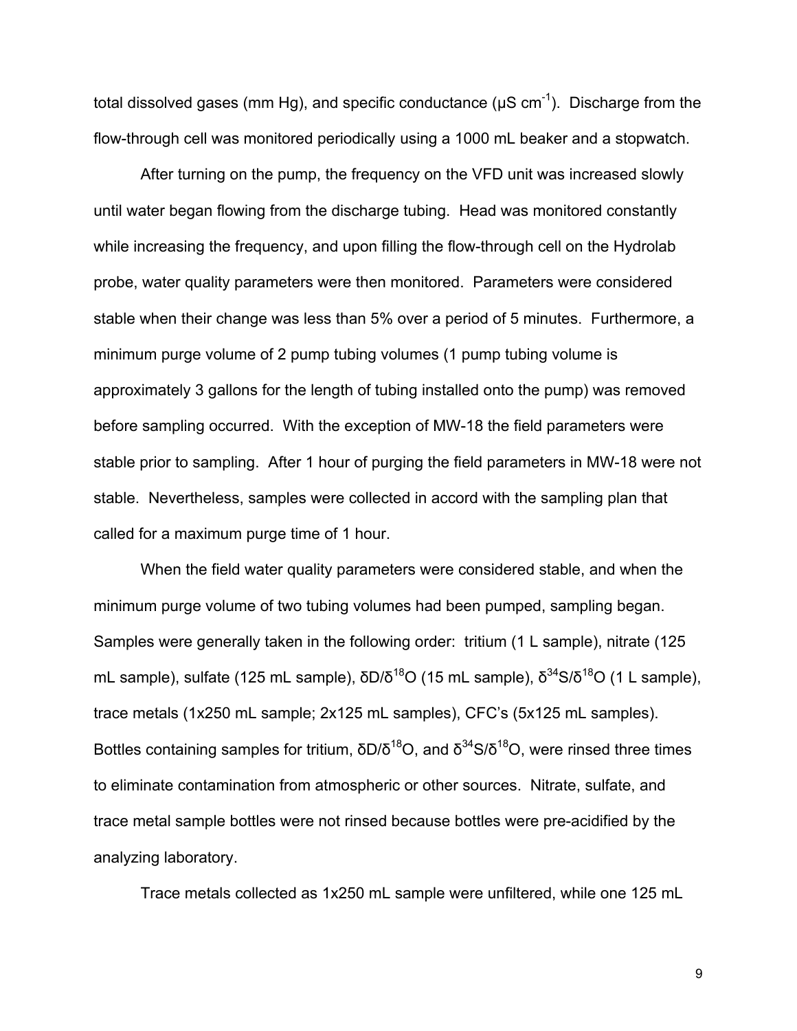total dissolved gases (mm Hg), and specific conductance (μS $cm^{-1}$). Discharge from the flow-through cell was monitored periodically using a 1000 mL beaker and a stopwatch.

After turning on the pump, the frequency on the VFD unit was increased slowly until water began flowing from the discharge tubing. Head was monitored constantly while increasing the frequency, and upon filling the flow-through cell on the Hydrolab probe, water quality parameters were then monitored. Parameters were considered stable when their change was less than 5% over a period of 5 minutes. Furthermore, a minimum purge volume of 2 pump tubing volumes (1 pump tubing volume is approximately 3 gallons for the length of tubing installed onto the pump) was removed before sampling occurred. With the exception of MW-18 the field parameters were stable prior to sampling. After 1 hour of purging the field parameters in MW-18 were not stable. Nevertheless, samples were collected in accord with the sampling plan that called for a maximum purge time of 1 hour.

When the field water quality parameters were considered stable, and when the minimum purge volume of two tubing volumes had been pumped, sampling began. Samples were generally taken in the following order: tritium (1 L sample), nitrate (125 mL sample), sulfate (125 mL sample), $\delta D/\delta^{18}O$ (15 mL sample), $\delta^{34}S/\delta^{18}O$ (1 L sample), trace metals (1x250 mL sample; 2x125 mL samples), CFC's (5x125 mL samples). Bottles containing samples for tritium, $\delta D/\delta^{18}O$, and $\delta^{34}S/\delta^{18}O$, were rinsed three times to eliminate contamination from atmospheric or other sources. Nitrate, sulfate, and trace metal sample bottles were not rinsed because bottles were pre-acidified by the analyzing laboratory.

Trace metals collected as 1x250 mL sample were unfiltered, while one 125 mL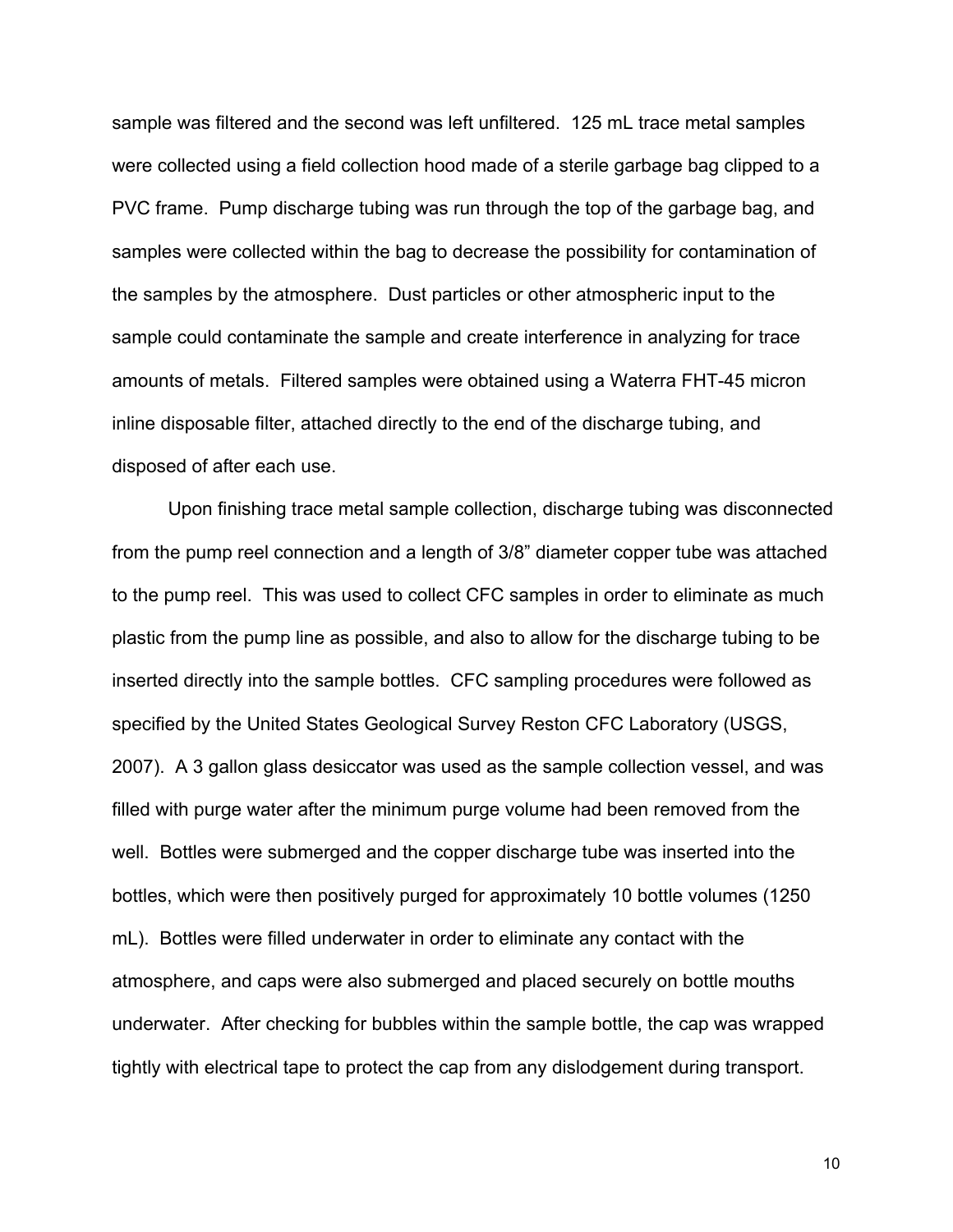sample was filtered and the second was left unfiltered. 125 mL trace metal samples were collected using a field collection hood made of a sterile garbage bag clipped to a PVC frame. Pump discharge tubing was run through the top of the garbage bag, and samples were collected within the bag to decrease the possibility for contamination of the samples by the atmosphere. Dust particles or other atmospheric input to the sample could contaminate the sample and create interference in analyzing for trace amounts of metals. Filtered samples were obtained using a Waterra FHT-45 micron inline disposable filter, attached directly to the end of the discharge tubing, and disposed of after each use.

Upon finishing trace metal sample collection, discharge tubing was disconnected from the pump reel connection and a length of 3/8" diameter copper tube was attached to the pump reel. This was used to collect CFC samples in order to eliminate as much plastic from the pump line as possible, and also to allow for the discharge tubing to be inserted directly into the sample bottles. CFC sampling procedures were followed as specified by the United States Geological Survey Reston CFC Laboratory (USGS, 2007). A 3 gallon glass desiccator was used as the sample collection vessel, and was filled with purge water after the minimum purge volume had been removed from the well. Bottles were submerged and the copper discharge tube was inserted into the bottles, which were then positively purged for approximately 10 bottle volumes (1250 mL). Bottles were filled underwater in order to eliminate any contact with the atmosphere, and caps were also submerged and placed securely on bottle mouths underwater. After checking for bubbles within the sample bottle, the cap was wrapped tightly with electrical tape to protect the cap from any dislodgement during transport.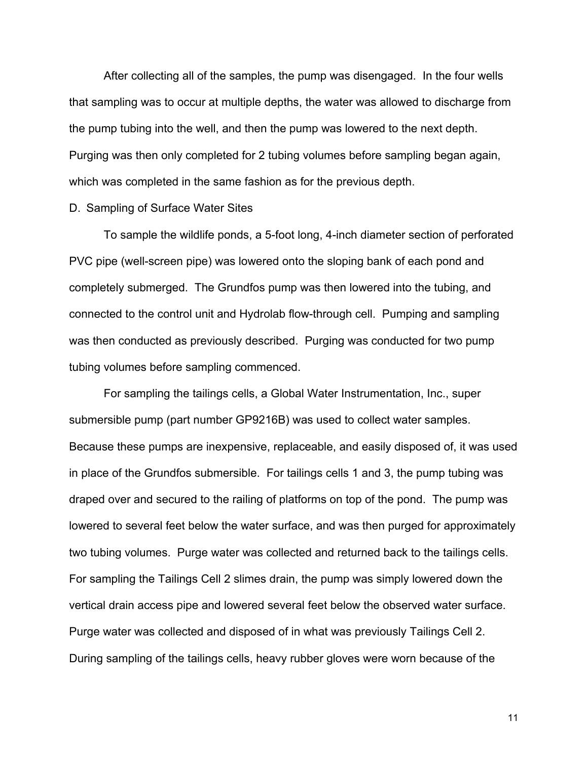After collecting all of the samples, the pump was disengaged. In the four wells that sampling was to occur at multiple depths, the water was allowed to discharge from the pump tubing into the well, and then the pump was lowered to the next depth. Purging was then only completed for 2 tubing volumes before sampling began again, which was completed in the same fashion as for the previous depth.

D. Sampling of Surface Water Sites

To sample the wildlife ponds, a 5-foot long, 4-inch diameter section of perforated PVC pipe (well-screen pipe) was lowered onto the sloping bank of each pond and completely submerged. The Grundfos pump was then lowered into the tubing, and connected to the control unit and Hydrolab flow-through cell. Pumping and sampling was then conducted as previously described. Purging was conducted for two pump tubing volumes before sampling commenced.

For sampling the tailings cells, a Global Water Instrumentation, Inc., super submersible pump (part number GP9216B) was used to collect water samples. Because these pumps are inexpensive, replaceable, and easily disposed of, it was used in place of the Grundfos submersible. For tailings cells 1 and 3, the pump tubing was draped over and secured to the railing of platforms on top of the pond. The pump was lowered to several feet below the water surface, and was then purged for approximately two tubing volumes. Purge water was collected and returned back to the tailings cells. For sampling the Tailings Cell 2 slimes drain, the pump was simply lowered down the vertical drain access pipe and lowered several feet below the observed water surface. Purge water was collected and disposed of in what was previously Tailings Cell 2. During sampling of the tailings cells, heavy rubber gloves were worn because of the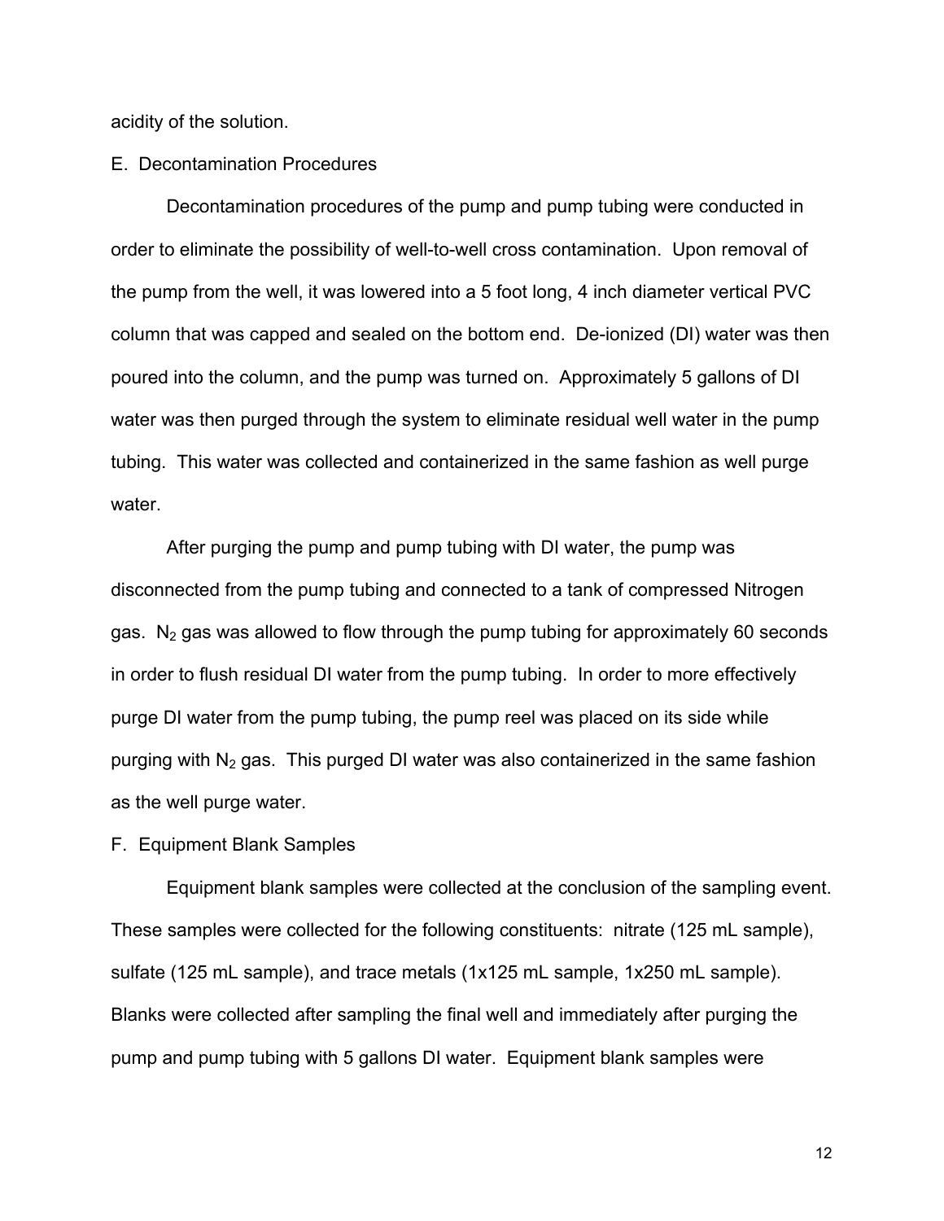acidity of the solution.

## E. Decontamination Procedures

Decontamination procedures of the pump and pump tubing were conducted in order to eliminate the possibility of well-to-well cross contamination. Upon removal of the pump from the well, it was lowered into a 5 foot long, 4 inch diameter vertical PVC column that was capped and sealed on the bottom end. De-ionized (DI) water was then poured into the column, and the pump was turned on. Approximately 5 gallons of DI water was then purged through the system to eliminate residual well water in the pump tubing. This water was collected and containerized in the same fashion as well purge water.

After purging the pump and pump tubing with DI water, the pump was disconnected from the pump tubing and connected to a tank of compressed Nitrogen gas. $N_2$ gas was allowed to flow through the pump tubing for approximately 60 seconds in order to flush residual DI water from the pump tubing. In order to more effectively purge DI water from the pump tubing, the pump reel was placed on its side while purging with $N_2$ gas. This purged DI water was also containerized in the same fashion as the well purge water.

## F. Equipment Blank Samples

Equipment blank samples were collected at the conclusion of the sampling event. These samples were collected for the following constituents: nitrate (125 mL sample), sulfate (125 mL sample), and trace metals (1x125 mL sample, 1x250 mL sample). Blanks were collected after sampling the final well and immediately after purging the pump and pump tubing with 5 gallons DI water. Equipment blank samples were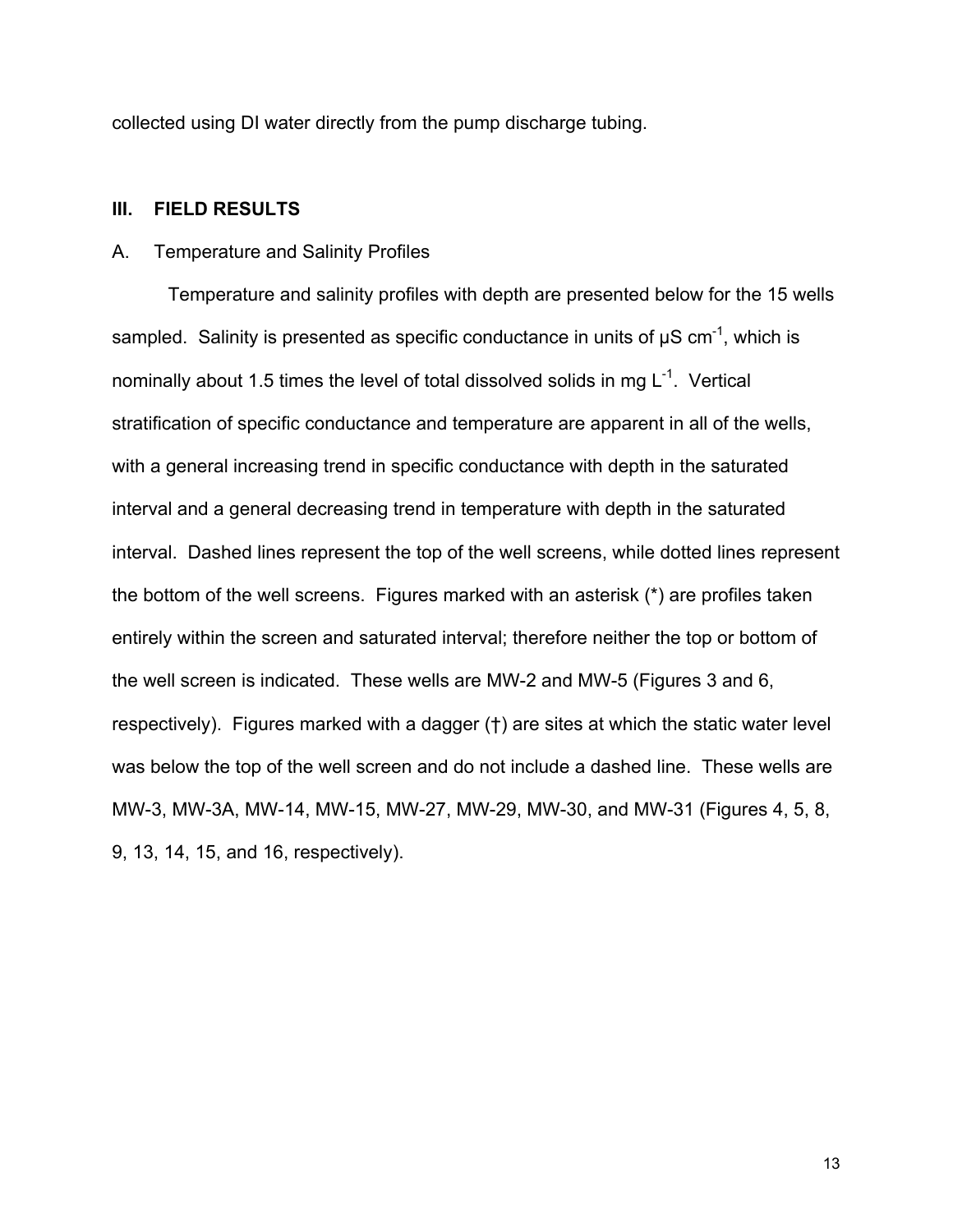collected using DI water directly from the pump discharge tubing.

## III. FIELD RESULTS

### A. Temperature and Salinity Profiles

Temperature and salinity profiles with depth are presented below for the 15 wells sampled. Salinity is presented as specific conductance in units of μS $cm^{-1}$, which is nominally about 1.5 times the level of total dissolved solids in mg $L^{-1}$. Vertical stratification of specific conductance and temperature are apparent in all of the wells, with a general increasing trend in specific conductance with depth in the saturated interval and a general decreasing trend in temperature with depth in the saturated interval. Dashed lines represent the top of the well screens, while dotted lines represent the bottom of the well screens. Figures marked with an asterisk (*) are profiles taken entirely within the screen and saturated interval; therefore neither the top or bottom of the well screen is indicated. These wells are MW-2 and MW-5 (Figures 3 and 6, respectively). Figures marked with a dagger (†) are sites at which the static water level was below the top of the well screen and do not include a dashed line. These wells are MW-3, MW-3A, MW-14, MW-15, MW-27, MW-29, MW-30, and MW-31 (Figures 4, 5, 8, 9, 13, 14, 15, and 16, respectively).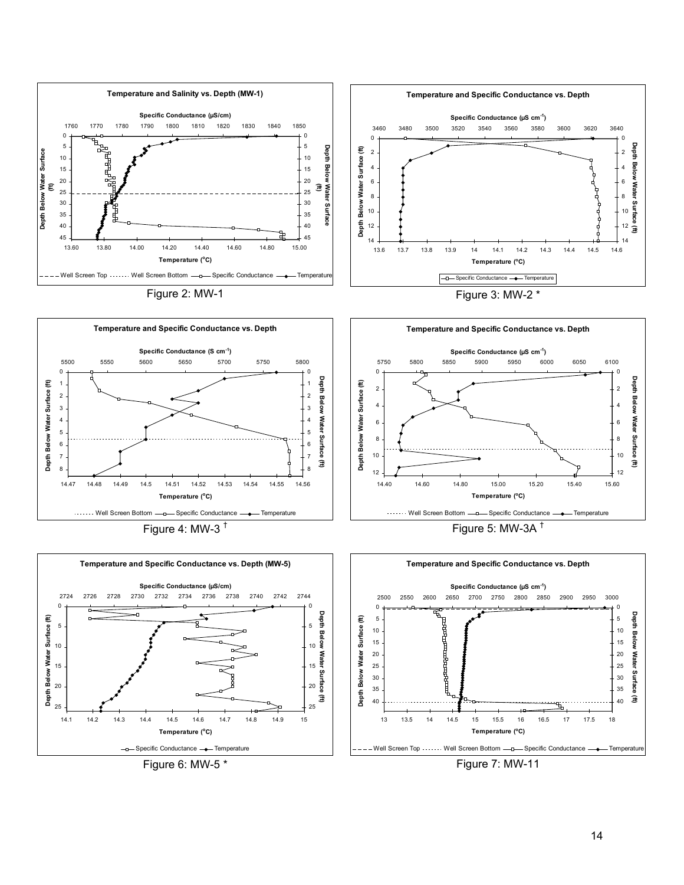Figure 2: MW-1

Figure 3: MW-2 *

Figure 4: MW-3 [†]

Figure 5: MW-3A [†]

Figure 6: MW-5 *

Figure 7: MW-11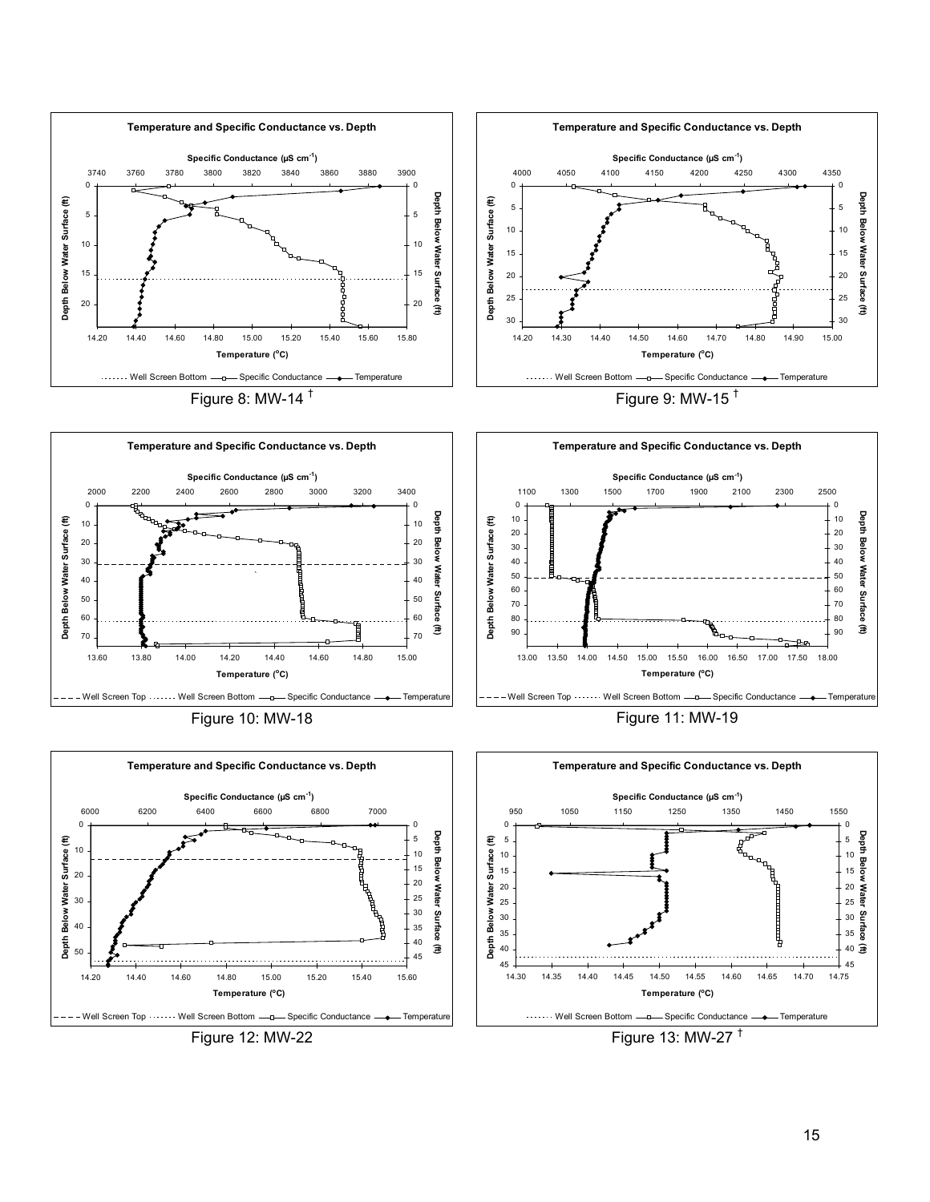Figure 8: MW-14 †

Figure 9: MW-15 †

Figure 10: MW-18

Figure 11: MW-19

Figure 12: MW-22

Figure 13: MW-27 †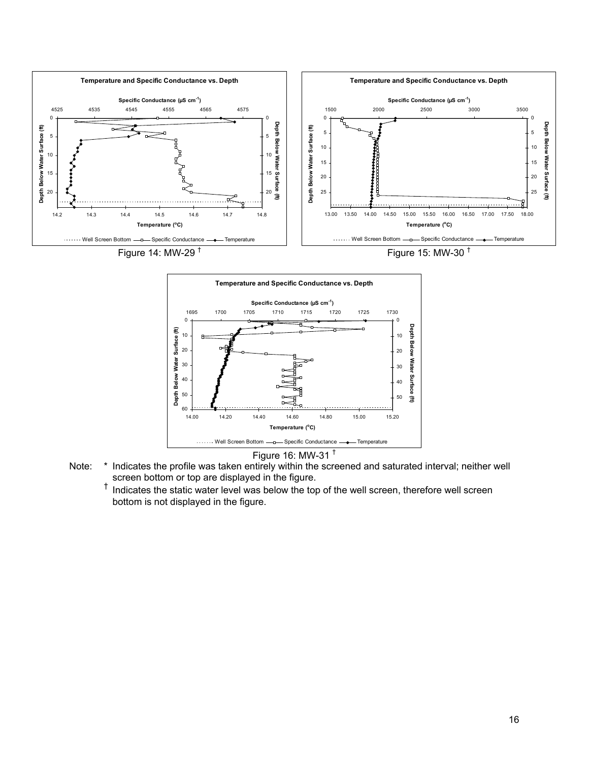Figure 14: MW-29 †

Figure 15: MW-30 †

Figure 16: MW-31 †

Note: * Indicates the profile was taken entirely within the screened and saturated interval; neither well screen bottom or top are displayed in the figure.

† Indicates the static water level was below the top of the well screen, therefore well screen bottom is not displayed in the figure.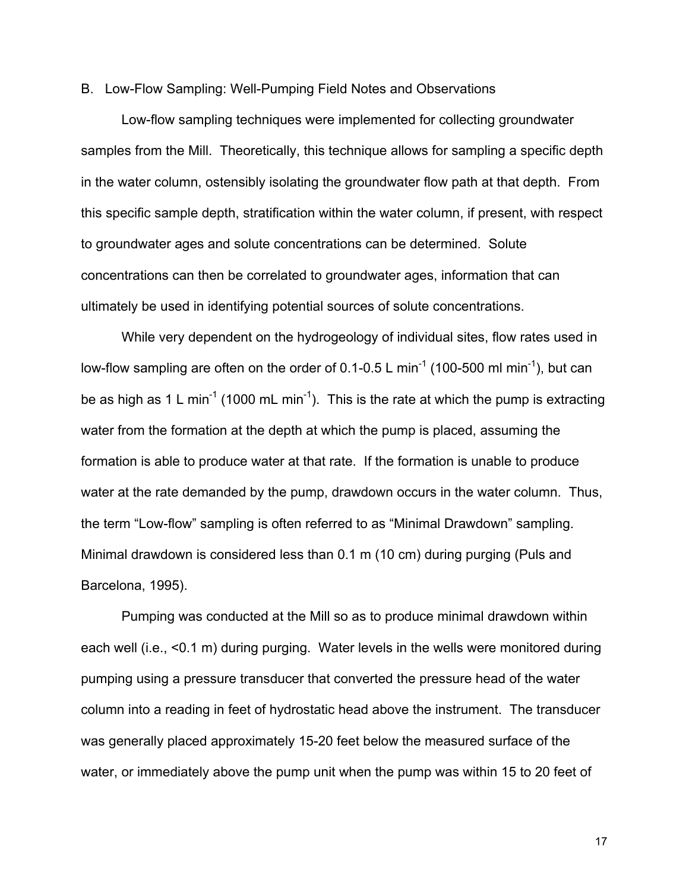B. Low-Flow Sampling: Well-Pumping Field Notes and Observations

Low-flow sampling techniques were implemented for collecting groundwater samples from the Mill. Theoretically, this technique allows for sampling a specific depth in the water column, ostensibly isolating the groundwater flow path at that depth. From this specific sample depth, stratification within the water column, if present, with respect to groundwater ages and solute concentrations can be determined. Solute concentrations can then be correlated to groundwater ages, information that can ultimately be used in identifying potential sources of solute concentrations.

While very dependent on the hydrogeology of individual sites, flow rates used in low-flow sampling are often on the order of 0.1-0.5 L min$^{-1}$ (100-500 ml min$^{-1}$), but can be as high as 1 L min$^{-1}$ (1000 mL min$^{-1}$). This is the rate at which the pump is extracting water from the formation at the depth at which the pump is placed, assuming the formation is able to produce water at that rate. If the formation is unable to produce water at the rate demanded by the pump, drawdown occurs in the water column. Thus, the term "Low-flow" sampling is often referred to as "Minimal Drawdown" sampling. Minimal drawdown is considered less than 0.1 m (10 cm) during purging (Puls and Barcelona, 1995).

Pumping was conducted at the Mill so as to produce minimal drawdown within each well (i.e., <0.1 m) during purging. Water levels in the wells were monitored during pumping using a pressure transducer that converted the pressure head of the water column into a reading in feet of hydrostatic head above the instrument. The transducer was generally placed approximately 15-20 feet below the measured surface of the water, or immediately above the pump unit when the pump was within 15 to 20 feet of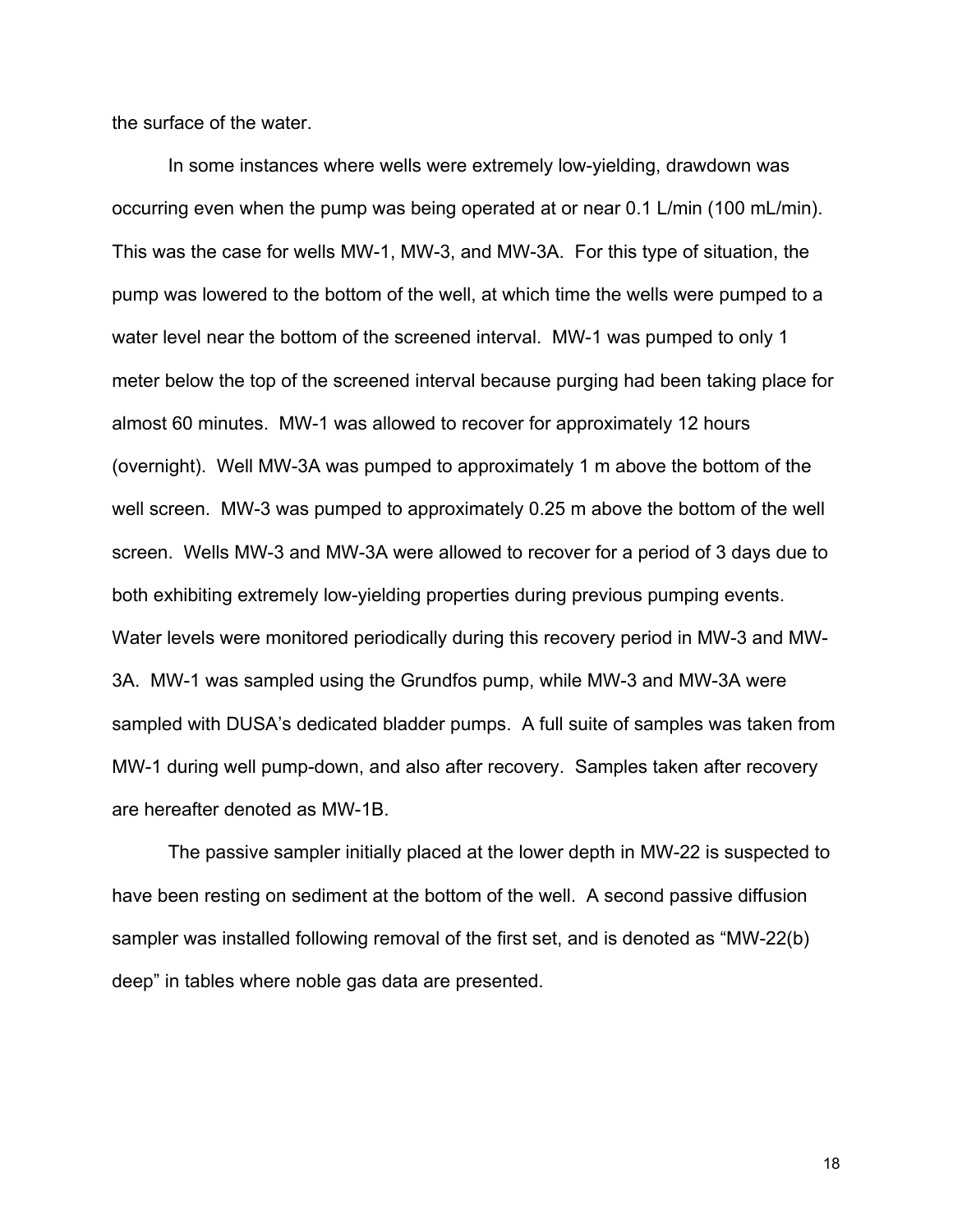the surface of the water.

In some instances where wells were extremely low-yielding, drawdown was occurring even when the pump was being operated at or near 0.1 L/min (100 mL/min). This was the case for wells MW-1, MW-3, and MW-3A. For this type of situation, the pump was lowered to the bottom of the well, at which time the wells were pumped to a water level near the bottom of the screened interval. MW-1 was pumped to only 1 meter below the top of the screened interval because purging had been taking place for almost 60 minutes. MW-1 was allowed to recover for approximately 12 hours (overnight). Well MW-3A was pumped to approximately 1 m above the bottom of the well screen. MW-3 was pumped to approximately 0.25 m above the bottom of the well screen. Wells MW-3 and MW-3A were allowed to recover for a period of 3 days due to both exhibiting extremely low-yielding properties during previous pumping events. Water levels were monitored periodically during this recovery period in MW-3 and MW-3A. MW-1 was sampled using the Grundfos pump, while MW-3 and MW-3A were sampled with DUSA's dedicated bladder pumps. A full suite of samples was taken from MW-1 during well pump-down, and also after recovery. Samples taken after recovery are hereafter denoted as MW-1B.

The passive sampler initially placed at the lower depth in MW-22 is suspected to have been resting on sediment at the bottom of the well. A second passive diffusion sampler was installed following removal of the first set, and is denoted as "MW-22(b) deep" in tables where noble gas data are presented.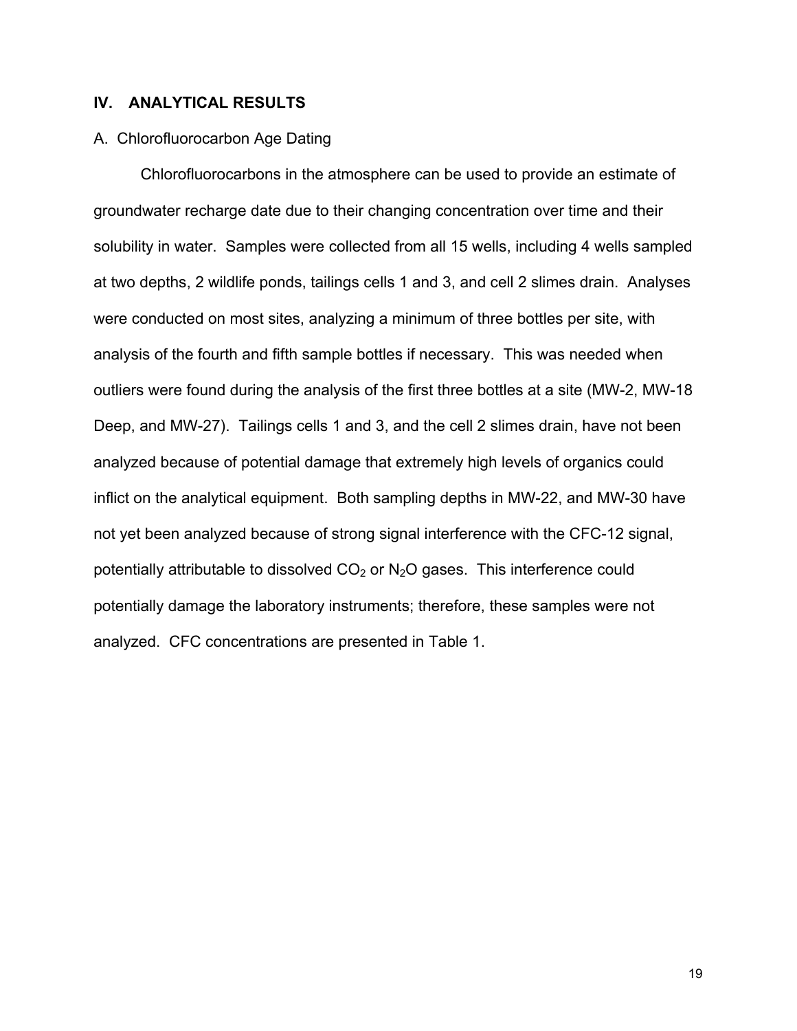## IV. ANALYTICAL RESULTS

### A. Chlorofluorocarbon Age Dating

Chlorofluorocarbons in the atmosphere can be used to provide an estimate of groundwater recharge date due to their changing concentration over time and their solubility in water. Samples were collected from all 15 wells, including 4 wells sampled at two depths, 2 wildlife ponds, tailings cells 1 and 3, and cell 2 slimes drain. Analyses were conducted on most sites, analyzing a minimum of three bottles per site, with analysis of the fourth and fifth sample bottles if necessary. This was needed when outliers were found during the analysis of the first three bottles at a site (MW-2, MW-18 Deep, and MW-27). Tailings cells 1 and 3, and the cell 2 slimes drain, have not been analyzed because of potential damage that extremely high levels of organics could inflict on the analytical equipment. Both sampling depths in MW-22, and MW-30 have not yet been analyzed because of strong signal interference with the CFC-12 signal, potentially attributable to dissolved $CO_2$ or $N_2O$ gases. This interference could potentially damage the laboratory instruments; therefore, these samples were not analyzed. CFC concentrations are presented in Table 1.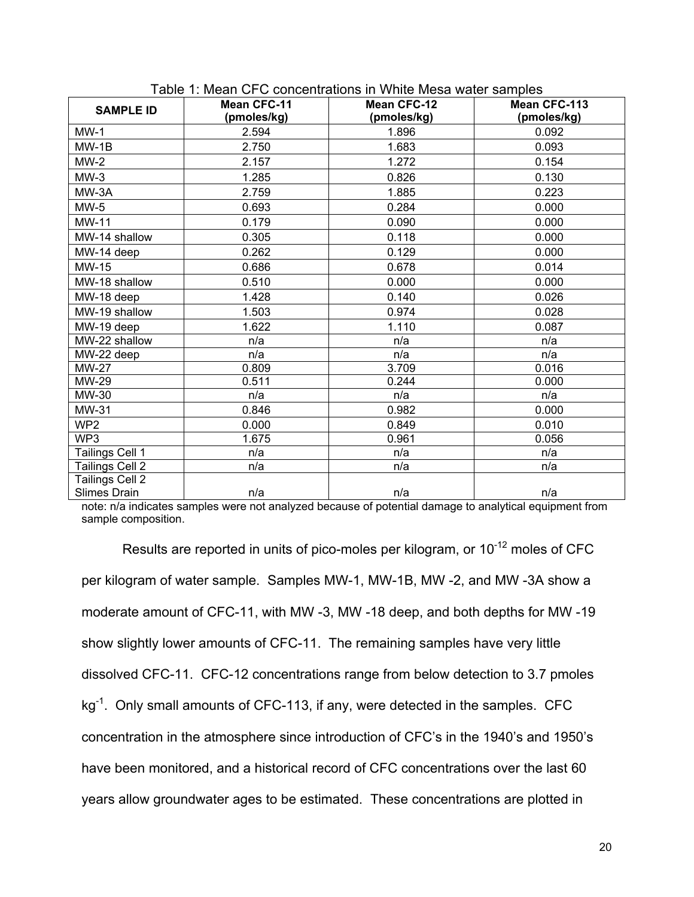Table 1: Mean CFC concentrations in White Mesa water samples

| SAMPLE ID | Mean CFC-11 (pmoles/kg) | Mean CFC-12 (pmoles/kg) | Mean CFC-113 (pmoles/kg) |
|---|---|---|---|
| MW-1 | 2.594 | 1.896 | 0.092 |
| MW-1B | 2.750 | 1.683 | 0.093 |
| MW-2 | 2.157 | 1.272 | 0.154 |
| MW-3 | 1.285 | 0.826 | 0.130 |
| MW-3A | 2.759 | 1.885 | 0.223 |
| MW-5 | 0.693 | 0.284 | 0.000 |
| MW-11 | 0.179 | 0.090 | 0.000 |
| MW-14 shallow | 0.305 | 0.118 | 0.000 |
| MW-14 deep | 0.262 | 0.129 | 0.000 |
| MW-15 | 0.686 | 0.678 | 0.014 |
| MW-18 shallow | 0.510 | 0.000 | 0.000 |
| MW-18 deep | 1.428 | 0.140 | 0.026 |
| MW-19 shallow | 1.503 | 0.974 | 0.028 |
| MW-19 deep | 1.622 | 1.110 | 0.087 |
| MW-22 shallow | n/a | n/a | n/a |
| MW-22 deep | n/a | n/a | n/a |
| MW-27 | 0.809 | 3.709 | 0.016 |
| MW-29 | 0.511 | 0.244 | 0.000 |
| MW-30 | n/a | n/a | n/a |
| MW-31 | 0.846 | 0.982 | 0.000 |
| WP2 | 0.000 | 0.849 | 0.010 |
| WP3 | 1.675 | 0.961 | 0.056 |
| Tailings Cell 1 | n/a | n/a | n/a |
| Tailings Cell 2 | n/a | n/a | n/a |
| Tailings Cell 2 Slimes Drain | n/a | n/a | n/a |

note: n/a indicates samples were not analyzed because of potential damage to analytical equipment from sample composition.

Results are reported in units of pico-moles per kilogram, or $10^{-12}$ moles of CFC per kilogram of water sample. Samples MW-1, MW-1B, MW -2, and MW -3A show a moderate amount of CFC-11, with MW -3, MW -18 deep, and both depths for MW -19 show slightly lower amounts of CFC-11. The remaining samples have very little dissolved CFC-11. CFC-12 concentrations range from below detection to 3.7 pmoles $kg^{-1}$. Only small amounts of CFC-113, if any, were detected in the samples. CFC concentration in the atmosphere since introduction of CFC's in the 1940's and 1950's have been monitored, and a historical record of CFC concentrations over the last 60 years allow groundwater ages to be estimated. These concentrations are plotted in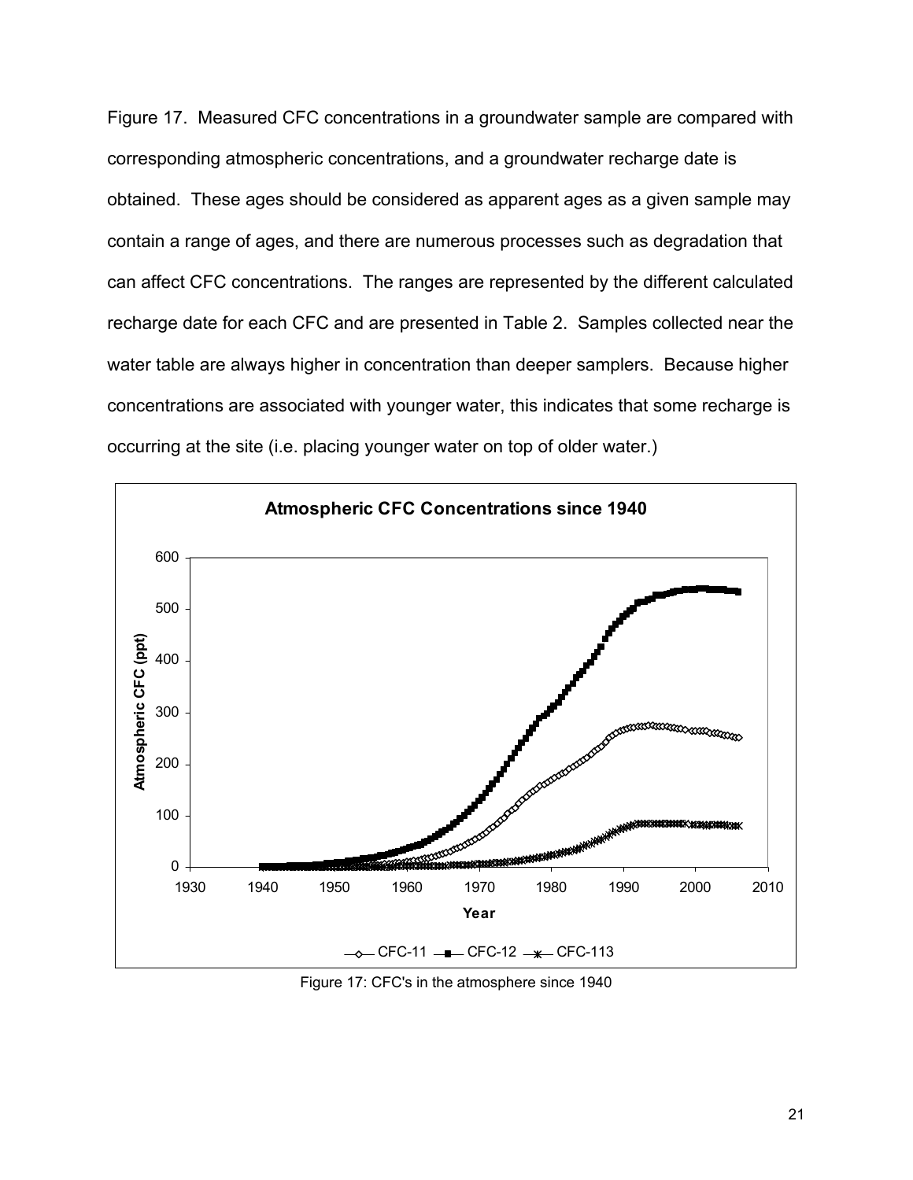Figure 17. Measured CFC concentrations in a groundwater sample are compared with corresponding atmospheric concentrations, and a groundwater recharge date is obtained. These ages should be considered as apparent ages as a given sample may contain a range of ages, and there are numerous processes such as degradation that can affect CFC concentrations. The ranges are represented by the different calculated recharge date for each CFC and are presented in Table 2. Samples collected near the water table are always higher in concentration than deeper samplers. Because higher concentrations are associated with younger water, this indicates that some recharge is occurring at the site (i.e. placing younger water on top of older water.)

Figure 17: CFC's in the atmosphere since 1940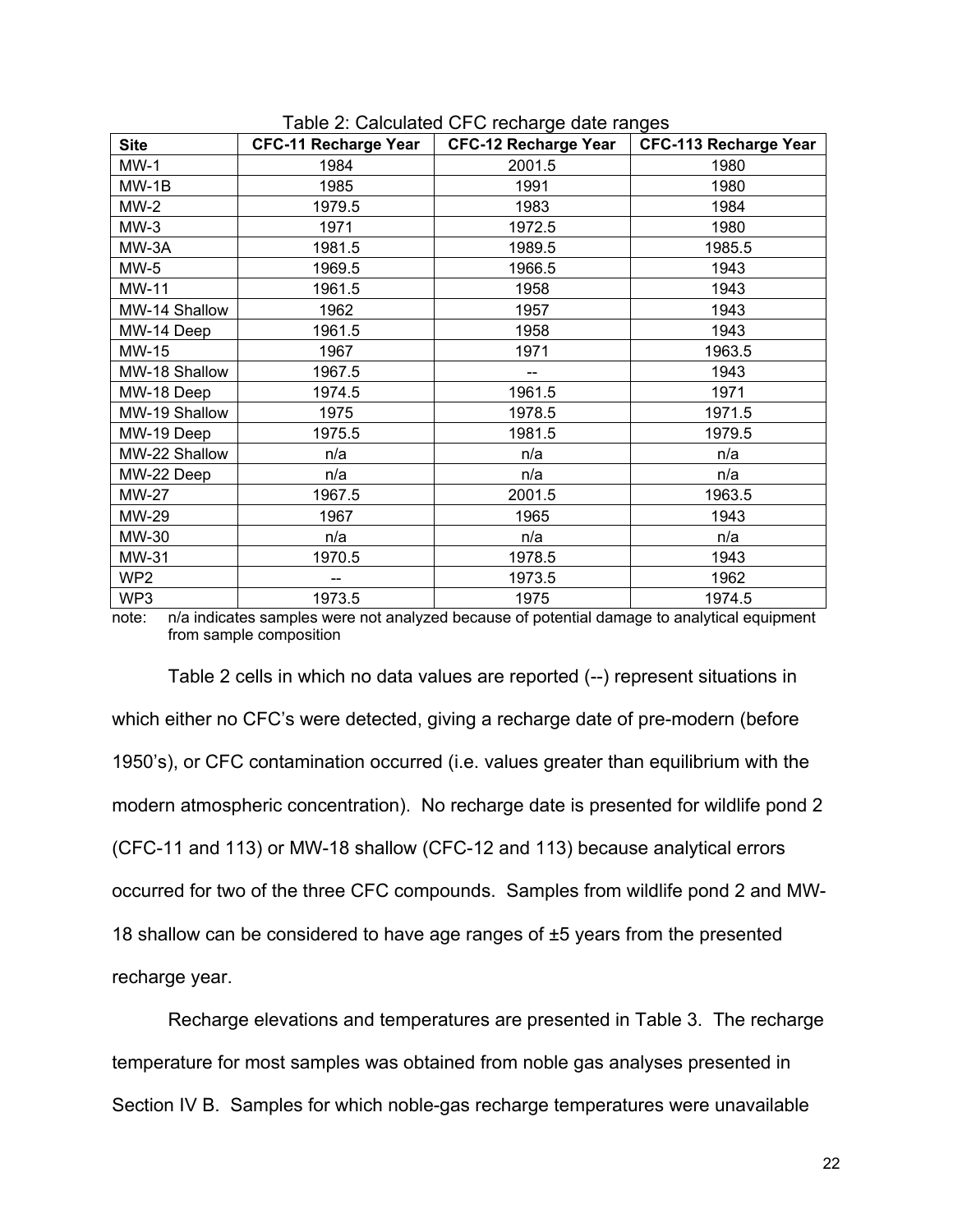Table 2: Calculated CFC recharge date ranges

| Site | CFC-11 Recharge Year | CFC-12 Recharge Year | CFC-113 Recharge Year |
| --- | --- | --- | --- |
| MW-1 | 1984 | 2001.5 | 1980 |
| MW-1B | 1985 | 1991 | 1980 |
| MW-2 | 1979.5 | 1983 | 1984 |
| MW-3 | 1971 | 1972.5 | 1980 |
| MW-3A | 1981.5 | 1989.5 | 1985.5 |
| MW-5 | 1969.5 | 1966.5 | 1943 |
| MW-11 | 1961.5 | 1958 | 1943 |
| MW-14 Shallow | 1962 | 1957 | 1943 |
| MW-14 Deep | 1961.5 | 1958 | 1943 |
| MW-15 | 1967 | 1971 | 1963.5 |
| MW-18 Shallow | 1967.5 | -- | 1943 |
| MW-18 Deep | 1974.5 | 1961.5 | 1971 |
| MW-19 Shallow | 1975 | 1978.5 | 1971.5 |
| MW-19 Deep | 1975.5 | 1981.5 | 1979.5 |
| MW-22 Shallow | n/a | n/a | n/a |
| MW-22 Deep | n/a | n/a | n/a |
| MW-27 | 1967.5 | 2001.5 | 1963.5 |
| MW-29 | 1967 | 1965 | 1943 |
| MW-30 | n/a | n/a | n/a |
| MW-31 | 1970.5 | 1978.5 | 1943 |
| WP2 | -- | 1973.5 | 1962 |
| WP3 | 1973.5 | 1975 | 1974.5 |

note: n/a indicates samples were not analyzed because of potential damage to analytical equipment from sample composition

Table 2 cells in which no data values are reported (--) represent situations in which either no CFC's were detected, giving a recharge date of pre-modern (before 1950's), or CFC contamination occurred (i.e. values greater than equilibrium with the modern atmospheric concentration). No recharge date is presented for wildlife pond 2 (CFC-11 and 113) or MW-18 shallow (CFC-12 and 113) because analytical errors occurred for two of the three CFC compounds. Samples from wildlife pond 2 and MW-18 shallow can be considered to have age ranges of ±5 years from the presented recharge year.

Recharge elevations and temperatures are presented in Table 3. The recharge temperature for most samples was obtained from noble gas analyses presented in Section IV B. Samples for which noble-gas recharge temperatures were unavailable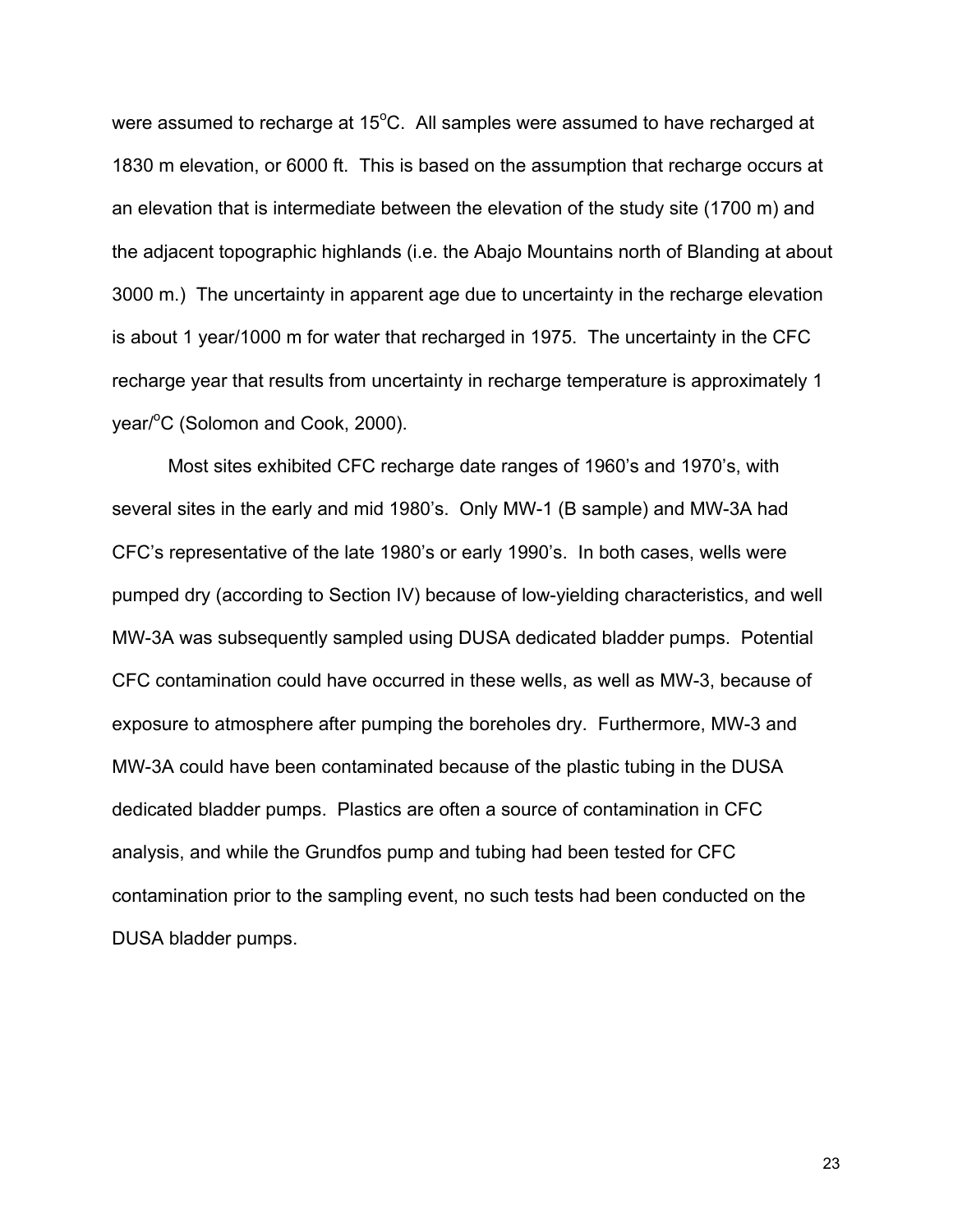were assumed to recharge at 15$^{o}$C. All samples were assumed to have recharged at 1830 m elevation, or 6000 ft. This is based on the assumption that recharge occurs at an elevation that is intermediate between the elevation of the study site (1700 m) and the adjacent topographic highlands (i.e. the Abajo Mountains north of Blanding at about 3000 m.) The uncertainty in apparent age due to uncertainty in the recharge elevation is about 1 year/1000 m for water that recharged in 1975. The uncertainty in the CFC recharge year that results from uncertainty in recharge temperature is approximately 1 year/$^{o}$C (Solomon and Cook, 2000).

Most sites exhibited CFC recharge date ranges of 1960's and 1970's, with several sites in the early and mid 1980's. Only MW-1 (B sample) and MW-3A had CFC's representative of the late 1980's or early 1990's. In both cases, wells were pumped dry (according to Section IV) because of low-yielding characteristics, and well MW-3A was subsequently sampled using DUSA dedicated bladder pumps. Potential CFC contamination could have occurred in these wells, as well as MW-3, because of exposure to atmosphere after pumping the boreholes dry. Furthermore, MW-3 and MW-3A could have been contaminated because of the plastic tubing in the DUSA dedicated bladder pumps. Plastics are often a source of contamination in CFC analysis, and while the Grundfos pump and tubing had been tested for CFC contamination prior to the sampling event, no such tests had been conducted on the DUSA bladder pumps.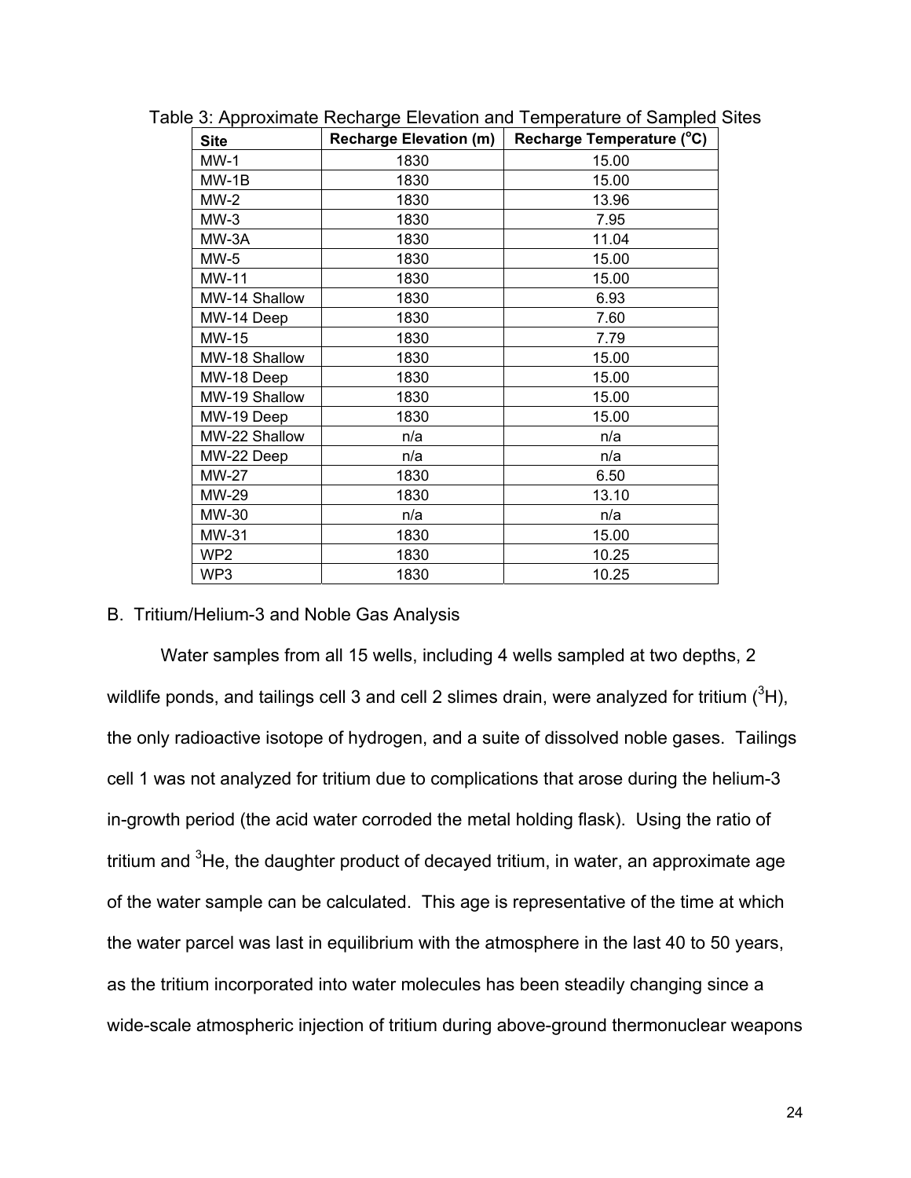Table 3: Approximate Recharge Elevation and Temperature of Sampled Sites

| Site | Recharge Elevation (m) | Recharge Temperature (°C) |
|---|---|---|
| MW-1 | 1830 | 15.00 |
| MW-1B | 1830 | 15.00 |
| MW-2 | 1830 | 13.96 |
| MW-3 | 1830 | 7.95 |
| MW-3A | 1830 | 11.04 |
| MW-5 | 1830 | 15.00 |
| MW-11 | 1830 | 15.00 |
| MW-14 Shallow | 1830 | 6.93 |
| MW-14 Deep | 1830 | 7.60 |
| MW-15 | 1830 | 7.79 |
| MW-18 Shallow | 1830 | 15.00 |
| MW-18 Deep | 1830 | 15.00 |
| MW-19 Shallow | 1830 | 15.00 |
| MW-19 Deep | 1830 | 15.00 |
| MW-22 Shallow | n/a | n/a |
| MW-22 Deep | n/a | n/a |
| MW-27 | 1830 | 6.50 |
| MW-29 | 1830 | 13.10 |
| MW-30 | n/a | n/a |
| MW-31 | 1830 | 15.00 |
| WP2 | 1830 | 10.25 |
| WP3 | 1830 | 10.25 |

B. Tritium/Helium-3 and Noble Gas Analysis

Water samples from all 15 wells, including 4 wells sampled at two depths, 2 wildlife ponds, and tailings cell 3 and cell 2 slimes drain, were analyzed for tritium ($^{3}H$), the only radioactive isotope of hydrogen, and a suite of dissolved noble gases. Tailings cell 1 was not analyzed for tritium due to complications that arose during the helium-3 in-growth period (the acid water corroded the metal holding flask). Using the ratio of tritium and $^{3}He$, the daughter product of decayed tritium, in water, an approximate age of the water sample can be calculated. This age is representative of the time at which the water parcel was last in equilibrium with the atmosphere in the last 40 to 50 years, as the tritium incorporated into water molecules has been steadily changing since a wide-scale atmospheric injection of tritium during above-ground thermonuclear weapons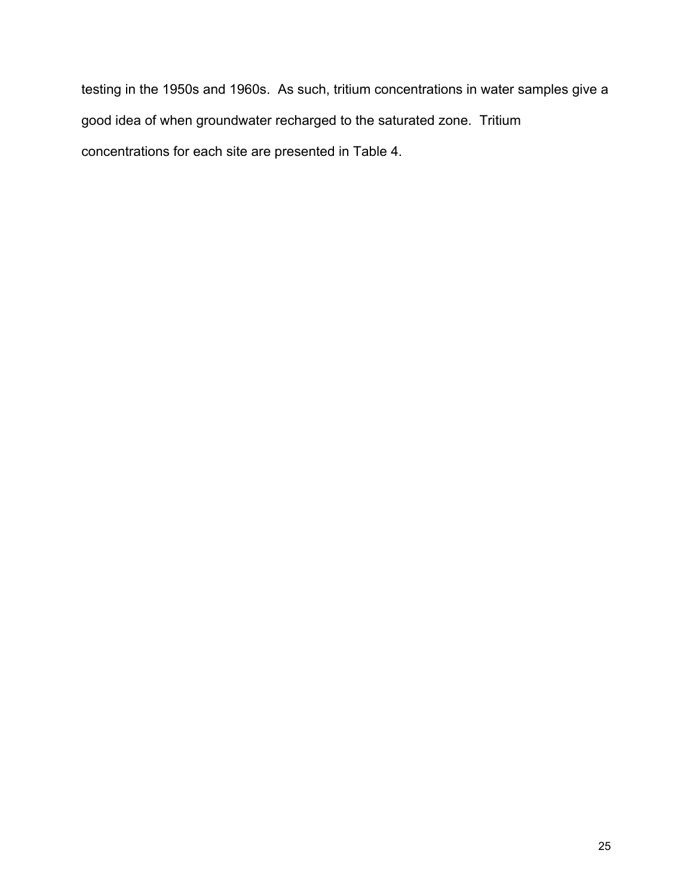testing in the 1950s and 1960s. As such, tritium concentrations in water samples give a good idea of when groundwater recharged to the saturated zone. Tritium concentrations for each site are presented in Table 4.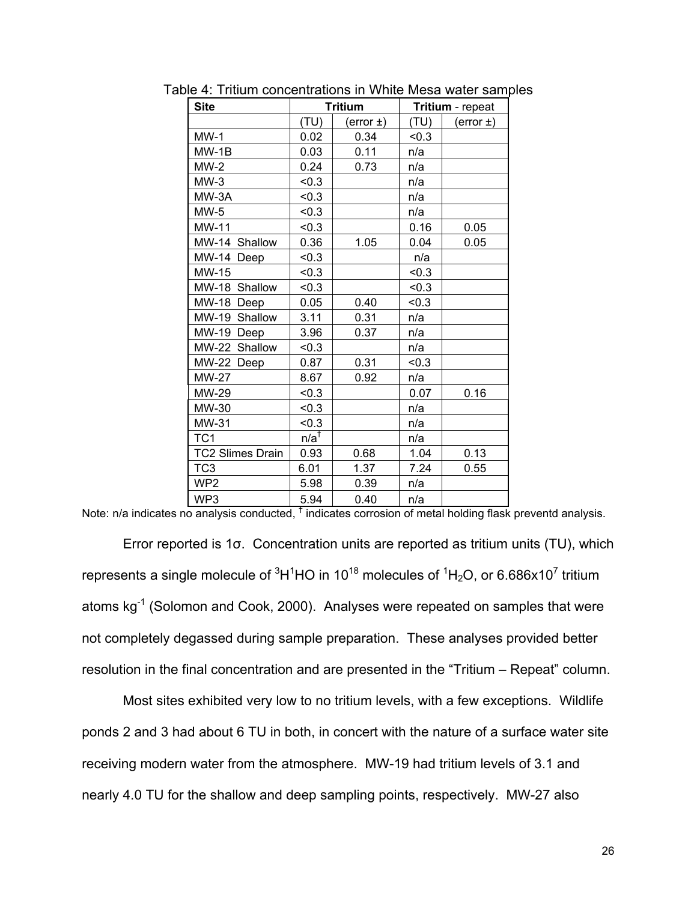Table 4: Tritium concentrations in White Mesa water samples

| Site | Tritium | | Tritium - repeat | |
|---|---|---|---|---|
| | (TU) | (error ±) | (TU) | (error ±) |
| MW-1 | 0.02 | 0.34 | <0.3 | |
| MW-1B | 0.03 | 0.11 | n/a | |
| MW-2 | 0.24 | 0.73 | n/a | |
| MW-3 | <0.3 | | n/a | |
| MW-3A | <0.3 | | n/a | |
| MW-5 | <0.3 | | n/a | |
| MW-11 | <0.3 | | 0.16 | 0.05 |
| MW-14 Shallow | 0.36 | 1.05 | 0.04 | 0.05 |
| MW-14 Deep | <0.3 | | n/a | |
| MW-15 | <0.3 | | <0.3 | |
| MW-18 Shallow | <0.3 | | <0.3 | |
| MW-18 Deep | 0.05 | 0.40 | <0.3 | |
| MW-19 Shallow | 3.11 | 0.31 | n/a | |
| MW-19 Deep | 3.96 | 0.37 | n/a | |
| MW-22 Shallow | <0.3 | | n/a | |
| MW-22 Deep | 0.87 | 0.31 | <0.3 | |
| MW-27 | 8.67 | 0.92 | n/a | |
| MW-29 | <0.3 | | 0.07 | 0.16 |
| MW-30 | <0.3 | | n/a | |
| MW-31 | <0.3 | | n/a | |
| TC1 | n/a† | | n/a | |
| TC2 Slimes Drain | 0.93 | 0.68 | 1.04 | 0.13 |
| TC3 | 6.01 | 1.37 | 7.24 | 0.55 |
| WP2 | 5.98 | 0.39 | n/a | |
| WP3 | 5.94 | 0.40 | n/a | |

Note: n/a indicates no analysis conducted, † indicates corrosion of metal holding flask preventd analysis.

Error reported is 1σ. Concentration units are reported as tritium units (TU), which represents a single molecule of $^3H^1HO$ in $10^{18}$ molecules of $^1H_2O$, or $6.686 \times 10^7$ tritium atoms $kg^{-1}$ (Solomon and Cook, 2000). Analyses were repeated on samples that were not completely degassed during sample preparation. These analyses provided better resolution in the final concentration and are presented in the "Tritium – Repeat" column.

Most sites exhibited very low to no tritium levels, with a few exceptions. Wildlife ponds 2 and 3 had about 6 TU in both, in concert with the nature of a surface water site receiving modern water from the atmosphere. MW-19 had tritium levels of 3.1 and nearly 4.0 TU for the shallow and deep sampling points, respectively. MW-27 also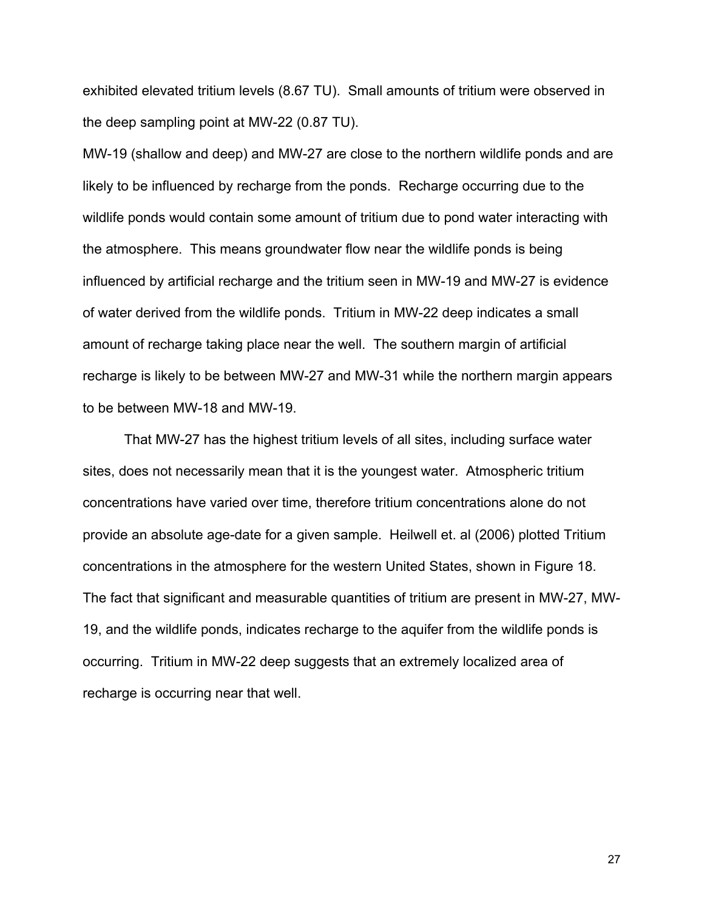exhibited elevated tritium levels (8.67 TU). Small amounts of tritium were observed in the deep sampling point at MW-22 (0.87 TU).

MW-19 (shallow and deep) and MW-27 are close to the northern wildlife ponds and are likely to be influenced by recharge from the ponds. Recharge occurring due to the wildlife ponds would contain some amount of tritium due to pond water interacting with the atmosphere. This means groundwater flow near the wildlife ponds is being influenced by artificial recharge and the tritium seen in MW-19 and MW-27 is evidence of water derived from the wildlife ponds. Tritium in MW-22 deep indicates a small amount of recharge taking place near the well. The southern margin of artificial recharge is likely to be between MW-27 and MW-31 while the northern margin appears to be between MW-18 and MW-19.

That MW-27 has the highest tritium levels of all sites, including surface water sites, does not necessarily mean that it is the youngest water. Atmospheric tritium concentrations have varied over time, therefore tritium concentrations alone do not provide an absolute age-date for a given sample. Heilwell et. al (2006) plotted Tritium concentrations in the atmosphere for the western United States, shown in Figure 18. The fact that significant and measurable quantities of tritium are present in MW-27, MW-19, and the wildlife ponds, indicates recharge to the aquifer from the wildlife ponds is occurring. Tritium in MW-22 deep suggests that an extremely localized area of recharge is occurring near that well.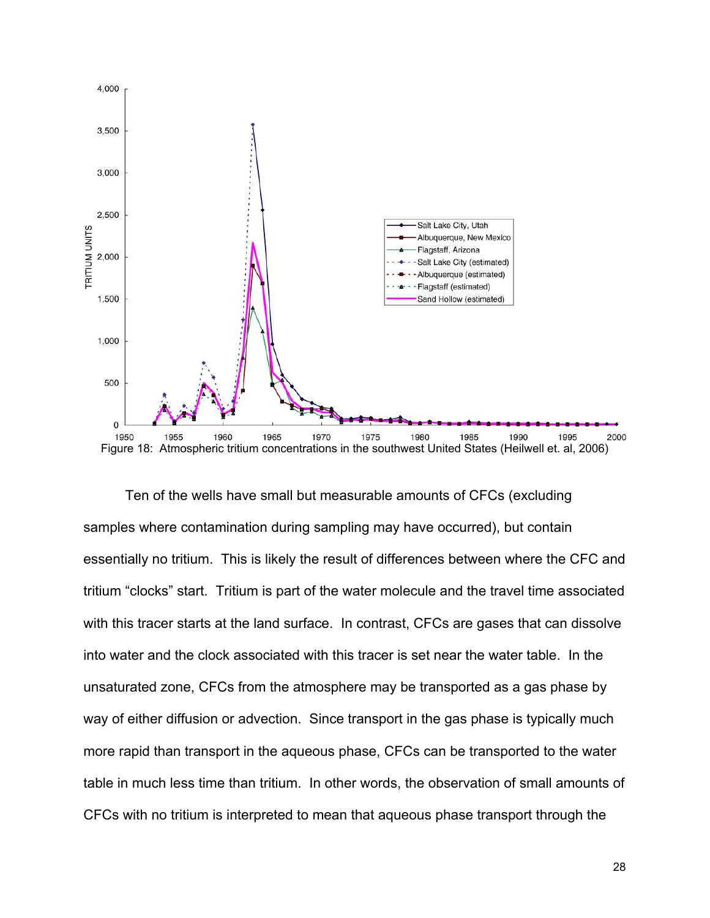Figure 18: Atmospheric tritium concentrations in the southwest United States (Heilwell et. al, 2006)

Ten of the wells have small but measurable amounts of CFCs (excluding samples where contamination during sampling may have occurred), but contain essentially no tritium. This is likely the result of differences between where the CFC and tritium "clocks" start. Tritium is part of the water molecule and the travel time associated with this tracer starts at the land surface. In contrast, CFCs are gases that can dissolve into water and the clock associated with this tracer is set near the water table. In the unsaturated zone, CFCs from the atmosphere may be transported as a gas phase by way of either diffusion or advection. Since transport in the gas phase is typically much more rapid than transport in the aqueous phase, CFCs can be transported to the water table in much less time than tritium. In other words, the observation of small amounts of CFCs with no tritium is interpreted to mean that aqueous phase transport through the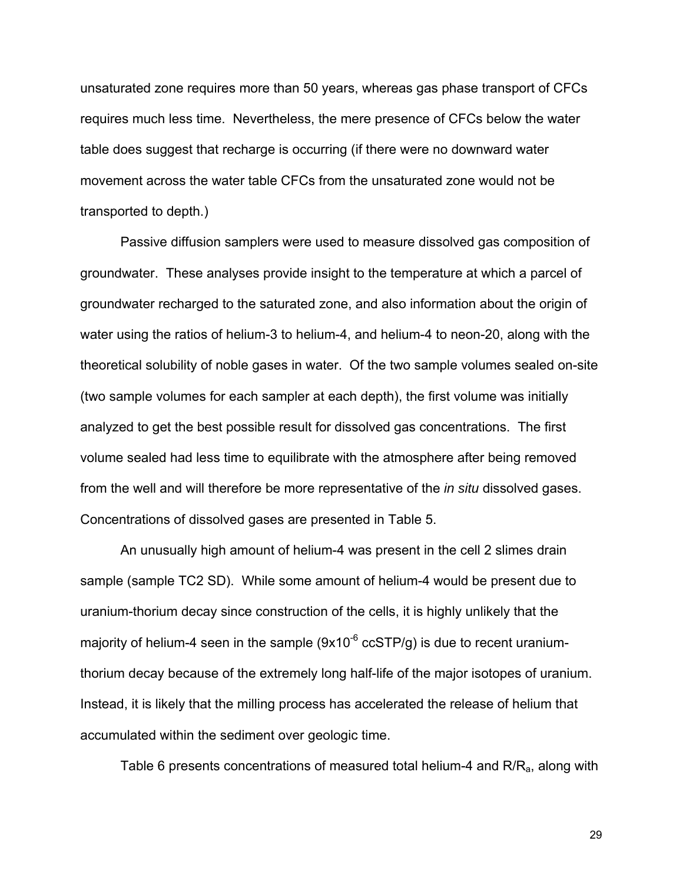unsaturated zone requires more than 50 years, whereas gas phase transport of CFCs requires much less time. Nevertheless, the mere presence of CFCs below the water table does suggest that recharge is occurring (if there were no downward water movement across the water table CFCs from the unsaturated zone would not be transported to depth.)

Passive diffusion samplers were used to measure dissolved gas composition of groundwater. These analyses provide insight to the temperature at which a parcel of groundwater recharged to the saturated zone, and also information about the origin of water using the ratios of helium-3 to helium-4, and helium-4 to neon-20, along with the theoretical solubility of noble gases in water. Of the two sample volumes sealed on-site (two sample volumes for each sampler at each depth), the first volume was initially analyzed to get the best possible result for dissolved gas concentrations. The first volume sealed had less time to equilibrate with the atmosphere after being removed from the well and will therefore be more representative of the *in situ* dissolved gases. Concentrations of dissolved gases are presented in Table 5.

An unusually high amount of helium-4 was present in the cell 2 slimes drain sample (sample TC2 SD). While some amount of helium-4 would be present due to uranium-thorium decay since construction of the cells, it is highly unlikely that the majority of helium-4 seen in the sample ($9 \times 10^{-6}$ ccSTP/g) is due to recent uranium-thorium decay because of the extremely long half-life of the major isotopes of uranium. Instead, it is likely that the milling process has accelerated the release of helium that accumulated within the sediment over geologic time.

Table 6 presents concentrations of measured total helium-4 and $R/R_a$, along with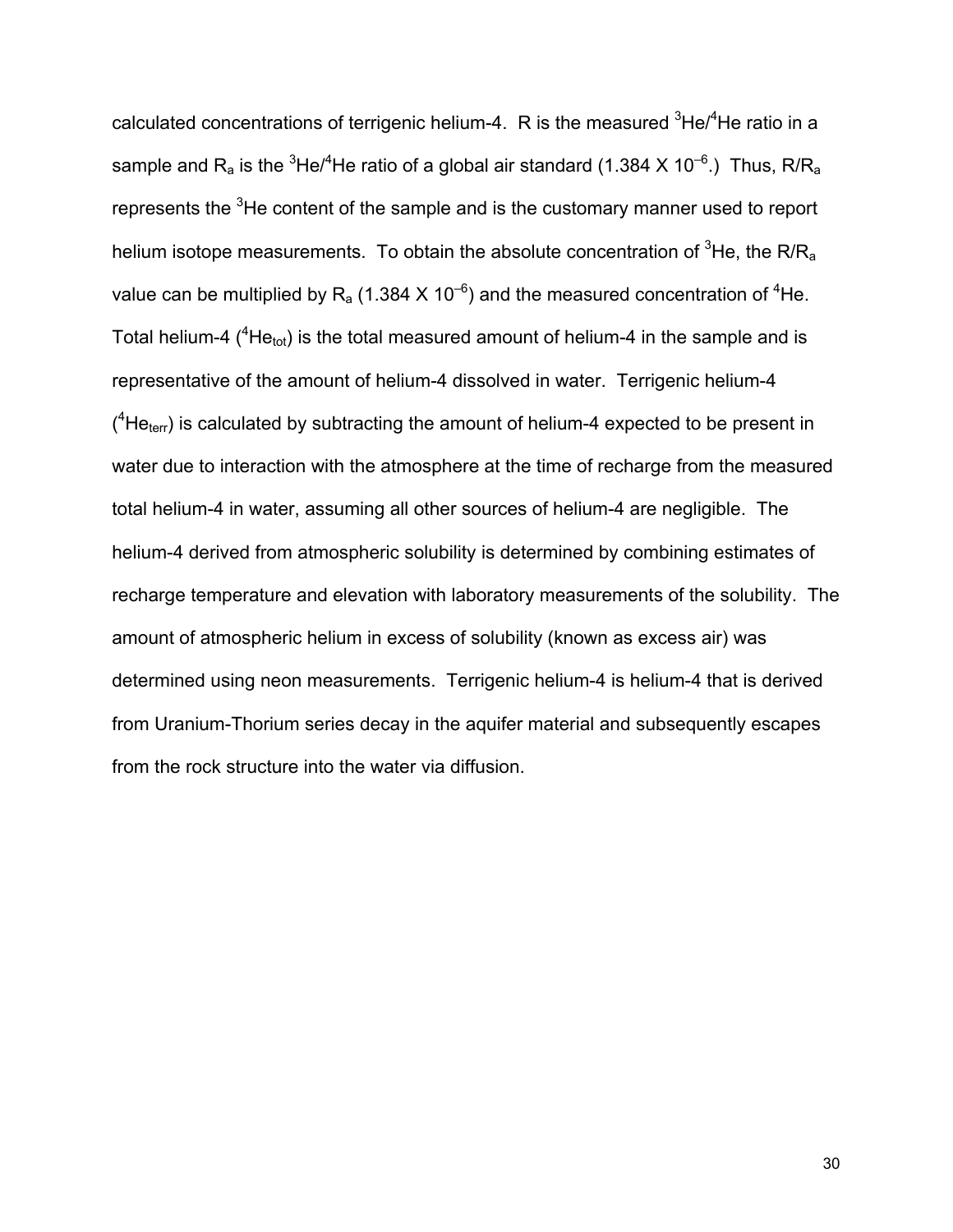calculated concentrations of terrigenic helium-4. R is the measured $^3He/^4He$ ratio in a sample and $R_a$ is the $^3He/^4He$ ratio of a global air standard ($1.384 \times 10^{-6}$.) Thus, $R/R_a$ represents the $^3He$ content of the sample and is the customary manner used to report helium isotope measurements. To obtain the absolute concentration of $^3He$, the $R/R_a$ value can be multiplied by $R_a$ ($1.384 \times 10^{-6}$) and the measured concentration of $^4He$. Total helium-4 ($^4He_{tot}$) is the total measured amount of helium-4 in the sample and is representative of the amount of helium-4 dissolved in water. Terrigenic helium-4 ($^4He_{terr}$) is calculated by subtracting the amount of helium-4 expected to be present in water due to interaction with the atmosphere at the time of recharge from the measured total helium-4 in water, assuming all other sources of helium-4 are negligible. The helium-4 derived from atmospheric solubility is determined by combining estimates of recharge temperature and elevation with laboratory measurements of the solubility. The amount of atmospheric helium in excess of solubility (known as excess air) was determined using neon measurements. Terrigenic helium-4 is helium-4 that is derived from Uranium-Thorium series decay in the aquifer material and subsequently escapes from the rock structure into the water via diffusion.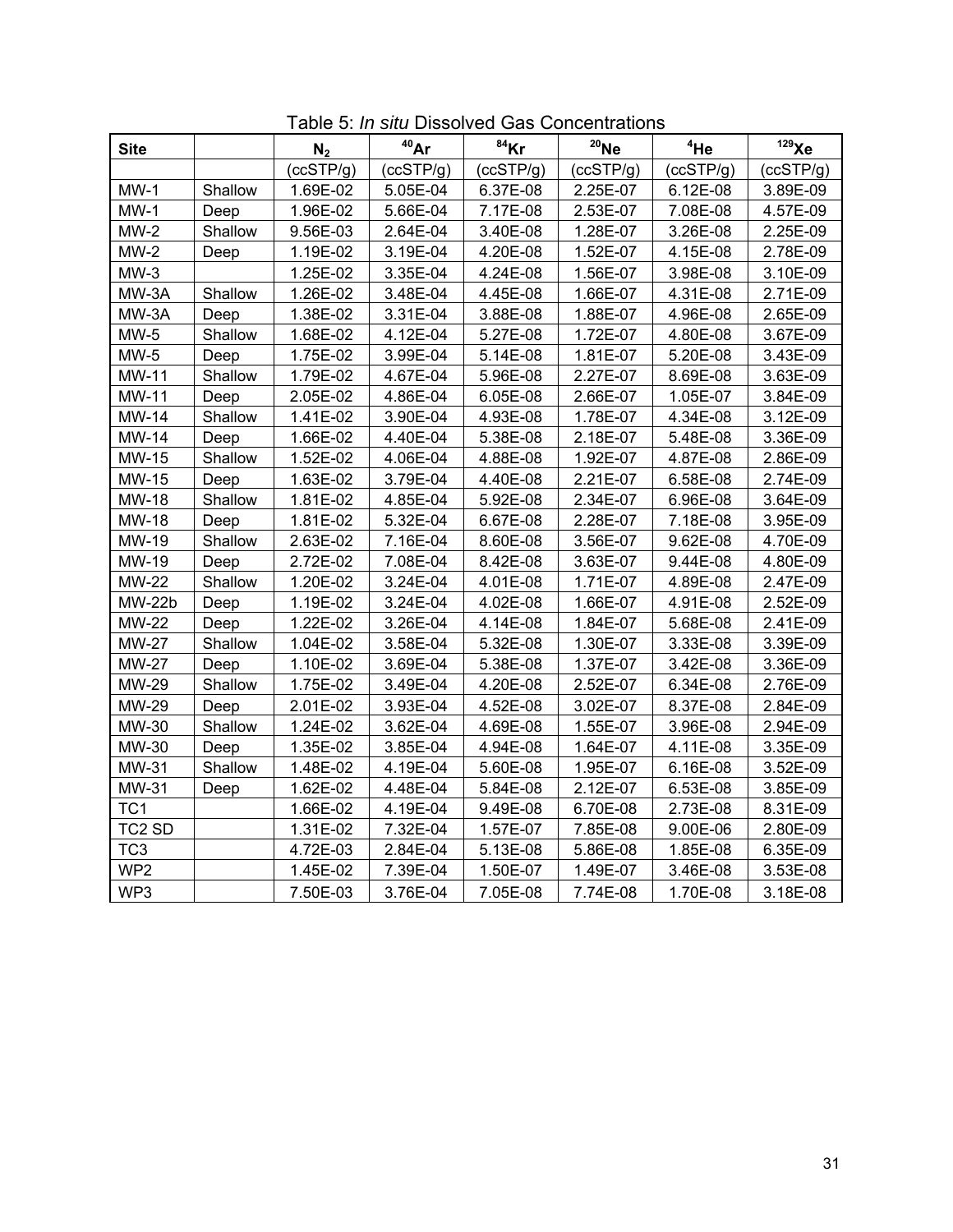Table 5: *In situ* Dissolved Gas Concentrations

| Site | | $N_2$ | $^{40}Ar$ | $^{84}Kr$ | $^{20}Ne$ | $^{4}He$ | $^{129}Xe$ |
|---|---|---|---|---|---|---|---|
| | | (ccSTP/g) | (ccSTP/g) | (ccSTP/g) | (ccSTP/g) | (ccSTP/g) | (ccSTP/g) |
| MW-1 | Shallow | 1.69E-02 | 5.05E-04 | 6.37E-08 | 2.25E-07 | 6.12E-08 | 3.89E-09 |
| MW-1 | Deep | 1.96E-02 | 5.66E-04 | 7.17E-08 | 2.53E-07 | 7.08E-08 | 4.57E-09 |
| MW-2 | Shallow | 9.56E-03 | 2.64E-04 | 3.40E-08 | 1.28E-07 | 3.26E-08 | 2.25E-09 |
| MW-2 | Deep | 1.19E-02 | 3.19E-04 | 4.20E-08 | 1.52E-07 | 4.15E-08 | 2.78E-09 |
| MW-3 | | 1.25E-02 | 3.35E-04 | 4.24E-08 | 1.56E-07 | 3.98E-08 | 3.10E-09 |
| MW-3A | Shallow | 1.26E-02 | 3.48E-04 | 4.45E-08 | 1.66E-07 | 4.31E-08 | 2.71E-09 |
| MW-3A | Deep | 1.38E-02 | 3.31E-04 | 3.88E-08 | 1.88E-07 | 4.96E-08 | 2.65E-09 |
| MW-5 | Shallow | 1.68E-02 | 4.12E-04 | 5.27E-08 | 1.72E-07 | 4.80E-08 | 3.67E-09 |
| MW-5 | Deep | 1.75E-02 | 3.99E-04 | 5.14E-08 | 1.81E-07 | 5.20E-08 | 3.43E-09 |
| MW-11 | Shallow | 1.79E-02 | 4.67E-04 | 5.96E-08 | 2.27E-07 | 8.69E-08 | 3.63E-09 |
| MW-11 | Deep | 2.05E-02 | 4.86E-04 | 6.05E-08 | 2.66E-07 | 1.05E-07 | 3.84E-09 |
| MW-14 | Shallow | 1.41E-02 | 3.90E-04 | 4.93E-08 | 1.78E-07 | 4.34E-08 | 3.12E-09 |
| MW-14 | Deep | 1.66E-02 | 4.40E-04 | 5.38E-08 | 2.18E-07 | 5.48E-08 | 3.36E-09 |
| MW-15 | Shallow | 1.52E-02 | 4.06E-04 | 4.88E-08 | 1.92E-07 | 4.87E-08 | 2.86E-09 |
| MW-15 | Deep | 1.63E-02 | 3.79E-04 | 4.40E-08 | 2.21E-07 | 6.58E-08 | 2.74E-09 |
| MW-18 | Shallow | 1.81E-02 | 4.85E-04 | 5.92E-08 | 2.34E-07 | 6.96E-08 | 3.64E-09 |
| MW-18 | Deep | 1.81E-02 | 5.32E-04 | 6.67E-08 | 2.28E-07 | 7.18E-08 | 3.95E-09 |
| MW-19 | Shallow | 2.63E-02 | 7.16E-04 | 8.60E-08 | 3.56E-07 | 9.62E-08 | 4.70E-09 |
| MW-19 | Deep | 2.72E-02 | 7.08E-04 | 8.42E-08 | 3.63E-07 | 9.44E-08 | 4.80E-09 |
| MW-22 | Shallow | 1.20E-02 | 3.24E-04 | 4.01E-08 | 1.71E-07 | 4.89E-08 | 2.47E-09 |
| MW-22b | Deep | 1.19E-02 | 3.24E-04 | 4.02E-08 | 1.66E-07 | 4.91E-08 | 2.52E-09 |
| MW-22 | Deep | 1.22E-02 | 3.26E-04 | 4.14E-08 | 1.84E-07 | 5.68E-08 | 2.41E-09 |
| MW-27 | Shallow | 1.04E-02 | 3.58E-04 | 5.32E-08 | 1.30E-07 | 3.33E-08 | 3.39E-09 |
| MW-27 | Deep | 1.10E-02 | 3.69E-04 | 5.38E-08 | 1.37E-07 | 3.42E-08 | 3.36E-09 |
| MW-29 | Shallow | 1.75E-02 | 3.49E-04 | 4.20E-08 | 2.52E-07 | 6.34E-08 | 2.76E-09 |
| MW-29 | Deep | 2.01E-02 | 3.93E-04 | 4.52E-08 | 3.02E-07 | 8.37E-08 | 2.84E-09 |
| MW-30 | Shallow | 1.24E-02 | 3.62E-04 | 4.69E-08 | 1.55E-07 | 3.96E-08 | 2.94E-09 |
| MW-30 | Deep | 1.35E-02 | 3.85E-04 | 4.94E-08 | 1.64E-07 | 4.11E-08 | 3.35E-09 |
| MW-31 | Shallow | 1.48E-02 | 4.19E-04 | 5.60E-08 | 1.95E-07 | 6.16E-08 | 3.52E-09 |
| MW-31 | Deep | 1.62E-02 | 4.48E-04 | 5.84E-08 | 2.12E-07 | 6.53E-08 | 3.85E-09 |
| TC1 | | 1.66E-02 | 4.19E-04 | 9.49E-08 | 6.70E-08 | 2.73E-08 | 8.31E-09 |
| TC2 SD | | 1.31E-02 | 7.32E-04 | 1.57E-07 | 7.85E-08 | 9.00E-06 | 2.80E-09 |
| TC3 | | 4.72E-03 | 2.84E-04 | 5.13E-08 | 5.86E-08 | 1.85E-08 | 6.35E-09 |
| WP2 | | 1.45E-02 | 7.39E-04 | 1.50E-07 | 1.49E-07 | 3.46E-08 | 3.53E-08 |
| WP3 | | 7.50E-03 | 3.76E-04 | 7.05E-08 | 7.74E-08 | 1.70E-08 | 3.18E-08 |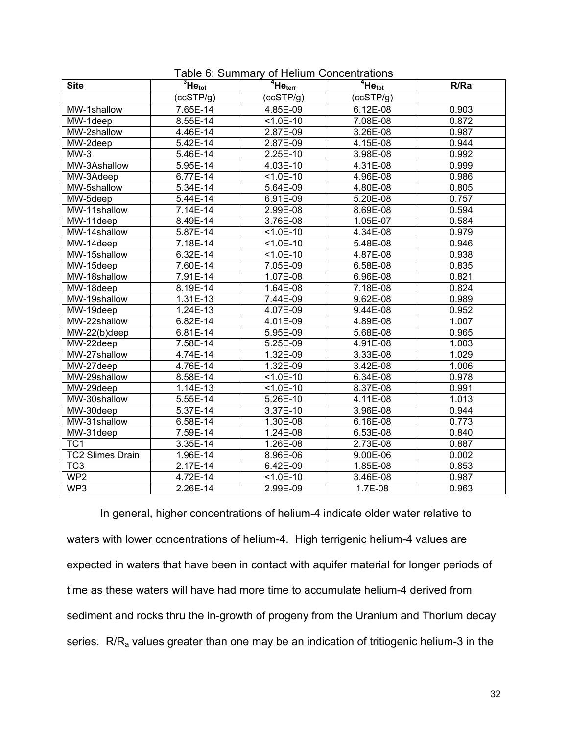Table 6: Summary of Helium Concentrations

| Site | $^3He_{tot}$ | $^4He_{terr}$ | $^4He_{tot}$ | R/Ra |
|---|---|---|---|---|
| | (ccSTP/g) | (ccSTP/g) | (ccSTP/g) | |
| MW-1shallow | 7.65E-14 | 4.85E-09 | 6.12E-08 | 0.903 |
| MW-1deep | 8.55E-14 | <1.0E-10 | 7.08E-08 | 0.872 |
| MW-2shallow | 4.46E-14 | 2.87E-09 | 3.26E-08 | 0.987 |
| MW-2deep | 5.42E-14 | 2.87E-09 | 4.15E-08 | 0.944 |
| MW-3 | 5.46E-14 | 2.25E-10 | 3.98E-08 | 0.992 |
| MW-3Ashallow | 5.95E-14 | 4.03E-10 | 4.31E-08 | 0.999 |
| MW-3Adeep | 6.77E-14 | <1.0E-10 | 4.96E-08 | 0.986 |
| MW-5shallow | 5.34E-14 | 5.64E-09 | 4.80E-08 | 0.805 |
| MW-5deep | 5.44E-14 | 6.91E-09 | 5.20E-08 | 0.757 |
| MW-11shallow | 7.14E-14 | 2.99E-08 | 8.69E-08 | 0.594 |
| MW-11deep | 8.49E-14 | 3.76E-08 | 1.05E-07 | 0.584 |
| MW-14shallow | 5.87E-14 | <1.0E-10 | 4.34E-08 | 0.979 |
| MW-14deep | 7.18E-14 | <1.0E-10 | 5.48E-08 | 0.946 |
| MW-15shallow | 6.32E-14 | <1.0E-10 | 4.87E-08 | 0.938 |
| MW-15deep | 7.60E-14 | 7.05E-09 | 6.58E-08 | 0.835 |
| MW-18shallow | 7.91E-14 | 1.07E-08 | 6.96E-08 | 0.821 |
| MW-18deep | 8.19E-14 | 1.64E-08 | 7.18E-08 | 0.824 |
| MW-19shallow | 1.31E-13 | 7.44E-09 | 9.62E-08 | 0.989 |
| MW-19deep | 1.24E-13 | 4.07E-09 | 9.44E-08 | 0.952 |
| MW-22shallow | 6.82E-14 | 4.01E-09 | 4.89E-08 | 1.007 |
| MW-22(b)deep | 6.81E-14 | 5.95E-09 | 5.68E-08 | 0.965 |
| MW-22deep | 7.58E-14 | 5.25E-09 | 4.91E-08 | 1.003 |
| MW-27shallow | 4.74E-14 | 1.32E-09 | 3.33E-08 | 1.029 |
| MW-27deep | 4.76E-14 | 1.32E-09 | 3.42E-08 | 1.006 |
| MW-29shallow | 8.58E-14 | <1.0E-10 | 6.34E-08 | 0.978 |
| MW-29deep | 1.14E-13 | <1.0E-10 | 8.37E-08 | 0.991 |
| MW-30shallow | 5.55E-14 | 5.26E-10 | 4.11E-08 | 1.013 |
| MW-30deep | 5.37E-14 | 3.37E-10 | 3.96E-08 | 0.944 |
| MW-31shallow | 6.58E-14 | 1.30E-08 | 6.16E-08 | 0.773 |
| MW-31deep | 7.59E-14 | 1.24E-08 | 6.53E-08 | 0.840 |
| TC1 | 3.35E-14 | 1.26E-08 | 2.73E-08 | 0.887 |
| TC2 Slimes Drain | 1.96E-14 | 8.96E-06 | 9.00E-06 | 0.002 |
| TC3 | 2.17E-14 | 6.42E-09 | 1.85E-08 | 0.853 |
| WP2 | 4.72E-14 | <1.0E-10 | 3.46E-08 | 0.987 |
| WP3 | 2.26E-14 | 2.99E-09 | 1.7E-08 | 0.963 |

In general, higher concentrations of helium-4 indicate older water relative to waters with lower concentrations of helium-4. High terrigenic helium-4 values are expected in waters that have been in contact with aquifer material for longer periods of time as these waters will have had more time to accumulate helium-4 derived from sediment and rocks thru the in-growth of progeny from the Uranium and Thorium decay series. $R/R_a$ values greater than one may be an indication of tritiogenic helium-3 in the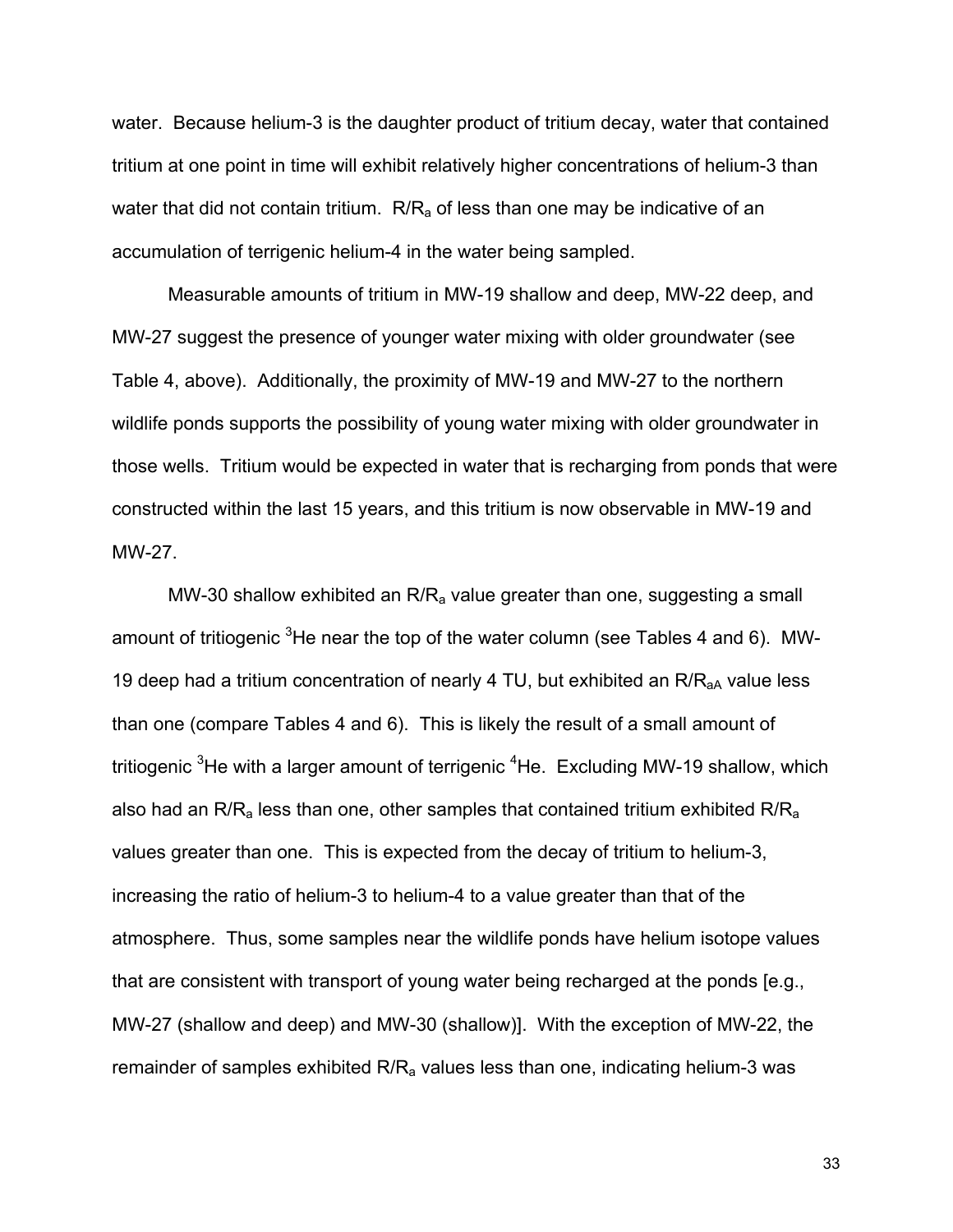water. Because helium-3 is the daughter product of tritium decay, water that contained tritium at one point in time will exhibit relatively higher concentrations of helium-3 than water that did not contain tritium. $R/R_a$ of less than one may be indicative of an accumulation of terrigenic helium-4 in the water being sampled.

Measurable amounts of tritium in MW-19 shallow and deep, MW-22 deep, and MW-27 suggest the presence of younger water mixing with older groundwater (see Table 4, above). Additionally, the proximity of MW-19 and MW-27 to the northern wildlife ponds supports the possibility of young water mixing with older groundwater in those wells. Tritium would be expected in water that is recharging from ponds that were constructed within the last 15 years, and this tritium is now observable in MW-19 and MW-27.

MW-30 shallow exhibited an $R/R_a$ value greater than one, suggesting a small amount of tritiogenic $^3He$ near the top of the water column (see Tables 4 and 6). MW-19 deep had a tritium concentration of nearly 4 TU, but exhibited an $R/R_{aA}$ value less than one (compare Tables 4 and 6). This is likely the result of a small amount of tritiogenic $^3He$ with a larger amount of terrigenic $^4He$. Excluding MW-19 shallow, which also had an $R/R_a$ less than one, other samples that contained tritium exhibited $R/R_a$ values greater than one. This is expected from the decay of tritium to helium-3, increasing the ratio of helium-3 to helium-4 to a value greater than that of the atmosphere. Thus, some samples near the wildlife ponds have helium isotope values that are consistent with transport of young water being recharged at the ponds [e.g., MW-27 (shallow and deep) and MW-30 (shallow)]. With the exception of MW-22, the remainder of samples exhibited $R/R_a$ values less than one, indicating helium-3 was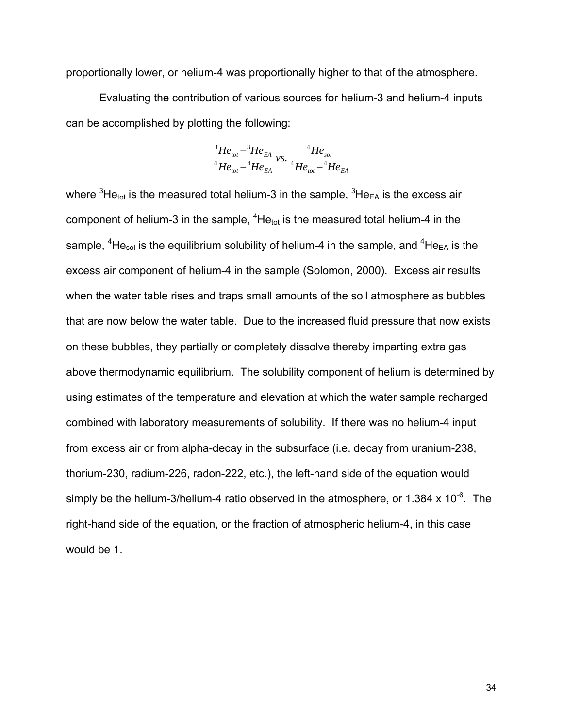proportionally lower, or helium-4 was proportionally higher to that of the atmosphere.

Evaluating the contribution of various sources for helium-3 and helium-4 inputs can be accomplished by plotting the following:

$$\frac{{}^{3}He_{tot} - {}^{3}He_{EA}}{{}^{4}He_{tot} - {}^{4}He_{EA}} \; vs. \; \frac{{}^{4}He_{sol}}{{}^{4}He_{tot} - {}^{4}He_{EA}}$$

where ${}^{3}He_{tot}$ is the measured total helium-3 in the sample, ${}^{3}He_{EA}$ is the excess air component of helium-3 in the sample, ${}^{4}He_{tot}$ is the measured total helium-4 in the sample, ${}^{4}He_{sol}$ is the equilibrium solubility of helium-4 in the sample, and ${}^{4}He_{EA}$ is the excess air component of helium-4 in the sample (Solomon, 2000). Excess air results when the water table rises and traps small amounts of the soil atmosphere as bubbles that are now below the water table. Due to the increased fluid pressure that now exists on these bubbles, they partially or completely dissolve thereby imparting extra gas above thermodynamic equilibrium. The solubility component of helium is determined by using estimates of the temperature and elevation at which the water sample recharged combined with laboratory measurements of solubility. If there was no helium-4 input from excess air or from alpha-decay in the subsurface (i.e. decay from uranium-238, thorium-230, radium-226, radon-222, etc.), the left-hand side of the equation would simply be the helium-3/helium-4 ratio observed in the atmosphere, or $1.384 \times 10^{-6}$. The right-hand side of the equation, or the fraction of atmospheric helium-4, in this case would be 1.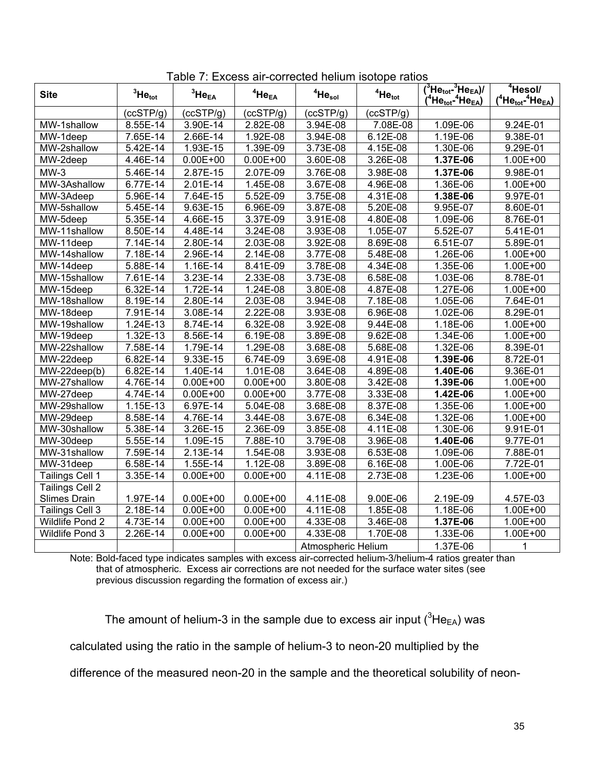Table 7: Excess air-corrected helium isotope ratios

| Site | $^3He_{tot}$ | $^3He_{EA}$ | $^4He_{EA}$ | $^4He_{sol}$ | $^4He_{tot}$ | $(^3He_{tot}$-$^3He_{EA})$/ $(^4He_{tot}$-$^4He_{EA})$ | $^4He_{sol}$/ $(^4He_{tot}$-$^4He_{EA})$ |
|---|---|---|---|---|---|---|---|
| | (ccSTP/g) | (ccSTP/g) | (ccSTP/g) | (ccSTP/g) | (ccSTP/g) | | |
| MW-1shallow | 8.55E-14 | 3.90E-14 | 2.82E-08 | 3.94E-08 | 7.08E-08 | 1.09E-06 | 9.24E-01 |
| MW-1deep | 7.65E-14 | 2.66E-14 | 1.92E-08 | 3.94E-08 | 6.12E-08 | 1.19E-06 | 9.38E-01 |
| MW-2shallow | 5.42E-14 | 1.93E-15 | 1.39E-09 | 3.73E-08 | 4.15E-08 | 1.30E-06 | 9.29E-01 |
| MW-2deep | 4.46E-14 | 0.00E+00 | 0.00E+00 | 3.60E-08 | 3.26E-08 | **1.37E-06** | 1.00E+00 |
| MW-3 | 5.46E-14 | 2.87E-15 | 2.07E-09 | 3.76E-08 | 3.98E-08 | **1.37E-06** | 9.98E-01 |
| MW-3Ashallow | 6.77E-14 | 2.01E-14 | 1.45E-08 | 3.67E-08 | 4.96E-08 | 1.36E-06 | 1.00E+00 |
| MW-3Adeep | 5.96E-14 | 7.64E-15 | 5.52E-09 | 3.75E-08 | 4.31E-08 | **1.38E-06** | 9.97E-01 |
| MW-5shallow | 5.45E-14 | 9.63E-15 | 6.96E-09 | 3.87E-08 | 5.20E-08 | 9.95E-07 | 8.60E-01 |
| MW-5deep | 5.35E-14 | 4.66E-15 | 3.37E-09 | 3.91E-08 | 4.80E-08 | 1.09E-06 | 8.76E-01 |
| MW-11shallow | 8.50E-14 | 4.48E-14 | 3.24E-08 | 3.93E-08 | 1.05E-07 | 5.52E-07 | 5.41E-01 |
| MW-11deep | 7.14E-14 | 2.80E-14 | 2.03E-08 | 3.92E-08 | 8.69E-08 | 6.51E-07 | 5.89E-01 |
| MW-14shallow | 7.18E-14 | 2.96E-14 | 2.14E-08 | 3.77E-08 | 5.48E-08 | 1.26E-06 | 1.00E+00 |
| MW-14deep | 5.88E-14 | 1.16E-14 | 8.41E-09 | 3.78E-08 | 4.34E-08 | 1.35E-06 | 1.00E+00 |
| MW-15shallow | 7.61E-14 | 3.23E-14 | 2.33E-08 | 3.73E-08 | 6.58E-08 | 1.03E-06 | 8.78E-01 |
| MW-15deep | 6.32E-14 | 1.72E-14 | 1.24E-08 | 3.80E-08 | 4.87E-08 | 1.27E-06 | 1.00E+00 |
| MW-18shallow | 8.19E-14 | 2.80E-14 | 2.03E-08 | 3.94E-08 | 7.18E-08 | 1.05E-06 | 7.64E-01 |
| MW-18deep | 7.91E-14 | 3.08E-14 | 2.22E-08 | 3.93E-08 | 6.96E-08 | 1.02E-06 | 8.29E-01 |
| MW-19shallow | 1.24E-13 | 8.74E-14 | 6.32E-08 | 3.92E-08 | 9.44E-08 | 1.18E-06 | 1.00E+00 |
| MW-19deep | 1.32E-13 | 8.56E-14 | 6.19E-08 | 3.89E-08 | 9.62E-08 | 1.34E-06 | 1.00E+00 |
| MW-22shallow | 7.58E-14 | 1.79E-14 | 1.29E-08 | 3.68E-08 | 5.68E-08 | 1.32E-06 | 8.39E-01 |
| MW-22deep | 6.82E-14 | 9.33E-15 | 6.74E-09 | 3.69E-08 | 4.91E-08 | **1.39E-06** | 8.72E-01 |
| MW-22deep(b) | 6.82E-14 | 1.40E-14 | 1.01E-08 | 3.64E-08 | 4.89E-08 | **1.40E-06** | 9.36E-01 |
| MW-27shallow | 4.76E-14 | 0.00E+00 | 0.00E+00 | 3.80E-08 | 3.42E-08 | **1.39E-06** | 1.00E+00 |
| MW-27deep | 4.74E-14 | 0.00E+00 | 0.00E+00 | 3.77E-08 | 3.33E-08 | **1.42E-06** | 1.00E+00 |
| MW-29shallow | 1.15E-13 | 6.97E-14 | 5.04E-08 | 3.68E-08 | 8.37E-08 | 1.35E-06 | 1.00E+00 |
| MW-29deep | 8.58E-14 | 4.76E-14 | 3.44E-08 | 3.67E-08 | 6.34E-08 | 1.32E-06 | 1.00E+00 |
| MW-30shallow | 5.38E-14 | 3.26E-15 | 2.36E-09 | 3.85E-08 | 4.11E-08 | 1.30E-06 | 9.91E-01 |
| MW-30deep | 5.55E-14 | 1.09E-15 | 7.88E-10 | 3.79E-08 | 3.96E-08 | **1.40E-06** | 9.77E-01 |
| MW-31shallow | 7.59E-14 | 2.13E-14 | 1.54E-08 | 3.93E-08 | 6.53E-08 | 1.09E-06 | 7.88E-01 |
| MW-31deep | 6.58E-14 | 1.55E-14 | 1.12E-08 | 3.89E-08 | 6.16E-08 | 1.00E-06 | 7.72E-01 |
| Tailings Cell 1 | 3.35E-14 | 0.00E+00 | 0.00E+00 | 4.11E-08 | 2.73E-08 | 1.23E-06 | 1.00E+00 |
| Tailings Cell 2 Slimes Drain | 1.97E-14 | 0.00E+00 | 0.00E+00 | 4.11E-08 | 9.00E-06 | 2.19E-09 | 4.57E-03 |
| Tailings Cell 3 | 2.18E-14 | 0.00E+00 | 0.00E+00 | 4.11E-08 | 1.85E-08 | 1.18E-06 | 1.00E+00 |
| Wildlife Pond 2 | 4.73E-14 | 0.00E+00 | 0.00E+00 | 4.33E-08 | 3.46E-08 | **1.37E-06** | 1.00E+00 |
| Wildlife Pond 3 | 2.26E-14 | 0.00E+00 | 0.00E+00 | 4.33E-08 | 1.70E-08 | 1.33E-06 | 1.00E+00 |
| | | | | Atmospheric Helium | | 1.37E-06 | 1 |

Note: Bold-faced type indicates samples with excess air-corrected helium-3/helium-4 ratios greater than that of atmospheric. Excess air corrections are not needed for the surface water sites (see previous discussion regarding the formation of excess air.)

The amount of helium-3 in the sample due to excess air input ($^3He_{EA}$) was calculated using the ratio in the sample of helium-3 to neon-20 multiplied by the difference of the measured neon-20 in the sample and the theoretical solubility of neon-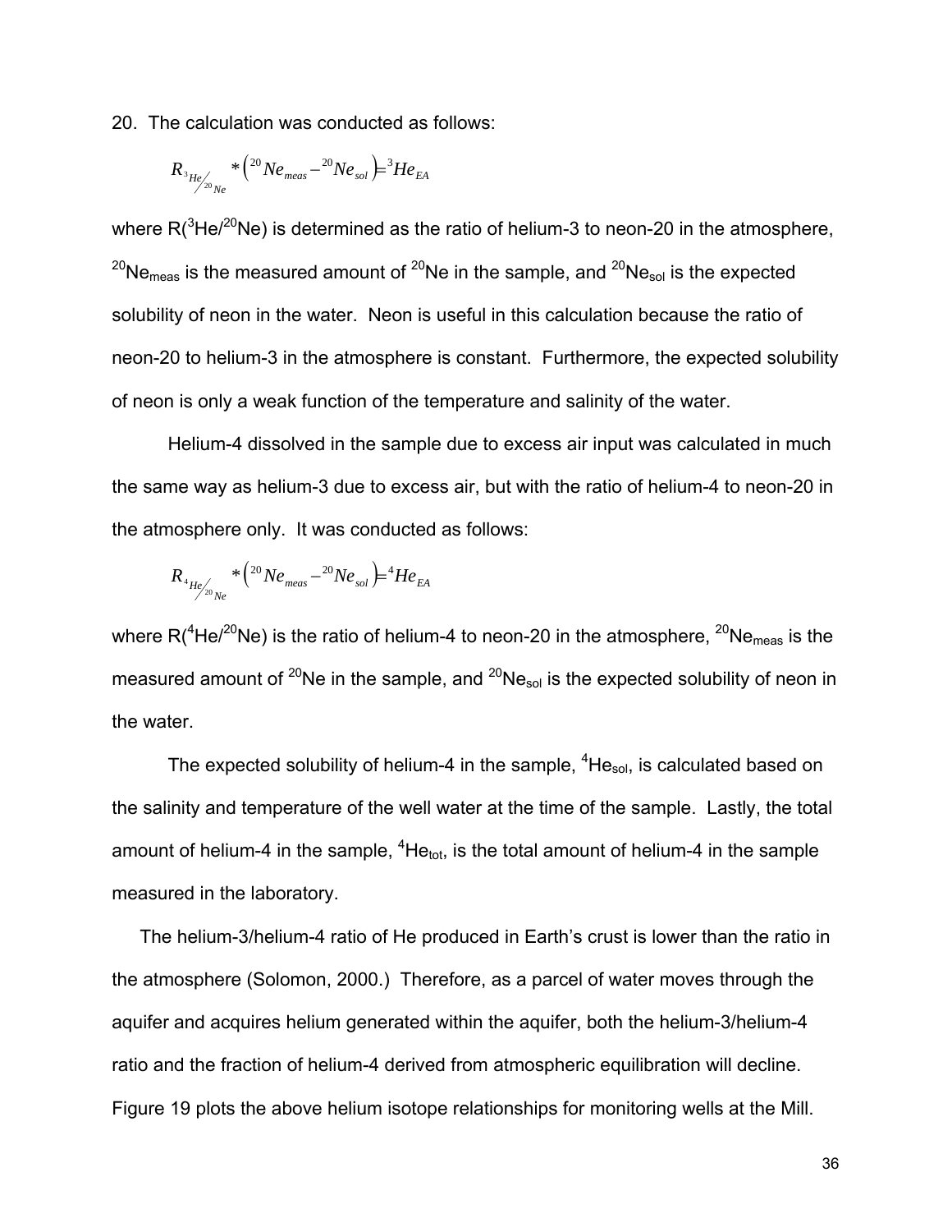20. The calculation was conducted as follows:

$$R_{{}^{3}He/{}^{20}Ne} * \left({}^{20}Ne_{meas} - {}^{20}Ne_{sol}\right) = {}^{3}He_{EA}$$

where $R({}^{3}He/{}^{20}Ne)$ is determined as the ratio of helium-3 to neon-20 in the atmosphere, ${}^{20}Ne_{meas}$ is the measured amount of ${}^{20}Ne$ in the sample, and ${}^{20}Ne_{sol}$ is the expected solubility of neon in the water. Neon is useful in this calculation because the ratio of neon-20 to helium-3 in the atmosphere is constant. Furthermore, the expected solubility of neon is only a weak function of the temperature and salinity of the water.

Helium-4 dissolved in the sample due to excess air input was calculated in much the same way as helium-3 due to excess air, but with the ratio of helium-4 to neon-20 in the atmosphere only. It was conducted as follows:

$$R_{{}^{4}He/{}^{20}Ne} * \left({}^{20}Ne_{meas} - {}^{20}Ne_{sol}\right) = {}^{4}He_{EA}$$

where $R({}^{4}He/{}^{20}Ne)$ is the ratio of helium-4 to neon-20 in the atmosphere, ${}^{20}Ne_{meas}$ is the measured amount of ${}^{20}Ne$ in the sample, and ${}^{20}Ne_{sol}$ is the expected solubility of neon in the water.

The expected solubility of helium-4 in the sample, ${}^{4}He_{sol}$, is calculated based on the salinity and temperature of the well water at the time of the sample. Lastly, the total amount of helium-4 in the sample, ${}^{4}He_{tot}$, is the total amount of helium-4 in the sample measured in the laboratory.

The helium-3/helium-4 ratio of He produced in Earth's crust is lower than the ratio in the atmosphere (Solomon, 2000.) Therefore, as a parcel of water moves through the aquifer and acquires helium generated within the aquifer, both the helium-3/helium-4 ratio and the fraction of helium-4 derived from atmospheric equilibration will decline. Figure 19 plots the above helium isotope relationships for monitoring wells at the Mill.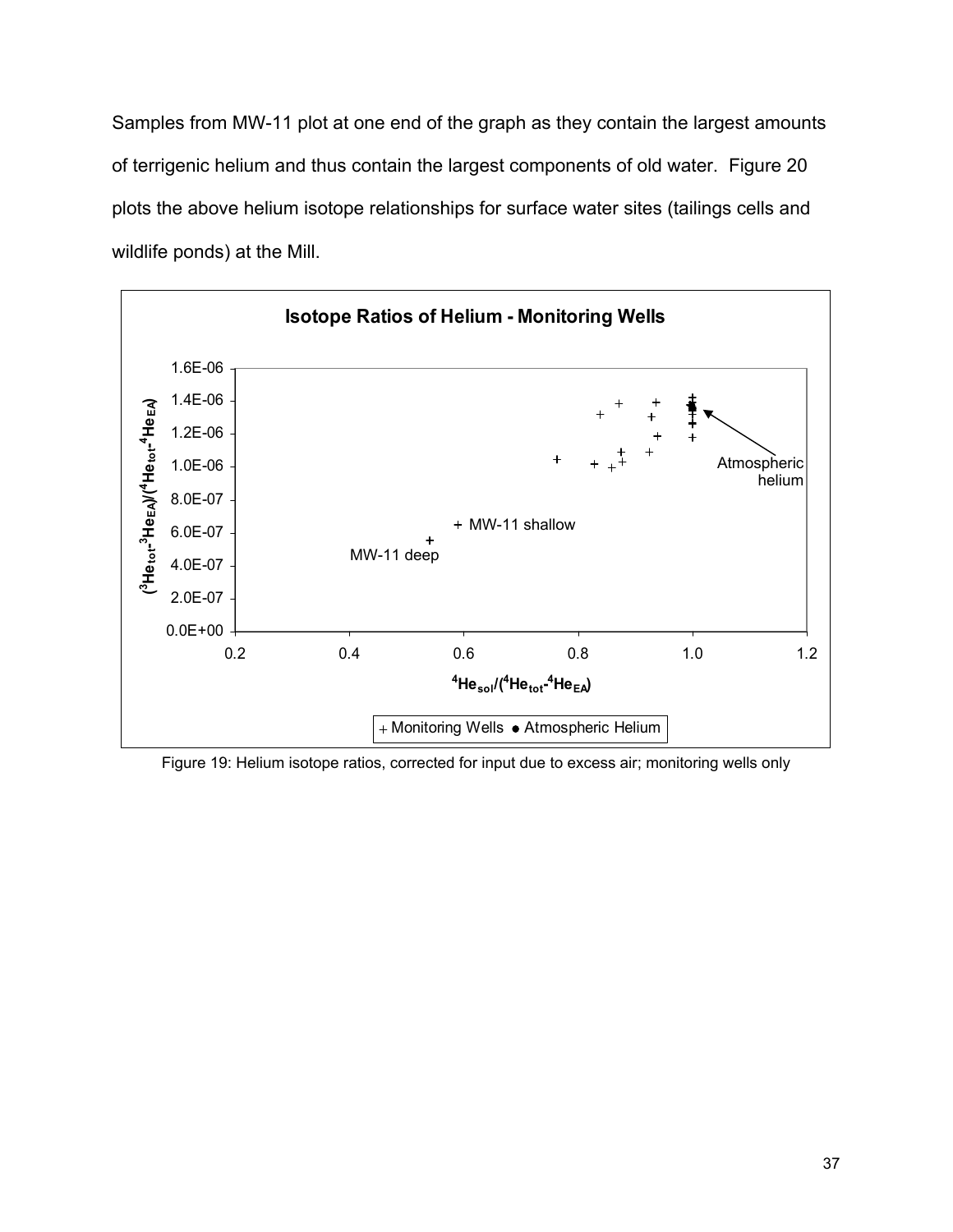Samples from MW-11 plot at one end of the graph as they contain the largest amounts of terrigenic helium and thus contain the largest components of old water. Figure 20 plots the above helium isotope relationships for surface water sites (tailings cells and wildlife ponds) at the Mill.

Figure 19: Helium isotope ratios, corrected for input due to excess air; monitoring wells only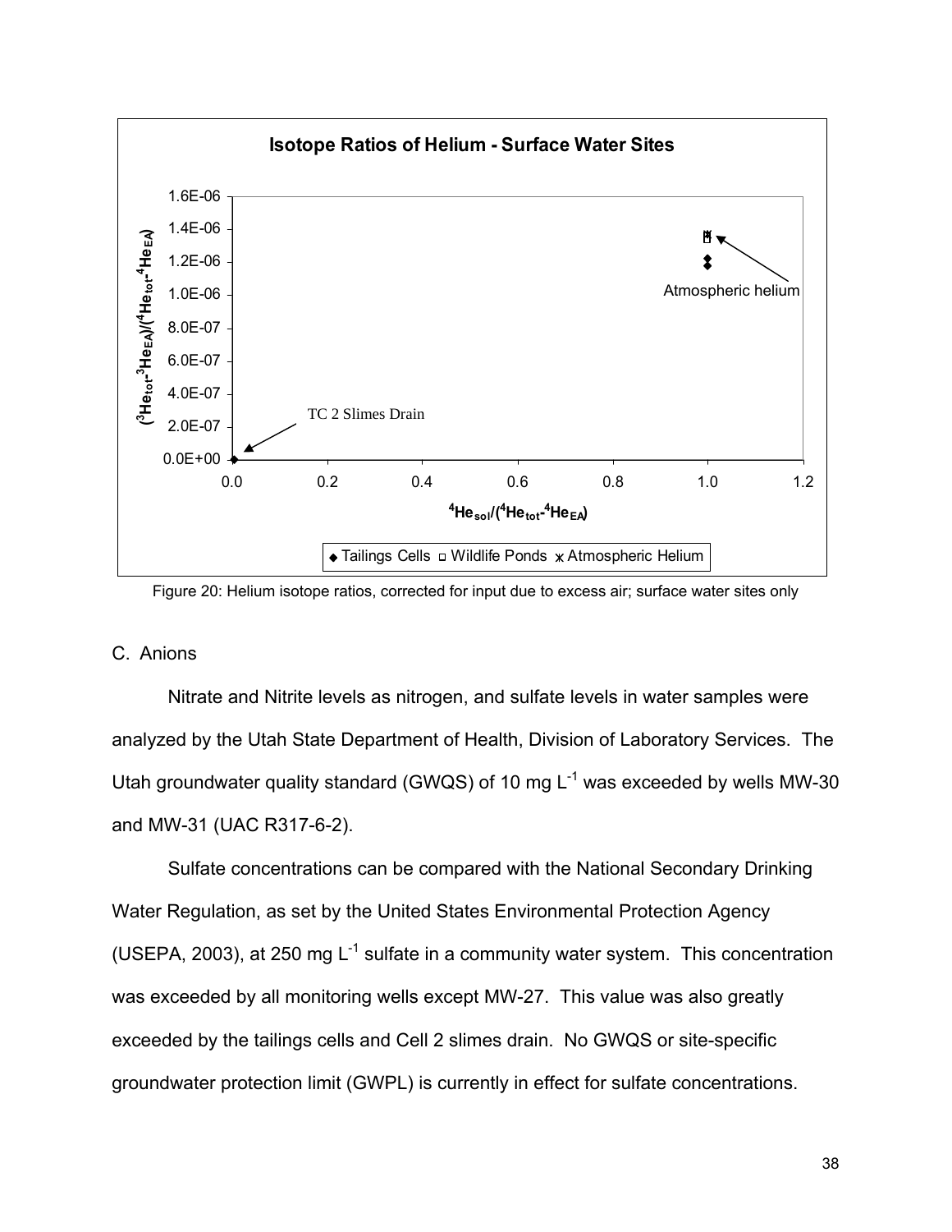Figure 20: Helium isotope ratios, corrected for input due to excess air; surface water sites only

C. Anions

Nitrate and Nitrite levels as nitrogen, and sulfate levels in water samples were analyzed by the Utah State Department of Health, Division of Laboratory Services. The Utah groundwater quality standard (GWQS) of 10 mg $L^{-1}$ was exceeded by wells MW-30 and MW-31 (UAC R317-6-2).

Sulfate concentrations can be compared with the National Secondary Drinking Water Regulation, as set by the United States Environmental Protection Agency (USEPA, 2003), at 250 mg $L^{-1}$ sulfate in a community water system. This concentration was exceeded by all monitoring wells except MW-27. This value was also greatly exceeded by the tailings cells and Cell 2 slimes drain. No GWQS or site-specific groundwater protection limit (GWPL) is currently in effect for sulfate concentrations.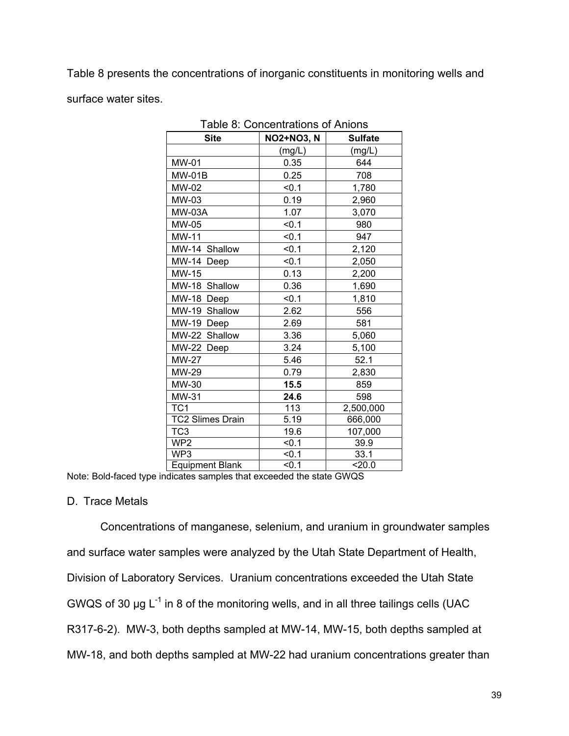Table 8 presents the concentrations of inorganic constituents in monitoring wells and surface water sites.

Table 8: Concentrations of Anions

| Site | NO2+NO3, N | Sulfate |
|---|---|---|
| | (mg/L) | (mg/L) |
| MW-01 | 0.35 | 644 |
| MW-01B | 0.25 | 708 |
| MW-02 | <0.1 | 1,780 |
| MW-03 | 0.19 | 2,960 |
| MW-03A | 1.07 | 3,070 |
| MW-05 | <0.1 | 980 |
| MW-11 | <0.1 | 947 |
| MW-14 Shallow | <0.1 | 2,120 |
| MW-14 Deep | <0.1 | 2,050 |
| MW-15 | 0.13 | 2,200 |
| MW-18 Shallow | 0.36 | 1,690 |
| MW-18 Deep | <0.1 | 1,810 |
| MW-19 Shallow | 2.62 | 556 |
| MW-19 Deep | 2.69 | 581 |
| MW-22 Shallow | 3.36 | 5,060 |
| MW-22 Deep | 3.24 | 5,100 |
| MW-27 | 5.46 | 52.1 |
| MW-29 | 0.79 | 2,830 |
| MW-30 | **15.5** | 859 |
| MW-31 | **24.6** | 598 |
| TC1 | 113 | 2,500,000 |
| TC2 Slimes Drain | 5.19 | 666,000 |
| TC3 | 19.6 | 107,000 |
| WP2 | <0.1 | 39.9 |
| WP3 | <0.1 | 33.1 |
| Equipment Blank | <0.1 | <20.0 |

Note: Bold-faced type indicates samples that exceeded the state GWQS

D. Trace Metals

Concentrations of manganese, selenium, and uranium in groundwater samples and surface water samples were analyzed by the Utah State Department of Health, Division of Laboratory Services. Uranium concentrations exceeded the Utah State GWQS of 30 μg $L^{-1}$ in 8 of the monitoring wells, and in all three tailings cells (UAC R317-6-2). MW-3, both depths sampled at MW-14, MW-15, both depths sampled at MW-18, and both depths sampled at MW-22 had uranium concentrations greater than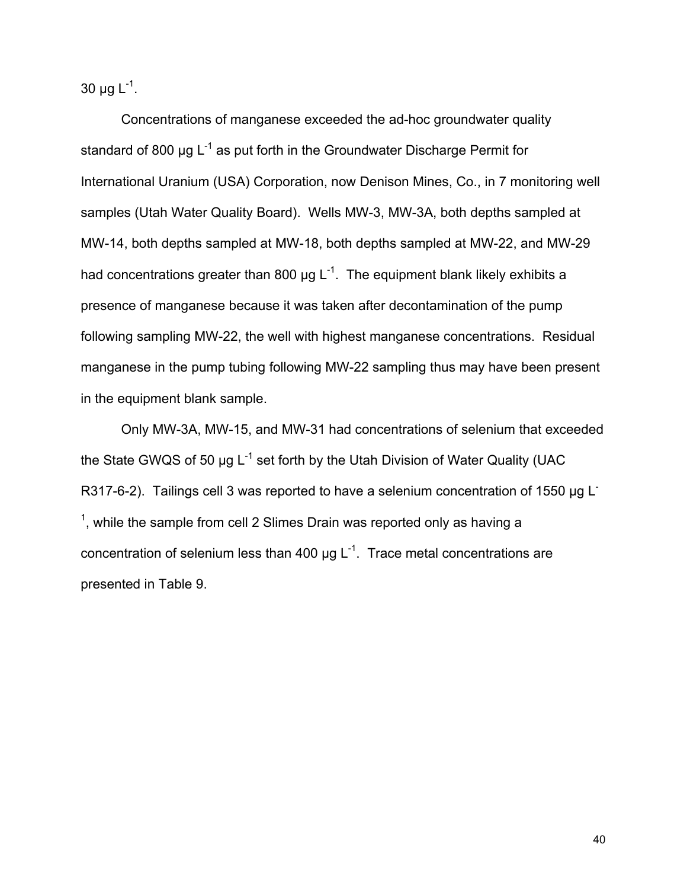30 μg $L^{-1}$.

Concentrations of manganese exceeded the ad-hoc groundwater quality standard of 800 μg $L^{-1}$ as put forth in the Groundwater Discharge Permit for International Uranium (USA) Corporation, now Denison Mines, Co., in 7 monitoring well samples (Utah Water Quality Board). Wells MW-3, MW-3A, both depths sampled at MW-14, both depths sampled at MW-18, both depths sampled at MW-22, and MW-29 had concentrations greater than 800 μg $L^{-1}$. The equipment blank likely exhibits a presence of manganese because it was taken after decontamination of the pump following sampling MW-22, the well with highest manganese concentrations. Residual manganese in the pump tubing following MW-22 sampling thus may have been present in the equipment blank sample.

Only MW-3A, MW-15, and MW-31 had concentrations of selenium that exceeded the State GWQS of 50 μg $L^{-1}$ set forth by the Utah Division of Water Quality (UAC R317-6-2). Tailings cell 3 was reported to have a selenium concentration of 1550 μg $L^{-1}$, while the sample from cell 2 Slimes Drain was reported only as having a concentration of selenium less than 400 μg $L^{-1}$. Trace metal concentrations are presented in Table 9.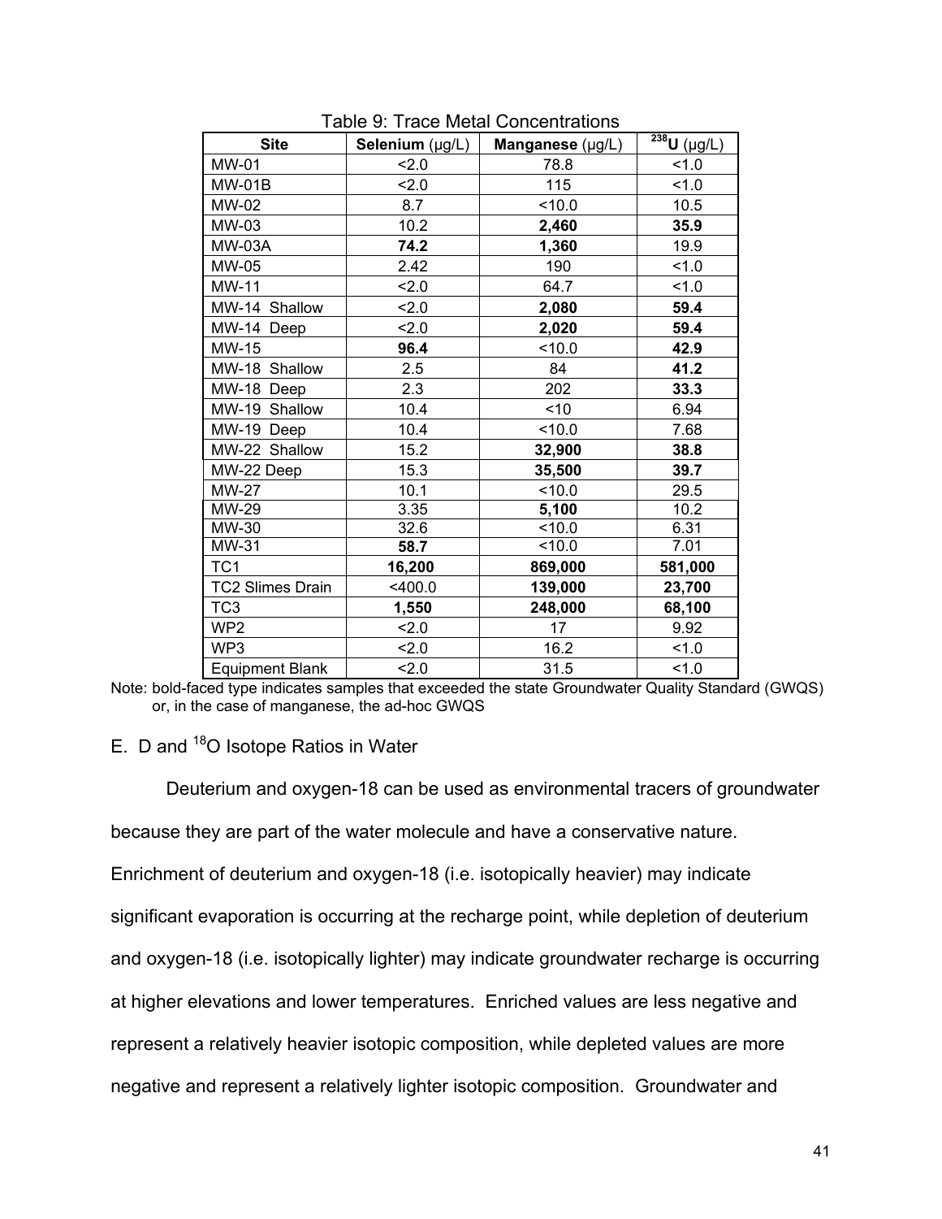Table 9: Trace Metal Concentrations

| Site | **Selenium** (μg/L) | **Manganese** (μg/L) | $^{238}$**U** (μg/L) |
|---|---|---|---|
| MW-01 | <2.0 | 78.8 | <1.0 |
| MW-01B | <2.0 | 115 | <1.0 |
| MW-02 | 8.7 | <10.0 | 10.5 |
| MW-03 | 10.2 | **2,460** | **35.9** |
| MW-03A | **74.2** | **1,360** | 19.9 |
| MW-05 | 2.42 | 190 | <1.0 |
| MW-11 | <2.0 | 64.7 | <1.0 |
| MW-14 Shallow | <2.0 | **2,080** | **59.4** |
| MW-14 Deep | <2.0 | **2,020** | **59.4** |
| MW-15 | **96.4** | <10.0 | **42.9** |
| MW-18 Shallow | 2.5 | 84 | **41.2** |
| MW-18 Deep | 2.3 | 202 | **33.3** |
| MW-19 Shallow | 10.4 | <10 | 6.94 |
| MW-19 Deep | 10.4 | <10.0 | 7.68 |
| MW-22 Shallow | 15.2 | **32,900** | **38.8** |
| MW-22 Deep | 15.3 | **35,500** | **39.7** |
| MW-27 | 10.1 | <10.0 | 29.5 |
| MW-29 | 3.35 | **5,100** | 10.2 |
| MW-30 | 32.6 | <10.0 | 6.31 |
| MW-31 | **58.7** | <10.0 | 7.01 |
| TC1 | **16,200** | **869,000** | **581,000** |
| TC2 Slimes Drain | <400.0 | **139,000** | **23,700** |
| TC3 | **1,550** | **248,000** | **68,100** |
| WP2 | <2.0 | 17 | 9.92 |
| WP3 | <2.0 | 16.2 | <1.0 |
| Equipment Blank | <2.0 | 31.5 | <1.0 |

Note: bold-faced type indicates samples that exceeded the state Groundwater Quality Standard (GWQS) or, in the case of manganese, the ad-hoc GWQS

## E. D and $^{18}$O Isotope Ratios in Water

Deuterium and oxygen-18 can be used as environmental tracers of groundwater because they are part of the water molecule and have a conservative nature. Enrichment of deuterium and oxygen-18 (i.e. isotopically heavier) may indicate significant evaporation is occurring at the recharge point, while depletion of deuterium and oxygen-18 (i.e. isotopically lighter) may indicate groundwater recharge is occurring at higher elevations and lower temperatures. Enriched values are less negative and represent a relatively heavier isotopic composition, while depleted values are more negative and represent a relatively lighter isotopic composition. Groundwater and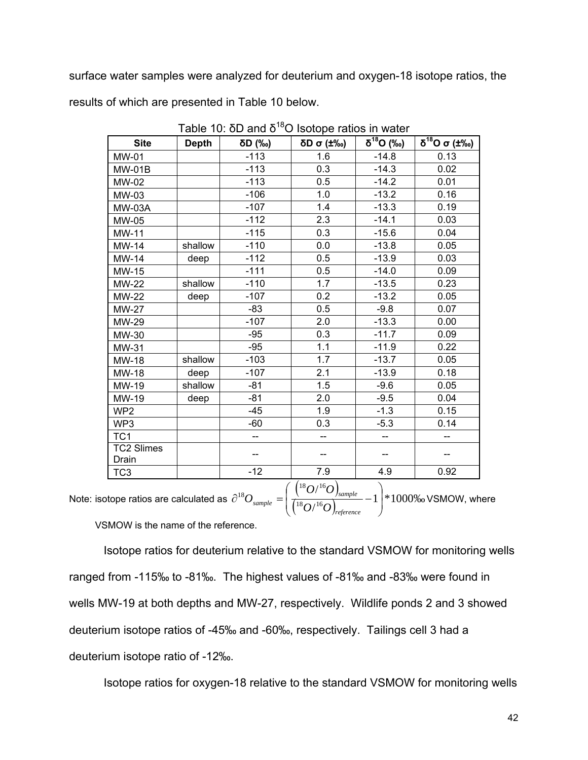surface water samples were analyzed for deuterium and oxygen-18 isotope ratios, the results of which are presented in Table 10 below.

Table 10: δD and $\delta^{18}O$ Isotope ratios in water

| Site | Depth | δD (‰) | δD σ (±‰) | $\delta^{18}O$ (‰) | $\delta^{18}O$ σ (±‰) |
|---|---|---|---|---|---|
| MW-01 | | -113 | 1.6 | -14.8 | 0.13 |
| MW-01B | | -113 | 0.3 | -14.3 | 0.02 |
| MW-02 | | -113 | 0.5 | -14.2 | 0.01 |
| MW-03 | | -106 | 1.0 | -13.2 | 0.16 |
| MW-03A | | -107 | 1.4 | -13.3 | 0.19 |
| MW-05 | | -112 | 2.3 | -14.1 | 0.03 |
| MW-11 | | -115 | 0.3 | -15.6 | 0.04 |
| MW-14 | shallow | -110 | 0.0 | -13.8 | 0.05 |
| MW-14 | deep | -112 | 0.5 | -13.9 | 0.03 |
| MW-15 | | -111 | 0.5 | -14.0 | 0.09 |
| MW-22 | shallow | -110 | 1.7 | -13.5 | 0.23 |
| MW-22 | deep | -107 | 0.2 | -13.2 | 0.05 |
| MW-27 | | -83 | 0.5 | -9.8 | 0.07 |
| MW-29 | | -107 | 2.0 | -13.3 | 0.00 |
| MW-30 | | -95 | 0.3 | -11.7 | 0.09 |
| MW-31 | | -95 | 1.1 | -11.9 | 0.22 |
| MW-18 | shallow | -103 | 1.7 | -13.7 | 0.05 |
| MW-18 | deep | -107 | 2.1 | -13.9 | 0.18 |
| MW-19 | shallow | -81 | 1.5 | -9.6 | 0.05 |
| MW-19 | deep | -81 | 2.0 | -9.5 | 0.04 |
| WP2 | | -45 | 1.9 | -1.3 | 0.15 |
| WP3 | | -60 | 0.3 | -5.3 | 0.14 |
| TC1 | | -- | -- | -- | -- |
| TC2 Slimes Drain | | -- | -- | -- | -- |
| TC3 | | -12 | 7.9 | 4.9 | 0.92 |

Note: isotope ratios are calculated as $\partial^{18}O_{sample} = \left( \frac{\left({}^{18}O/{}^{16}O\right)_{sample}}{\left({}^{18}O/{}^{16}O\right)_{reference}} - 1 \right) * 1000‰$ VSMOW, where VSMOW is the name of the reference.

Isotope ratios for deuterium relative to the standard VSMOW for monitoring wells ranged from -115‰ to -81‰. The highest values of -81‰ and -83‰ were found in wells MW-19 at both depths and MW-27, respectively. Wildlife ponds 2 and 3 showed deuterium isotope ratios of -45‰ and -60‰, respectively. Tailings cell 3 had a deuterium isotope ratio of -12‰.

Isotope ratios for oxygen-18 relative to the standard VSMOW for monitoring wells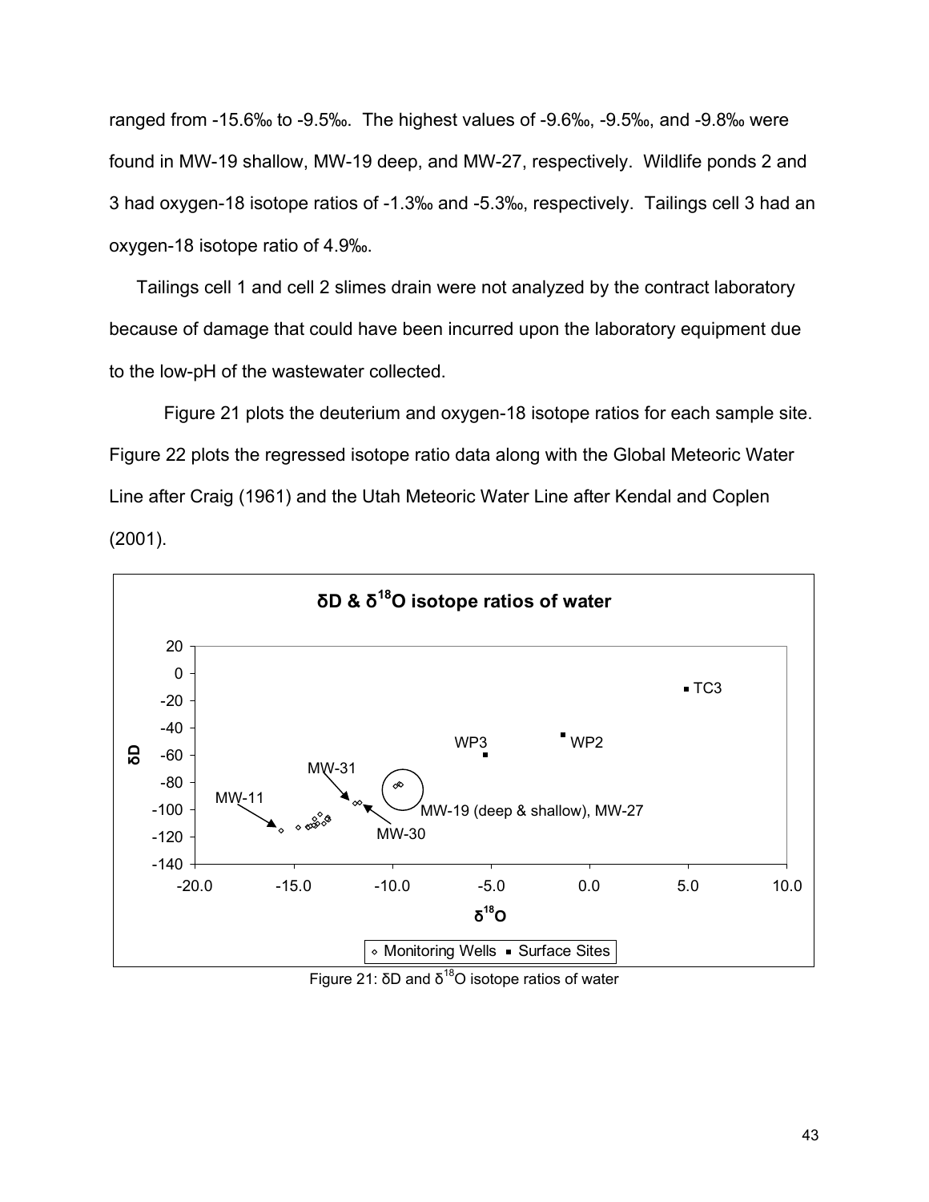ranged from -15.6‰ to -9.5‰. The highest values of -9.6‰, -9.5‰, and -9.8‰ were found in MW-19 shallow, MW-19 deep, and MW-27, respectively. Wildlife ponds 2 and 3 had oxygen-18 isotope ratios of -1.3‰ and -5.3‰, respectively. Tailings cell 3 had an oxygen-18 isotope ratio of 4.9‰.

Tailings cell 1 and cell 2 slimes drain were not analyzed by the contract laboratory because of damage that could have been incurred upon the laboratory equipment due to the low-pH of the wastewater collected.

Figure 21 plots the deuterium and oxygen-18 isotope ratios for each sample site. Figure 22 plots the regressed isotope ratio data along with the Global Meteoric Water Line after Craig (1961) and the Utah Meteoric Water Line after Kendal and Coplen (2001).

Figure 21: δD and $\delta^{18}O$ isotope ratios of water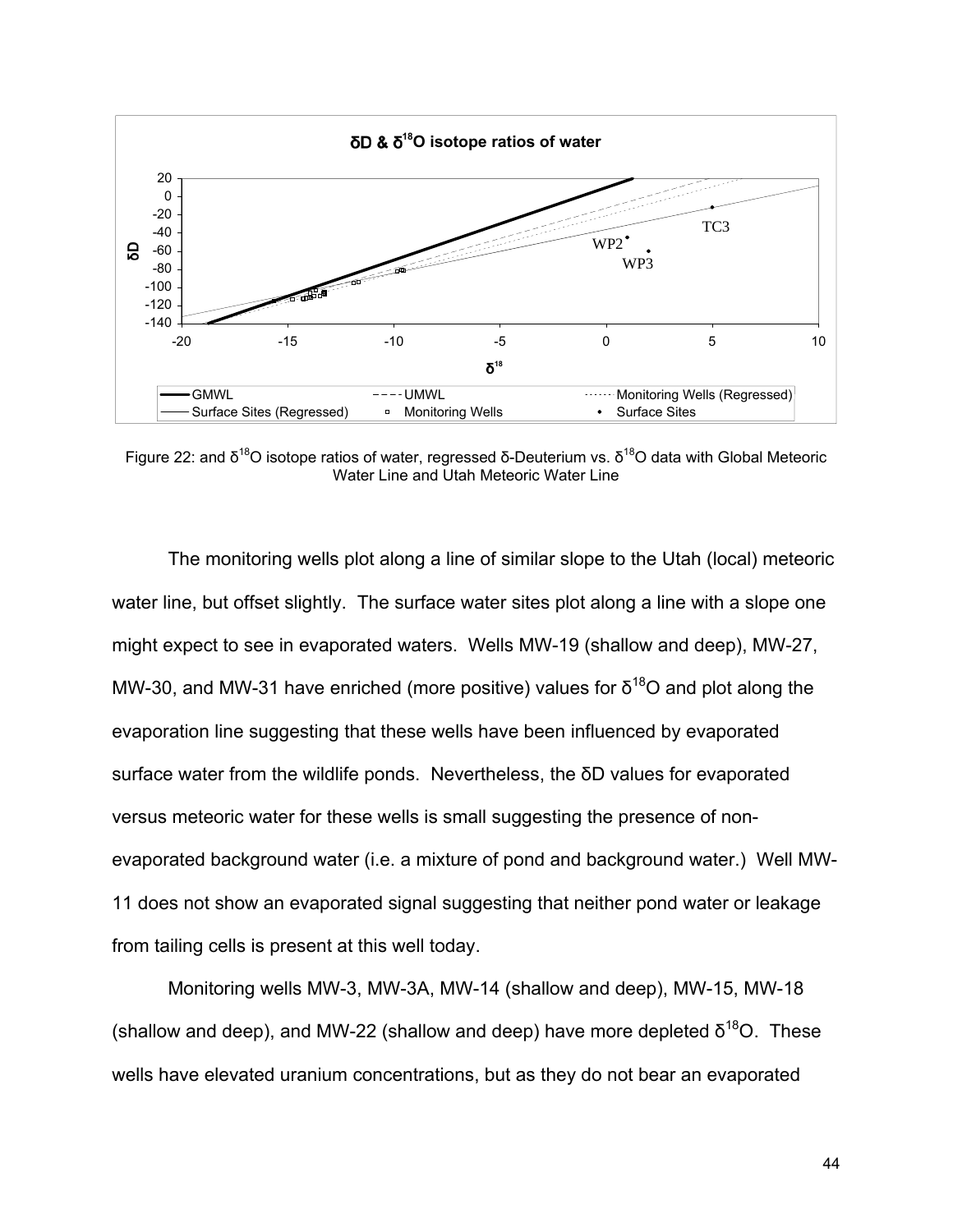Figure 22: and $\delta^{18}O$ isotope ratios of water, regressed δ-Deuterium vs. $\delta^{18}O$ data with Global Meteoric Water Line and Utah Meteoric Water Line

The monitoring wells plot along a line of similar slope to the Utah (local) meteoric water line, but offset slightly. The surface water sites plot along a line with a slope one might expect to see in evaporated waters. Wells MW-19 (shallow and deep), MW-27, MW-30, and MW-31 have enriched (more positive) values for $\delta^{18}O$ and plot along the evaporation line suggesting that these wells have been influenced by evaporated surface water from the wildlife ponds. Nevertheless, the δD values for evaporated versus meteoric water for these wells is small suggesting the presence of non-evaporated background water (i.e. a mixture of pond and background water.) Well MW-11 does not show an evaporated signal suggesting that neither pond water or leakage from tailing cells is present at this well today.

Monitoring wells MW-3, MW-3A, MW-14 (shallow and deep), MW-15, MW-18 (shallow and deep), and MW-22 (shallow and deep) have more depleted $\delta^{18}O$. These wells have elevated uranium concentrations, but as they do not bear an evaporated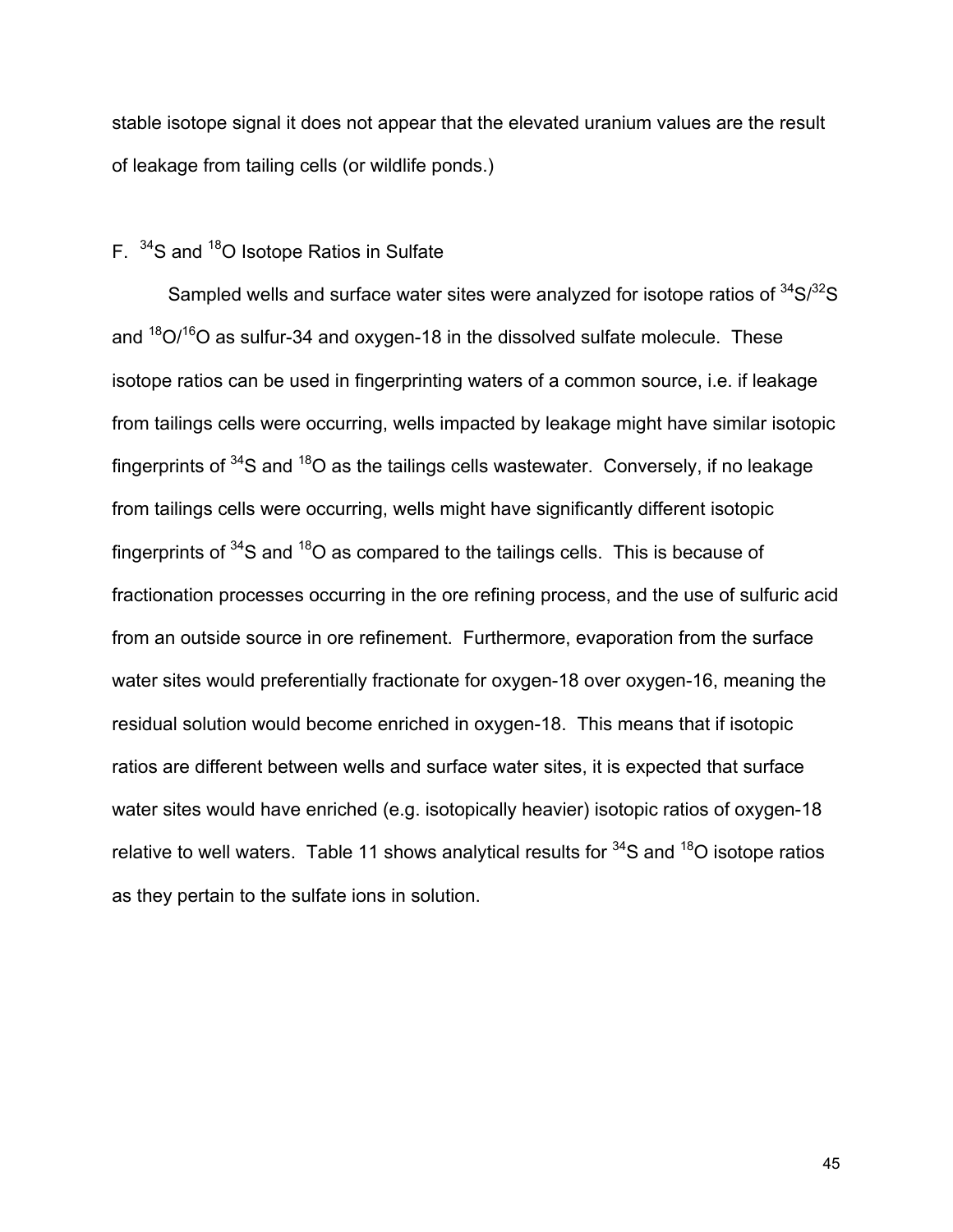stable isotope signal it does not appear that the elevated uranium values are the result of leakage from tailing cells (or wildlife ponds.)

## F. $^{34}S$ and $^{18}O$ Isotope Ratios in Sulfate

Sampled wells and surface water sites were analyzed for isotope ratios of $^{34}S/^{32}S$ and $^{18}O/^{16}O$ as sulfur-34 and oxygen-18 in the dissolved sulfate molecule. These isotope ratios can be used in fingerprinting waters of a common source, i.e. if leakage from tailings cells were occurring, wells impacted by leakage might have similar isotopic fingerprints of $^{34}S$ and $^{18}O$ as the tailings cells wastewater. Conversely, if no leakage from tailings cells were occurring, wells might have significantly different isotopic fingerprints of $^{34}S$ and $^{18}O$ as compared to the tailings cells. This is because of fractionation processes occurring in the ore refining process, and the use of sulfuric acid from an outside source in ore refinement. Furthermore, evaporation from the surface water sites would preferentially fractionate for oxygen-18 over oxygen-16, meaning the residual solution would become enriched in oxygen-18. This means that if isotopic ratios are different between wells and surface water sites, it is expected that surface water sites would have enriched (e.g. isotopically heavier) isotopic ratios of oxygen-18 relative to well waters. Table 11 shows analytical results for $^{34}S$ and $^{18}O$ isotope ratios as they pertain to the sulfate ions in solution.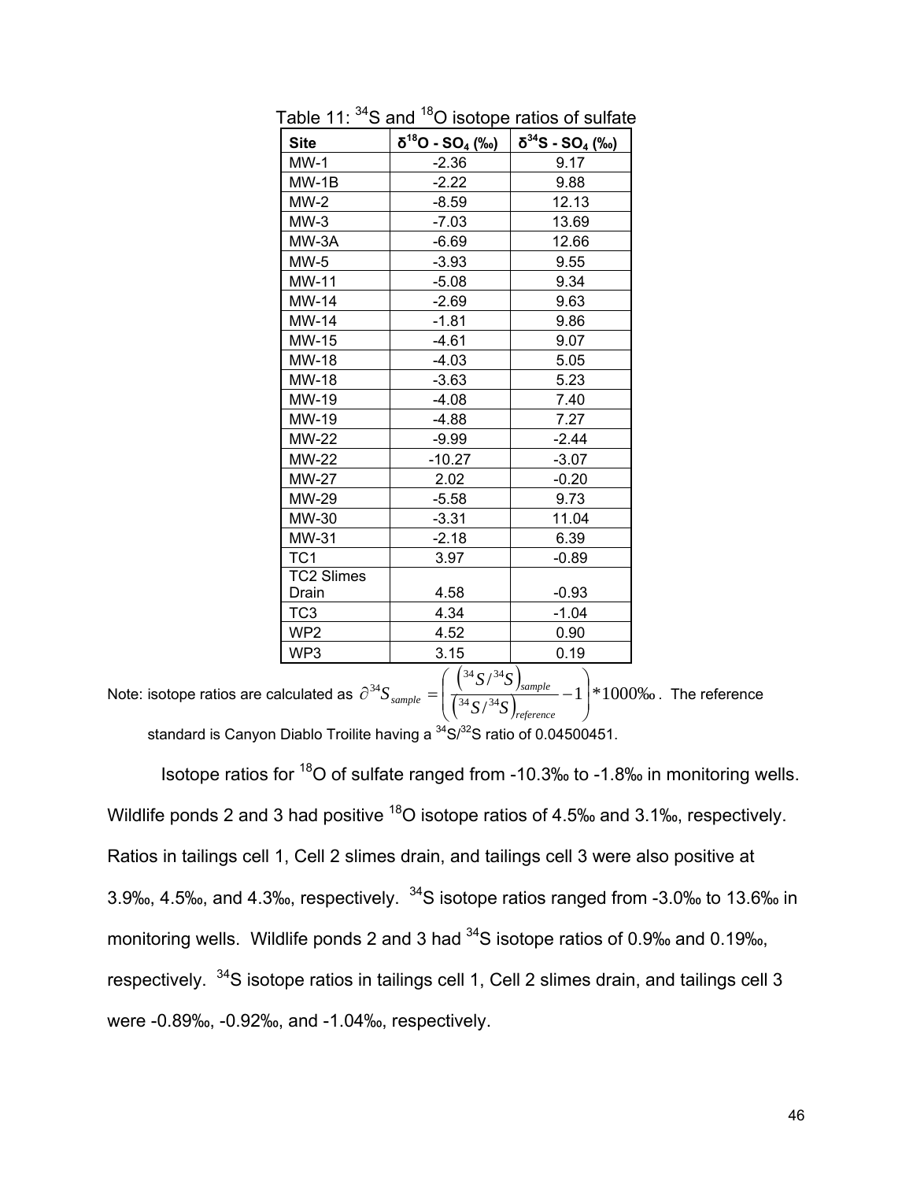Table 11: $^{34}S$ and $^{18}O$ isotope ratios of sulfate

| Site | $\delta^{18}O$ - $SO_4$ (‰) | $\delta^{34}S$ - $SO_4$ (‰) |
|---|---|---|
| MW-1 | -2.36 | 9.17 |
| MW-1B | -2.22 | 9.88 |
| MW-2 | -8.59 | 12.13 |
| MW-3 | -7.03 | 13.69 |
| MW-3A | -6.69 | 12.66 |
| MW-5 | -3.93 | 9.55 |
| MW-11 | -5.08 | 9.34 |
| MW-14 | -2.69 | 9.63 |
| MW-14 | -1.81 | 9.86 |
| MW-15 | -4.61 | 9.07 |
| MW-18 | -4.03 | 5.05 |
| MW-18 | -3.63 | 5.23 |
| MW-19 | -4.08 | 7.40 |
| MW-19 | -4.88 | 7.27 |
| MW-22 | -9.99 | -2.44 |
| MW-22 | -10.27 | -3.07 |
| MW-27 | 2.02 | -0.20 |
| MW-29 | -5.58 | 9.73 |
| MW-30 | -3.31 | 11.04 |
| MW-31 | -2.18 | 6.39 |
| TC1 | 3.97 | -0.89 |
| TC2 Slimes Drain | 4.58 | -0.93 |
| TC3 | 4.34 | -1.04 |
| WP2 | 4.52 | 0.90 |
| WP3 | 3.15 | 0.19 |

Note: isotope ratios are calculated as $\partial^{34}S_{sample} = \left( \frac{\left({}^{34}S/{}^{34}S\right)_{sample}}{\left({}^{34}S/{}^{34}S\right)_{reference}} - 1 \right) * 1000‰$. The reference standard is Canyon Diablo Troilite having a $^{34}S/^{32}S$ ratio of 0.04500451.

Isotope ratios for $^{18}O$ of sulfate ranged from -10.3‰ to -1.8‰ in monitoring wells. Wildlife ponds 2 and 3 had positive $^{18}O$ isotope ratios of 4.5‰ and 3.1‰, respectively. Ratios in tailings cell 1, Cell 2 slimes drain, and tailings cell 3 were also positive at 3.9‰, 4.5‰, and 4.3‰, respectively. $^{34}S$ isotope ratios ranged from -3.0‰ to 13.6‰ in monitoring wells. Wildlife ponds 2 and 3 had $^{34}S$ isotope ratios of 0.9‰ and 0.19‰, respectively. $^{34}S$ isotope ratios in tailings cell 1, Cell 2 slimes drain, and tailings cell 3 were -0.89‰, -0.92‰, and -1.04‰, respectively.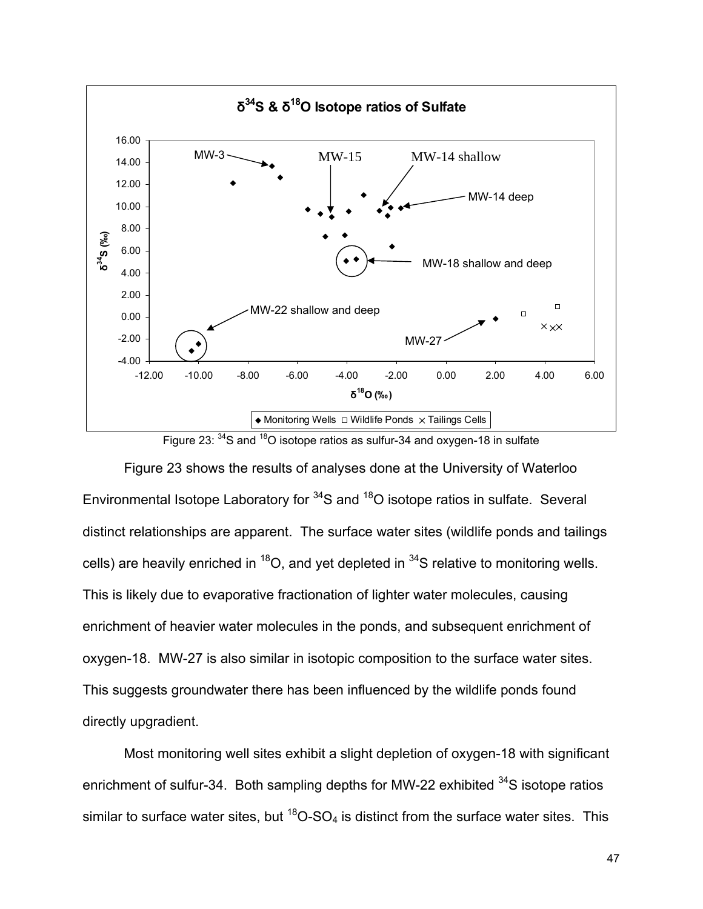Figure 23: $^{34}S$ and $^{18}O$ isotope ratios as sulfur-34 and oxygen-18 in sulfate

Figure 23 shows the results of analyses done at the University of Waterloo Environmental Isotope Laboratory for $^{34}S$ and $^{18}O$ isotope ratios in sulfate. Several distinct relationships are apparent. The surface water sites (wildlife ponds and tailings cells) are heavily enriched in $^{18}O$, and yet depleted in $^{34}S$ relative to monitoring wells. This is likely due to evaporative fractionation of lighter water molecules, causing enrichment of heavier water molecules in the ponds, and subsequent enrichment of oxygen-18. MW-27 is also similar in isotopic composition to the surface water sites. This suggests groundwater there has been influenced by the wildlife ponds found directly upgradient.

Most monitoring well sites exhibit a slight depletion of oxygen-18 with significant enrichment of sulfur-34. Both sampling depths for MW-22 exhibited $^{34}S$ isotope ratios similar to surface water sites, but $^{18}O-SO_4$ is distinct from the surface water sites. This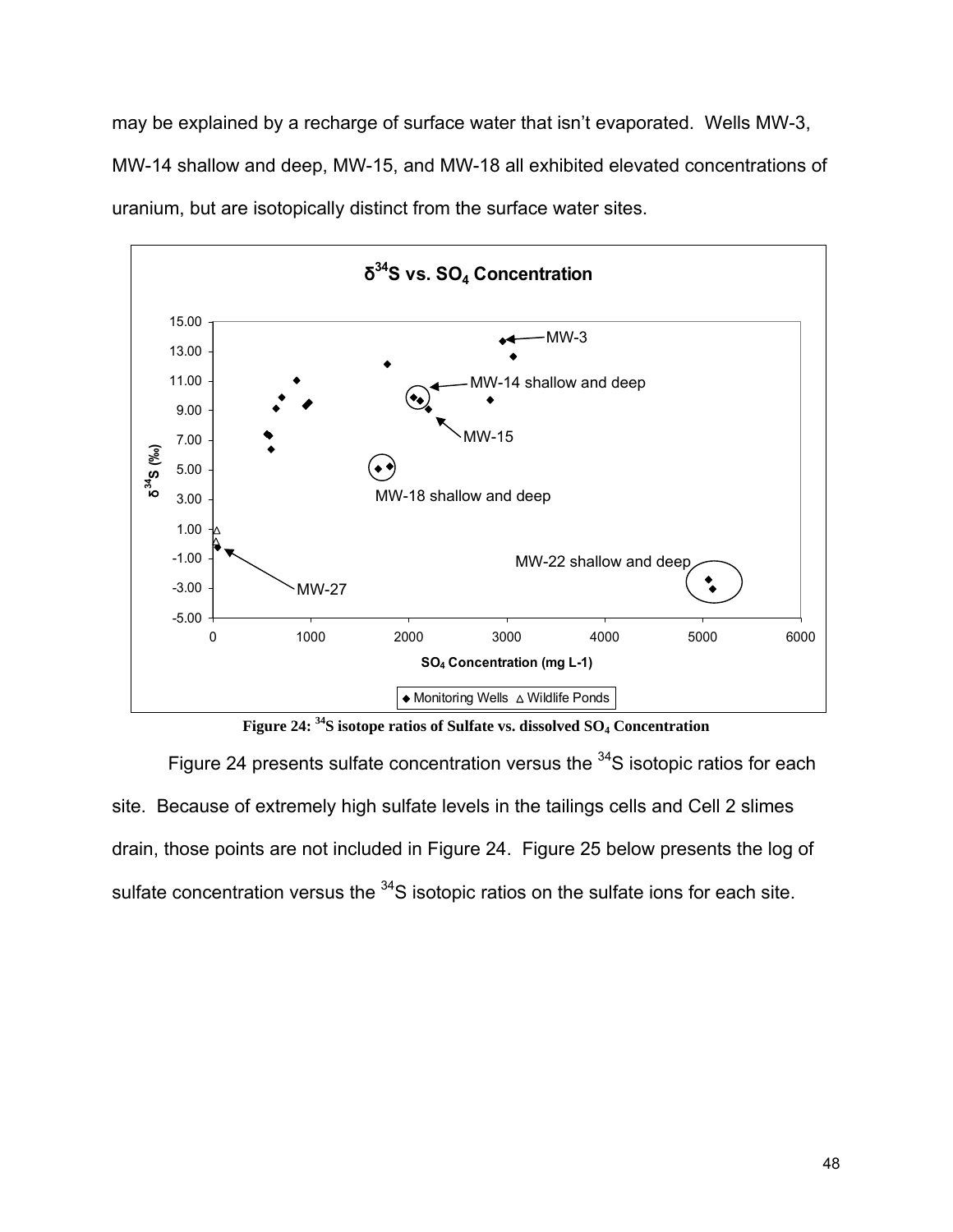may be explained by a recharge of surface water that isn't evaporated. Wells MW-3, MW-14 shallow and deep, MW-15, and MW-18 all exhibited elevated concentrations of uranium, but are isotopically distinct from the surface water sites.

**Figure 24: $^{34}S$ isotope ratios of Sulfate vs. dissolved $SO_4$ Concentration**

Figure 24 presents sulfate concentration versus the $^{34}S$ isotopic ratios for each site. Because of extremely high sulfate levels in the tailings cells and Cell 2 slimes drain, those points are not included in Figure 24. Figure 25 below presents the log of sulfate concentration versus the $^{34}S$ isotopic ratios on the sulfate ions for each site.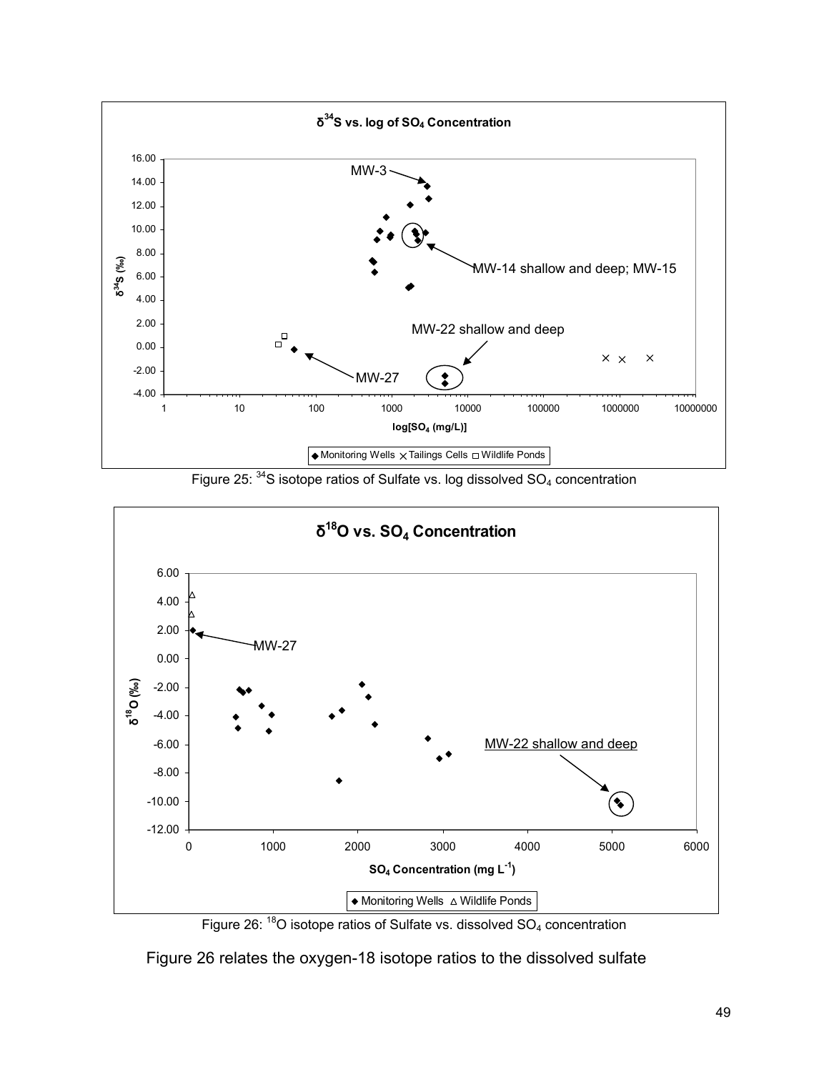Figure 25: $^{34}S$ isotope ratios of Sulfate vs. log dissolved $SO_4$ concentration

Figure 26: $^{18}O$ isotope ratios of Sulfate vs. dissolved $SO_4$ concentration

Figure 26 relates the oxygen-18 isotope ratios to the dissolved sulfate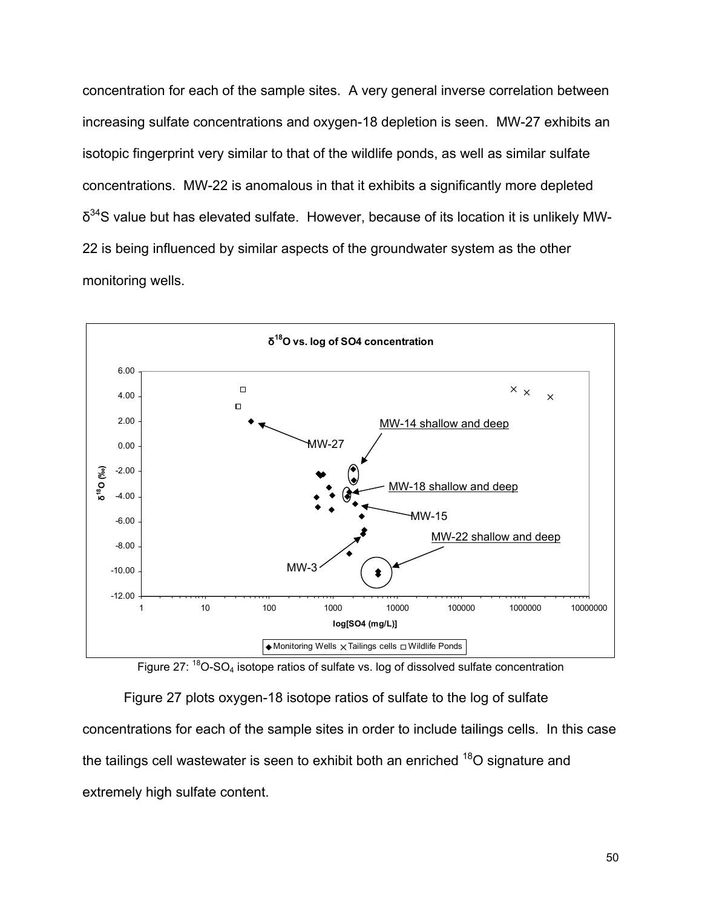concentration for each of the sample sites. A very general inverse correlation between increasing sulfate concentrations and oxygen-18 depletion is seen. MW-27 exhibits an isotopic fingerprint very similar to that of the wildlife ponds, as well as similar sulfate concentrations. MW-22 is anomalous in that it exhibits a significantly more depleted $\delta^{34}S$ value but has elevated sulfate. However, because of its location it is unlikely MW-22 is being influenced by similar aspects of the groundwater system as the other monitoring wells.

Figure 27: $^{18}O$-$SO_4$ isotope ratios of sulfate vs. log of dissolved sulfate concentration

Figure 27 plots oxygen-18 isotope ratios of sulfate to the log of sulfate concentrations for each of the sample sites in order to include tailings cells. In this case the tailings cell wastewater is seen to exhibit both an enriched $^{18}O$ signature and extremely high sulfate content.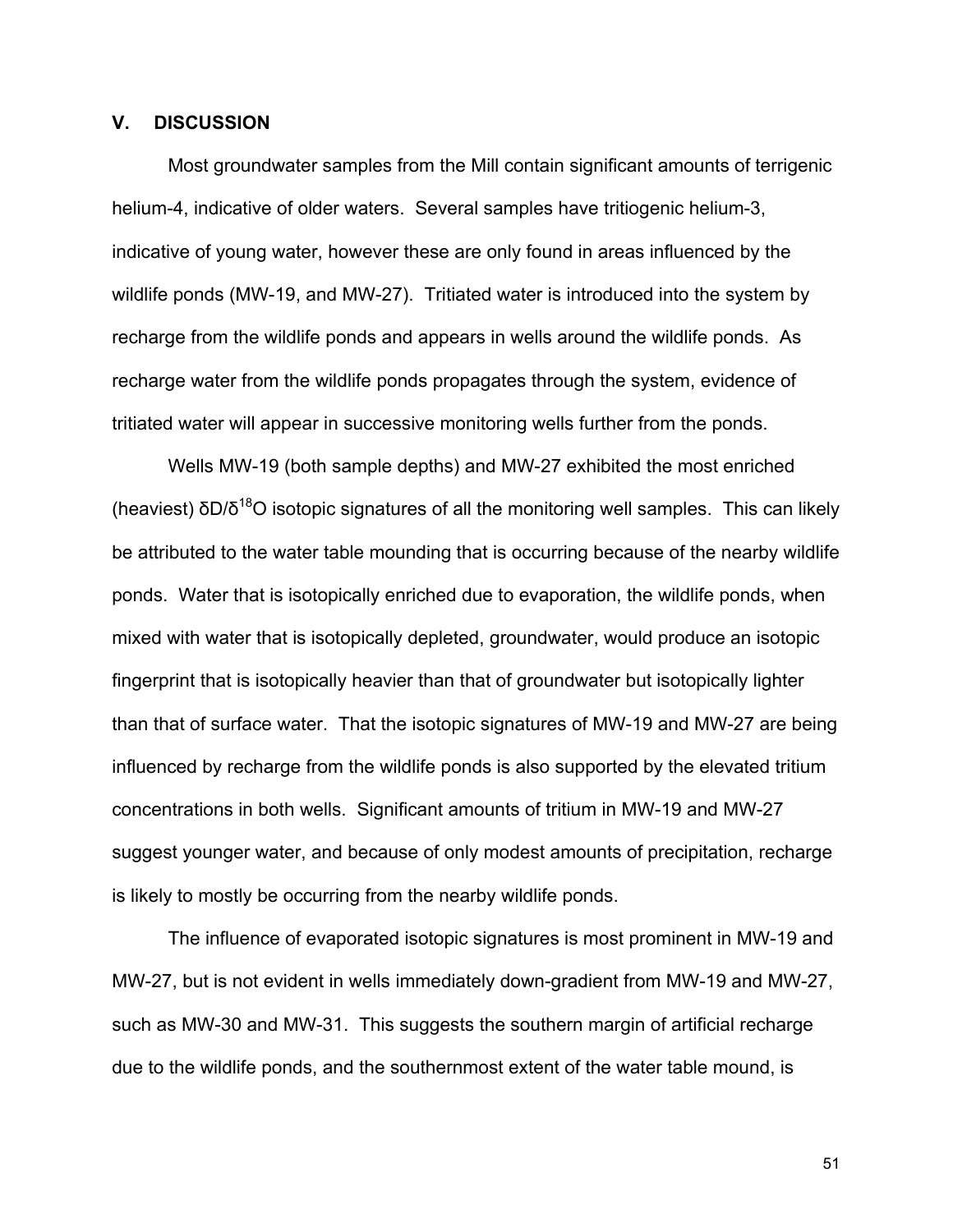## V. DISCUSSION

Most groundwater samples from the Mill contain significant amounts of terrigenic helium-4, indicative of older waters. Several samples have tritiogenic helium-3, indicative of young water, however these are only found in areas influenced by the wildlife ponds (MW-19, and MW-27). Tritiated water is introduced into the system by recharge from the wildlife ponds and appears in wells around the wildlife ponds. As recharge water from the wildlife ponds propagates through the system, evidence of tritiated water will appear in successive monitoring wells further from the ponds.

Wells MW-19 (both sample depths) and MW-27 exhibited the most enriched (heaviest) $\delta D/\delta^{18}O$ isotopic signatures of all the monitoring well samples. This can likely be attributed to the water table mounding that is occurring because of the nearby wildlife ponds. Water that is isotopically enriched due to evaporation, the wildlife ponds, when mixed with water that is isotopically depleted, groundwater, would produce an isotopic fingerprint that is isotopically heavier than that of groundwater but isotopically lighter than that of surface water. That the isotopic signatures of MW-19 and MW-27 are being influenced by recharge from the wildlife ponds is also supported by the elevated tritium concentrations in both wells. Significant amounts of tritium in MW-19 and MW-27 suggest younger water, and because of only modest amounts of precipitation, recharge is likely to mostly be occurring from the nearby wildlife ponds.

The influence of evaporated isotopic signatures is most prominent in MW-19 and MW-27, but is not evident in wells immediately down-gradient from MW-19 and MW-27, such as MW-30 and MW-31. This suggests the southern margin of artificial recharge due to the wildlife ponds, and the southernmost extent of the water table mound, is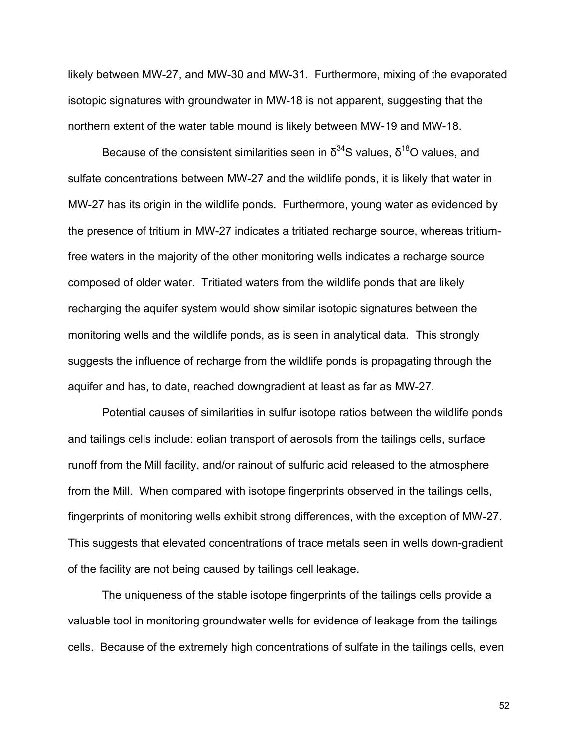likely between MW-27, and MW-30 and MW-31. Furthermore, mixing of the evaporated isotopic signatures with groundwater in MW-18 is not apparent, suggesting that the northern extent of the water table mound is likely between MW-19 and MW-18.

Because of the consistent similarities seen in $\delta^{34}S$ values, $\delta^{18}O$ values, and sulfate concentrations between MW-27 and the wildlife ponds, it is likely that water in MW-27 has its origin in the wildlife ponds. Furthermore, young water as evidenced by the presence of tritium in MW-27 indicates a tritiated recharge source, whereas tritium-free waters in the majority of the other monitoring wells indicates a recharge source composed of older water. Tritiated waters from the wildlife ponds that are likely recharging the aquifer system would show similar isotopic signatures between the monitoring wells and the wildlife ponds, as is seen in analytical data. This strongly suggests the influence of recharge from the wildlife ponds is propagating through the aquifer and has, to date, reached downgradient at least as far as MW-27.

Potential causes of similarities in sulfur isotope ratios between the wildlife ponds and tailings cells include: eolian transport of aerosols from the tailings cells, surface runoff from the Mill facility, and/or rainout of sulfuric acid released to the atmosphere from the Mill. When compared with isotope fingerprints observed in the tailings cells, fingerprints of monitoring wells exhibit strong differences, with the exception of MW-27. This suggests that elevated concentrations of trace metals seen in wells down-gradient of the facility are not being caused by tailings cell leakage.

The uniqueness of the stable isotope fingerprints of the tailings cells provide a valuable tool in monitoring groundwater wells for evidence of leakage from the tailings cells. Because of the extremely high concentrations of sulfate in the tailings cells, even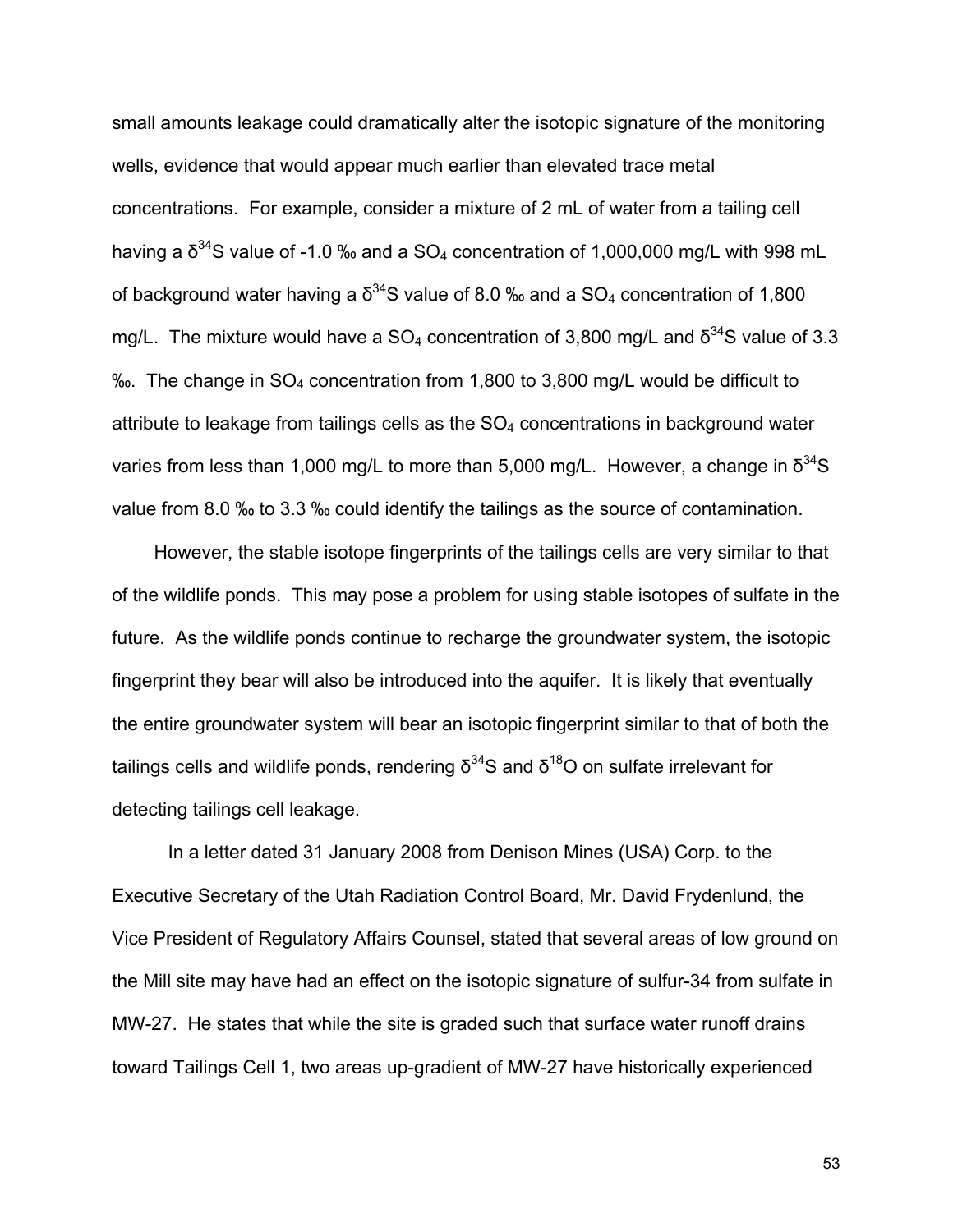small amounts leakage could dramatically alter the isotopic signature of the monitoring wells, evidence that would appear much earlier than elevated trace metal concentrations. For example, consider a mixture of 2 mL of water from a tailing cell having a $\delta^{34}S$ value of -1.0 ‰ and a $SO_4$ concentration of 1,000,000 mg/L with 998 mL of background water having a $\delta^{34}S$ value of 8.0 ‰ and a $SO_4$ concentration of 1,800 mg/L. The mixture would have a $SO_4$ concentration of 3,800 mg/L and $\delta^{34}S$ value of 3.3 ‰. The change in $SO_4$ concentration from 1,800 to 3,800 mg/L would be difficult to attribute to leakage from tailings cells as the $SO_4$ concentrations in background water varies from less than 1,000 mg/L to more than 5,000 mg/L. However, a change in $\delta^{34}S$ value from 8.0 ‰ to 3.3 ‰ could identify the tailings as the source of contamination.

However, the stable isotope fingerprints of the tailings cells are very similar to that of the wildlife ponds. This may pose a problem for using stable isotopes of sulfate in the future. As the wildlife ponds continue to recharge the groundwater system, the isotopic fingerprint they bear will also be introduced into the aquifer. It is likely that eventually the entire groundwater system will bear an isotopic fingerprint similar to that of both the tailings cells and wildlife ponds, rendering $\delta^{34}S$ and $\delta^{18}O$ on sulfate irrelevant for detecting tailings cell leakage.

In a letter dated 31 January 2008 from Denison Mines (USA) Corp. to the Executive Secretary of the Utah Radiation Control Board, Mr. David Frydenlund, the Vice President of Regulatory Affairs Counsel, stated that several areas of low ground on the Mill site may have had an effect on the isotopic signature of sulfur-34 from sulfate in MW-27. He states that while the site is graded such that surface water runoff drains toward Tailings Cell 1, two areas up-gradient of MW-27 have historically experienced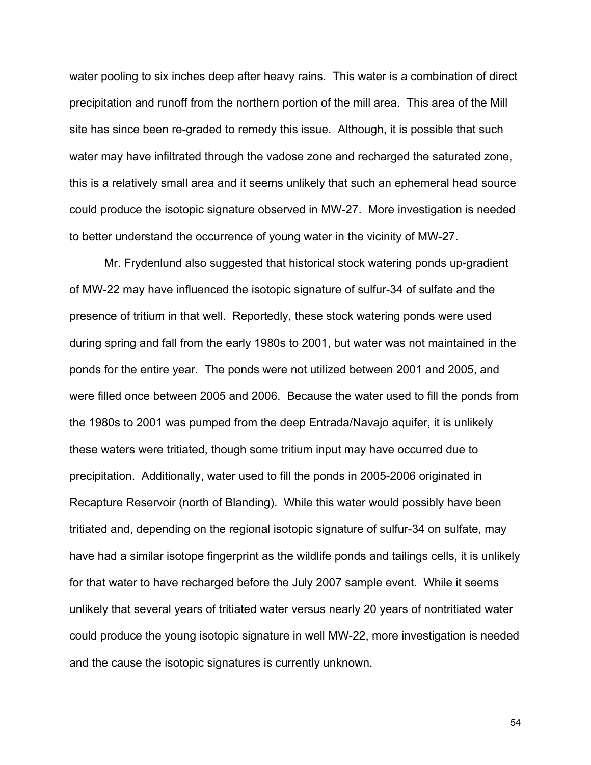water pooling to six inches deep after heavy rains. This water is a combination of direct precipitation and runoff from the northern portion of the mill area. This area of the Mill site has since been re-graded to remedy this issue. Although, it is possible that such water may have infiltrated through the vadose zone and recharged the saturated zone, this is a relatively small area and it seems unlikely that such an ephemeral head source could produce the isotopic signature observed in MW-27. More investigation is needed to better understand the occurrence of young water in the vicinity of MW-27.

Mr. Frydenlund also suggested that historical stock watering ponds up-gradient of MW-22 may have influenced the isotopic signature of sulfur-34 of sulfate and the presence of tritium in that well. Reportedly, these stock watering ponds were used during spring and fall from the early 1980s to 2001, but water was not maintained in the ponds for the entire year. The ponds were not utilized between 2001 and 2005, and were filled once between 2005 and 2006. Because the water used to fill the ponds from the 1980s to 2001 was pumped from the deep Entrada/Navajo aquifer, it is unlikely these waters were tritiated, though some tritium input may have occurred due to precipitation. Additionally, water used to fill the ponds in 2005-2006 originated in Recapture Reservoir (north of Blanding). While this water would possibly have been tritiated and, depending on the regional isotopic signature of sulfur-34 on sulfate, may have had a similar isotope fingerprint as the wildlife ponds and tailings cells, it is unlikely for that water to have recharged before the July 2007 sample event. While it seems unlikely that several years of tritiated water versus nearly 20 years of nontritiated water could produce the young isotopic signature in well MW-22, more investigation is needed and the cause the isotopic signatures is currently unknown.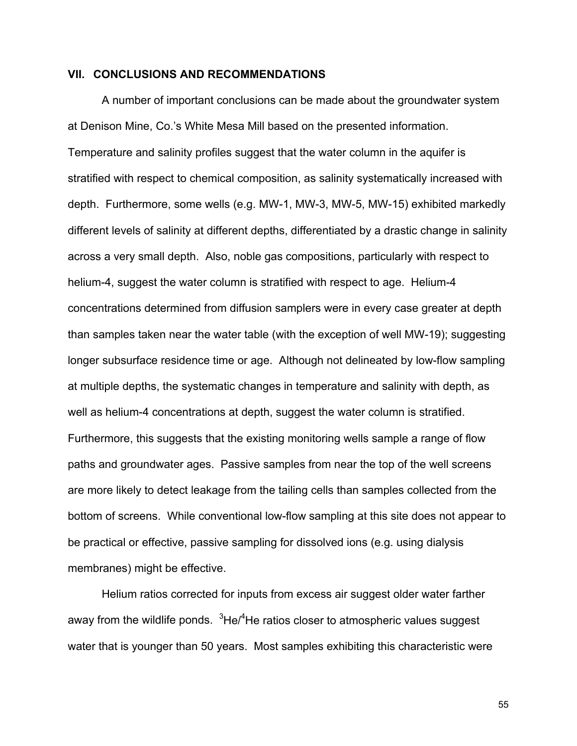## VII. CONCLUSIONS AND RECOMMENDATIONS

A number of important conclusions can be made about the groundwater system at Denison Mine, Co.'s White Mesa Mill based on the presented information. Temperature and salinity profiles suggest that the water column in the aquifer is stratified with respect to chemical composition, as salinity systematically increased with depth. Furthermore, some wells (e.g. MW-1, MW-3, MW-5, MW-15) exhibited markedly different levels of salinity at different depths, differentiated by a drastic change in salinity across a very small depth. Also, noble gas compositions, particularly with respect to helium-4, suggest the water column is stratified with respect to age. Helium-4 concentrations determined from diffusion samplers were in every case greater at depth than samples taken near the water table (with the exception of well MW-19); suggesting longer subsurface residence time or age. Although not delineated by low-flow sampling at multiple depths, the systematic changes in temperature and salinity with depth, as well as helium-4 concentrations at depth, suggest the water column is stratified. Furthermore, this suggests that the existing monitoring wells sample a range of flow paths and groundwater ages. Passive samples from near the top of the well screens are more likely to detect leakage from the tailing cells than samples collected from the bottom of screens. While conventional low-flow sampling at this site does not appear to be practical or effective, passive sampling for dissolved ions (e.g. using dialysis membranes) might be effective.

Helium ratios corrected for inputs from excess air suggest older water farther away from the wildlife ponds. $^3He/^4He$ ratios closer to atmospheric values suggest water that is younger than 50 years. Most samples exhibiting this characteristic were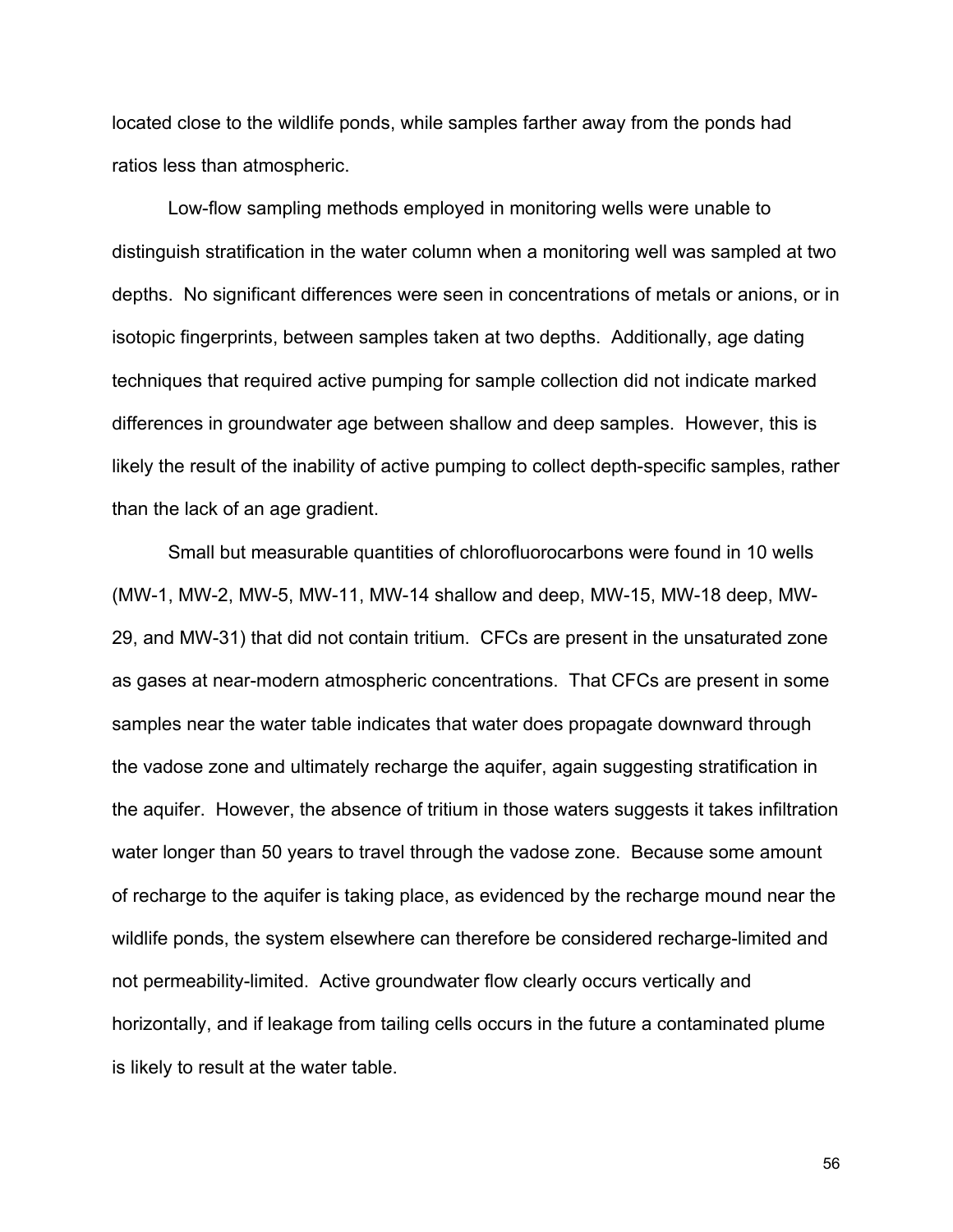located close to the wildlife ponds, while samples farther away from the ponds had ratios less than atmospheric.

Low-flow sampling methods employed in monitoring wells were unable to distinguish stratification in the water column when a monitoring well was sampled at two depths. No significant differences were seen in concentrations of metals or anions, or in isotopic fingerprints, between samples taken at two depths. Additionally, age dating techniques that required active pumping for sample collection did not indicate marked differences in groundwater age between shallow and deep samples. However, this is likely the result of the inability of active pumping to collect depth-specific samples, rather than the lack of an age gradient.

Small but measurable quantities of chlorofluorocarbons were found in 10 wells (MW-1, MW-2, MW-5, MW-11, MW-14 shallow and deep, MW-15, MW-18 deep, MW-29, and MW-31) that did not contain tritium. CFCs are present in the unsaturated zone as gases at near-modern atmospheric concentrations. That CFCs are present in some samples near the water table indicates that water does propagate downward through the vadose zone and ultimately recharge the aquifer, again suggesting stratification in the aquifer. However, the absence of tritium in those waters suggests it takes infiltration water longer than 50 years to travel through the vadose zone. Because some amount of recharge to the aquifer is taking place, as evidenced by the recharge mound near the wildlife ponds, the system elsewhere can therefore be considered recharge-limited and not permeability-limited. Active groundwater flow clearly occurs vertically and horizontally, and if leakage from tailing cells occurs in the future a contaminated plume is likely to result at the water table.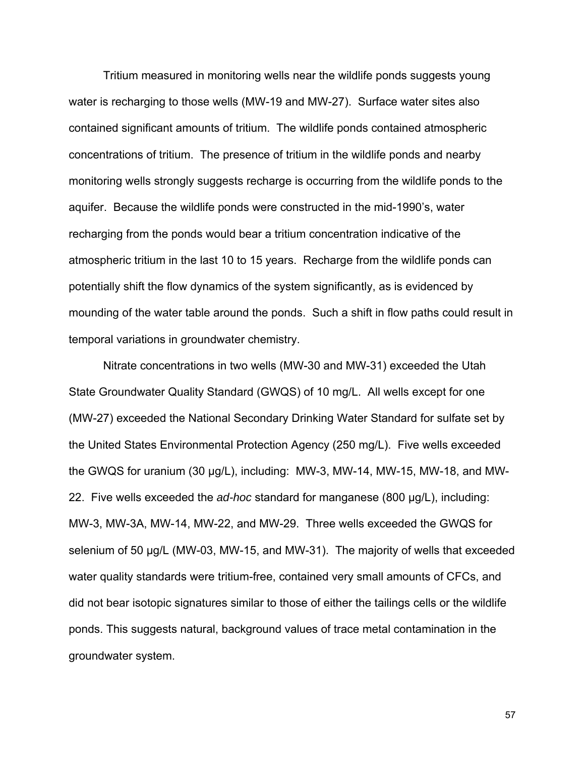Tritium measured in monitoring wells near the wildlife ponds suggests young water is recharging to those wells (MW-19 and MW-27). Surface water sites also contained significant amounts of tritium. The wildlife ponds contained atmospheric concentrations of tritium. The presence of tritium in the wildlife ponds and nearby monitoring wells strongly suggests recharge is occurring from the wildlife ponds to the aquifer. Because the wildlife ponds were constructed in the mid-1990's, water recharging from the ponds would bear a tritium concentration indicative of the atmospheric tritium in the last 10 to 15 years. Recharge from the wildlife ponds can potentially shift the flow dynamics of the system significantly, as is evidenced by mounding of the water table around the ponds. Such a shift in flow paths could result in temporal variations in groundwater chemistry.

Nitrate concentrations in two wells (MW-30 and MW-31) exceeded the Utah State Groundwater Quality Standard (GWQS) of 10 mg/L. All wells except for one (MW-27) exceeded the National Secondary Drinking Water Standard for sulfate set by the United States Environmental Protection Agency (250 mg/L). Five wells exceeded the GWQS for uranium (30 μg/L), including: MW-3, MW-14, MW-15, MW-18, and MW-22. Five wells exceeded the *ad-hoc* standard for manganese (800 μg/L), including: MW-3, MW-3A, MW-14, MW-22, and MW-29. Three wells exceeded the GWQS for selenium of 50 μg/L (MW-03, MW-15, and MW-31). The majority of wells that exceeded water quality standards were tritium-free, contained very small amounts of CFCs, and did not bear isotopic signatures similar to those of either the tailings cells or the wildlife ponds. This suggests natural, background values of trace metal contamination in the groundwater system.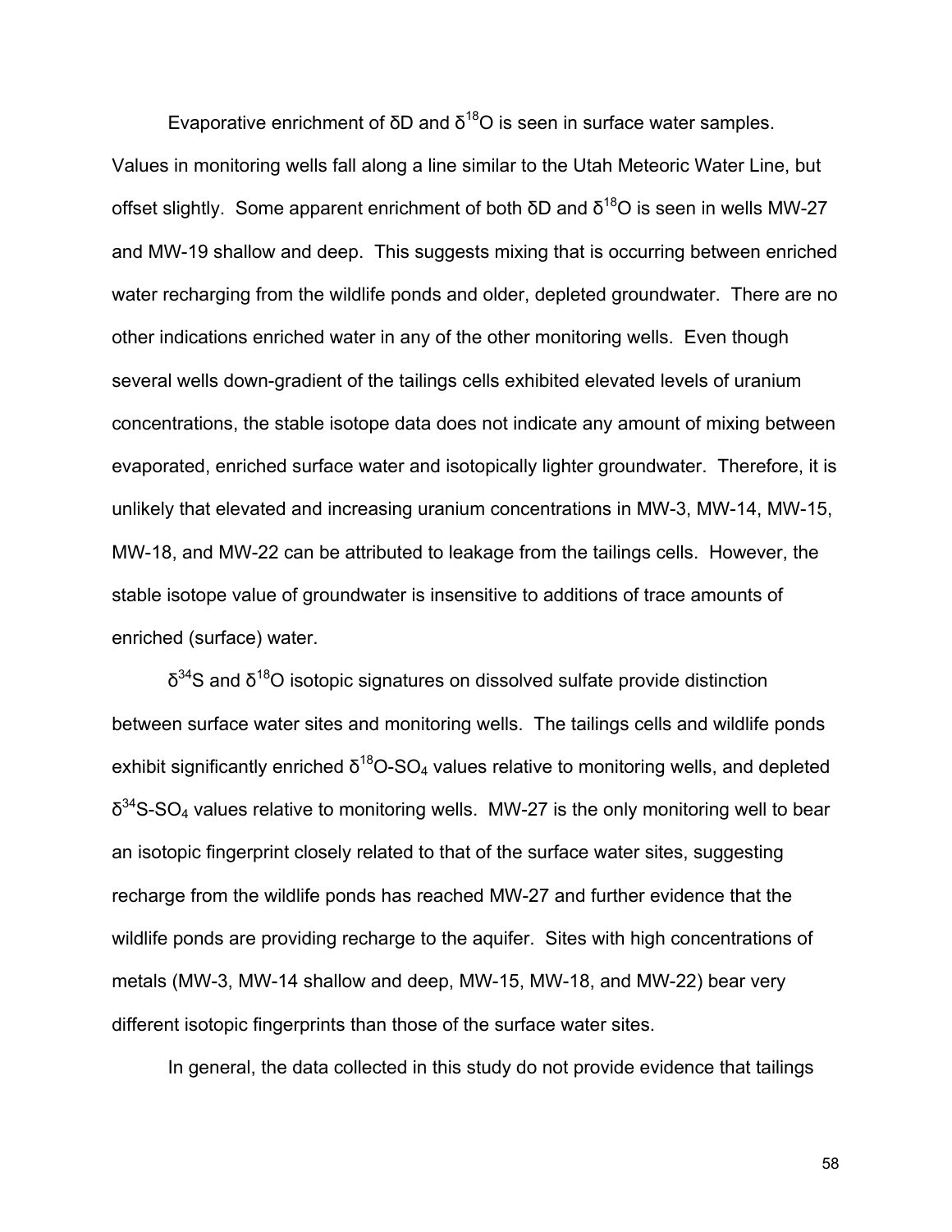Evaporative enrichment of δD and $\delta^{18}O$ is seen in surface water samples. Values in monitoring wells fall along a line similar to the Utah Meteoric Water Line, but offset slightly. Some apparent enrichment of both δD and $\delta^{18}O$ is seen in wells MW-27 and MW-19 shallow and deep. This suggests mixing that is occurring between enriched water recharging from the wildlife ponds and older, depleted groundwater. There are no other indications enriched water in any of the other monitoring wells. Even though several wells down-gradient of the tailings cells exhibited elevated levels of uranium concentrations, the stable isotope data does not indicate any amount of mixing between evaporated, enriched surface water and isotopically lighter groundwater. Therefore, it is unlikely that elevated and increasing uranium concentrations in MW-3, MW-14, MW-15, MW-18, and MW-22 can be attributed to leakage from the tailings cells. However, the stable isotope value of groundwater is insensitive to additions of trace amounts of enriched (surface) water.

$\delta^{34}S$ and $\delta^{18}O$ isotopic signatures on dissolved sulfate provide distinction between surface water sites and monitoring wells. The tailings cells and wildlife ponds exhibit significantly enriched $\delta^{18}O$-$SO_4$ values relative to monitoring wells, and depleted $\delta^{34}S$-$SO_4$ values relative to monitoring wells. MW-27 is the only monitoring well to bear an isotopic fingerprint closely related to that of the surface water sites, suggesting recharge from the wildlife ponds has reached MW-27 and further evidence that the wildlife ponds are providing recharge to the aquifer. Sites with high concentrations of metals (MW-3, MW-14 shallow and deep, MW-15, MW-18, and MW-22) bear very different isotopic fingerprints than those of the surface water sites.

In general, the data collected in this study do not provide evidence that tailings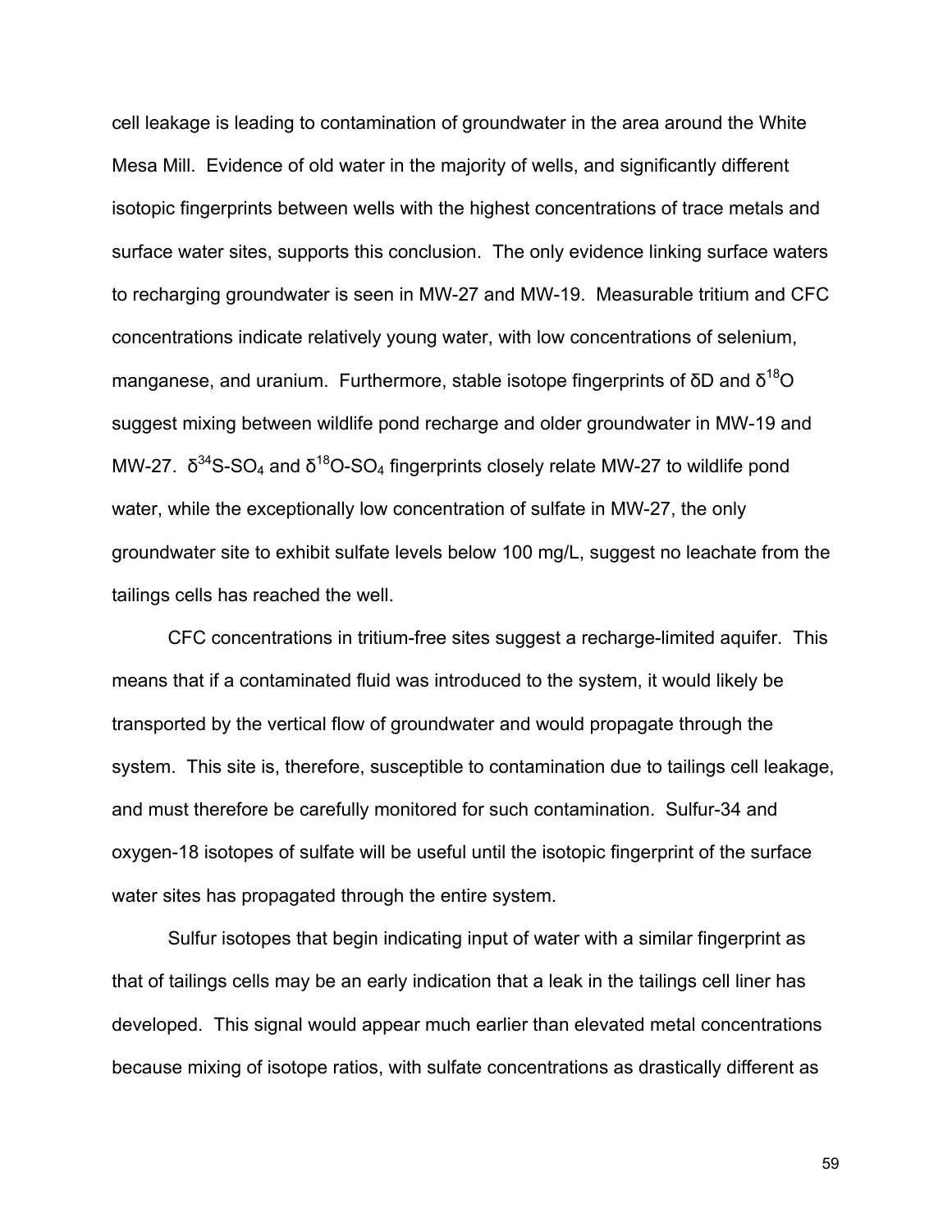cell leakage is leading to contamination of groundwater in the area around the White Mesa Mill. Evidence of old water in the majority of wells, and significantly different isotopic fingerprints between wells with the highest concentrations of trace metals and surface water sites, supports this conclusion. The only evidence linking surface waters to recharging groundwater is seen in MW-27 and MW-19. Measurable tritium and CFC concentrations indicate relatively young water, with low concentrations of selenium, manganese, and uranium. Furthermore, stable isotope fingerprints of δD and $\delta^{18}O$ suggest mixing between wildlife pond recharge and older groundwater in MW-19 and MW-27. $\delta^{34}S$-$SO_4$ and $\delta^{18}O$-$SO_4$ fingerprints closely relate MW-27 to wildlife pond water, while the exceptionally low concentration of sulfate in MW-27, the only groundwater site to exhibit sulfate levels below 100 mg/L, suggest no leachate from the tailings cells has reached the well.

CFC concentrations in tritium-free sites suggest a recharge-limited aquifer. This means that if a contaminated fluid was introduced to the system, it would likely be transported by the vertical flow of groundwater and would propagate through the system. This site is, therefore, susceptible to contamination due to tailings cell leakage, and must therefore be carefully monitored for such contamination. Sulfur-34 and oxygen-18 isotopes of sulfate will be useful until the isotopic fingerprint of the surface water sites has propagated through the entire system.

Sulfur isotopes that begin indicating input of water with a similar fingerprint as that of tailings cells may be an early indication that a leak in the tailings cell liner has developed. This signal would appear much earlier than elevated metal concentrations because mixing of isotope ratios, with sulfate concentrations as drastically different as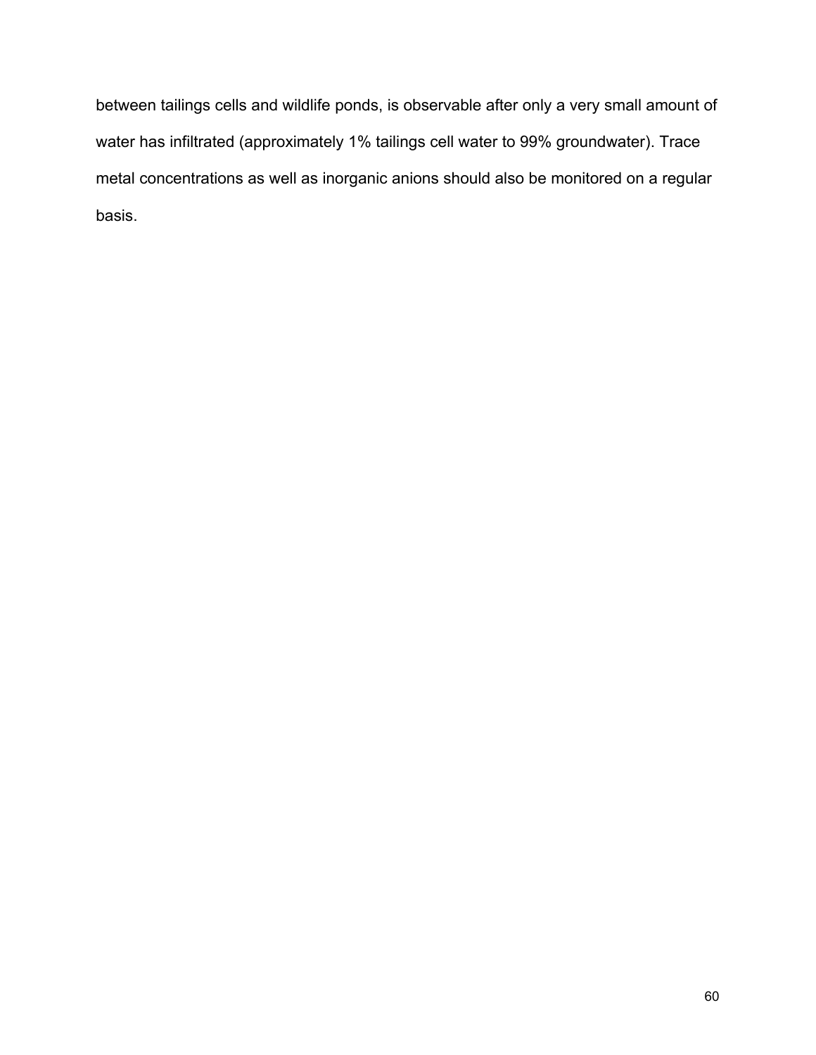between tailings cells and wildlife ponds, is observable after only a very small amount of water has infiltrated (approximately 1% tailings cell water to 99% groundwater). Trace metal concentrations as well as inorganic anions should also be monitored on a regular basis.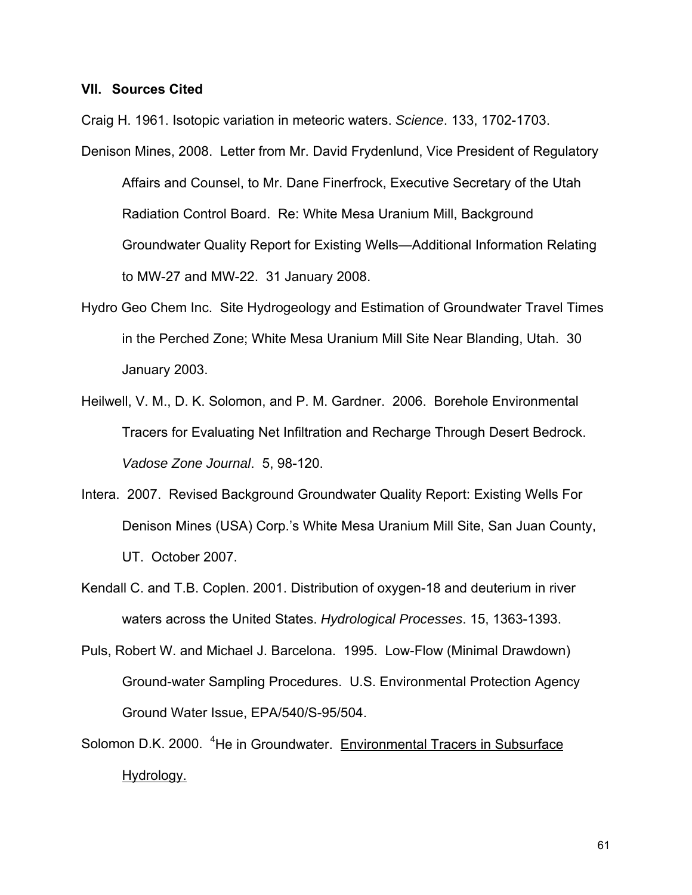## VII. Sources Cited

Craig H. 1961. Isotopic variation in meteoric waters. *Science*. 133, 1702-1703.

Denison Mines, 2008. Letter from Mr. David Frydenlund, Vice President of Regulatory Affairs and Counsel, to Mr. Dane Finerfrock, Executive Secretary of the Utah Radiation Control Board. Re: White Mesa Uranium Mill, Background Groundwater Quality Report for Existing Wells—Additional Information Relating to MW-27 and MW-22. 31 January 2008.

Hydro Geo Chem Inc. Site Hydrogeology and Estimation of Groundwater Travel Times in the Perched Zone; White Mesa Uranium Mill Site Near Blanding, Utah. 30 January 2003.

Heilwell, V. M., D. K. Solomon, and P. M. Gardner. 2006. Borehole Environmental Tracers for Evaluating Net Infiltration and Recharge Through Desert Bedrock. *Vadose Zone Journal*. 5, 98-120.

Intera. 2007. Revised Background Groundwater Quality Report: Existing Wells For Denison Mines (USA) Corp.'s White Mesa Uranium Mill Site, San Juan County, UT. October 2007.

Kendall C. and T.B. Coplen. 2001. Distribution of oxygen-18 and deuterium in river waters across the United States. *Hydrological Processes*. 15, 1363-1393.

Puls, Robert W. and Michael J. Barcelona. 1995. Low-Flow (Minimal Drawdown) Ground-water Sampling Procedures. U.S. Environmental Protection Agency Ground Water Issue, EPA/540/S-95/504.

Solomon D.K. 2000. $^{4}He$ in Groundwater. Environmental Tracers in Subsurface Hydrology.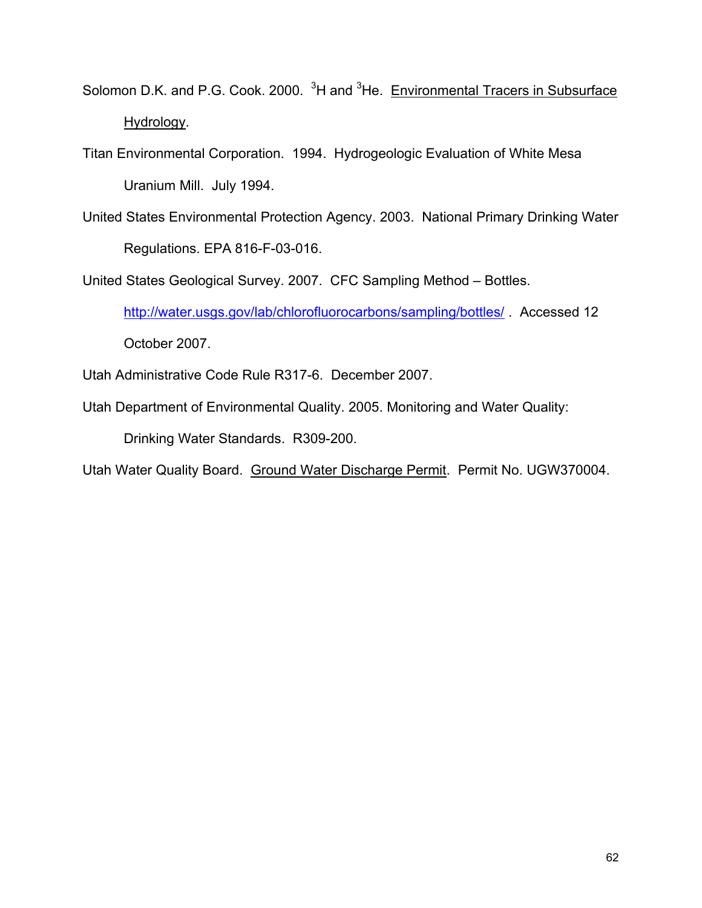Solomon D.K. and P.G. Cook. 2000. $^3H$ and $^3He$. Environmental Tracers in Subsurface Hydrology.

Titan Environmental Corporation. 1994. Hydrogeologic Evaluation of White Mesa Uranium Mill. July 1994.

United States Environmental Protection Agency. 2003. National Primary Drinking Water Regulations. EPA 816-F-03-016.

United States Geological Survey. 2007. CFC Sampling Method – Bottles. http://water.usgs.gov/lab/chlorofluorocarbons/sampling/bottles/ . Accessed 12 October 2007.

Utah Administrative Code Rule R317-6. December 2007.

Utah Department of Environmental Quality. 2005. Monitoring and Water Quality: Drinking Water Standards. R309-200.

Utah Water Quality Board. Ground Water Discharge Permit. Permit No. UGW370004.